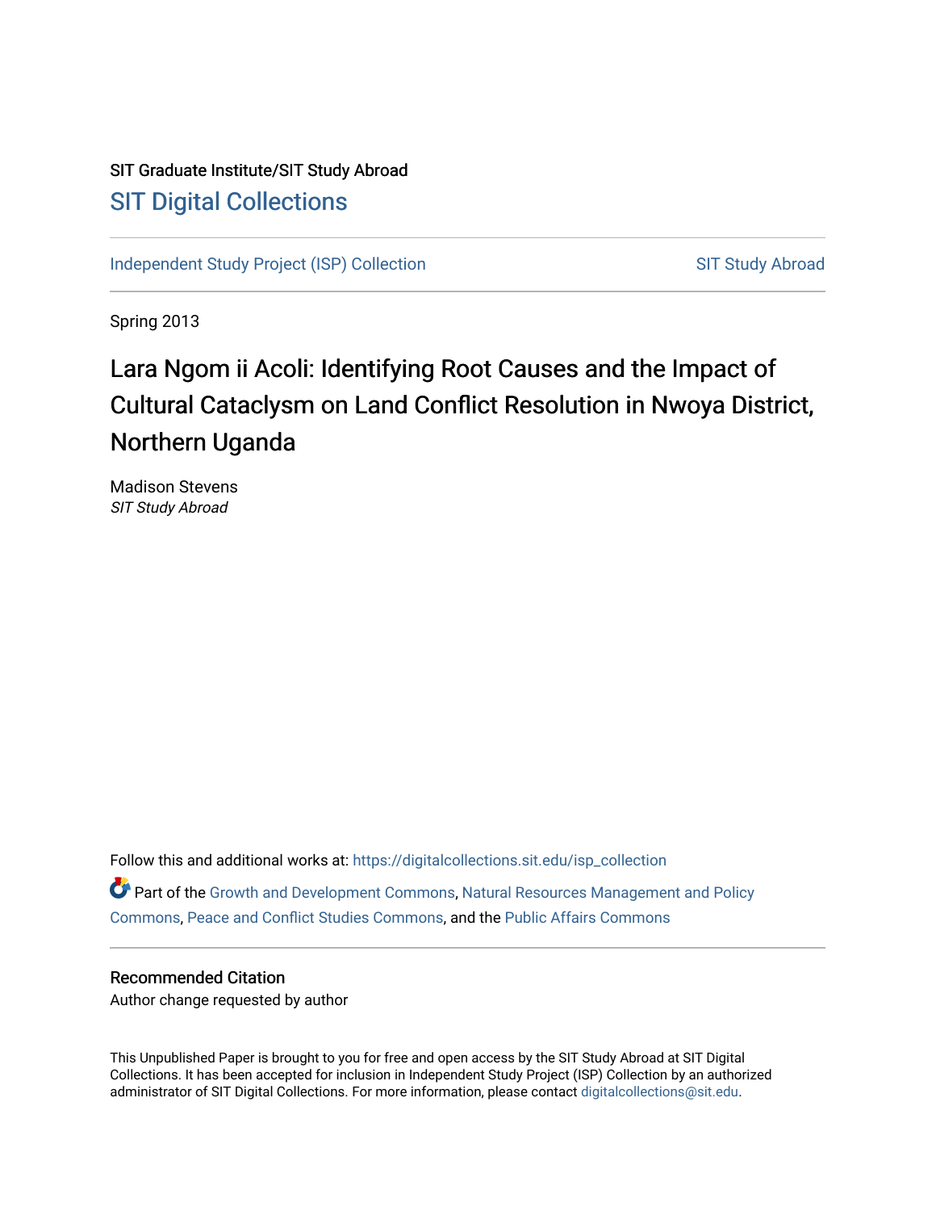SIT Graduate Institute/SIT Study Abroad

SIT Digital Collections

Independent Study Project (ISP) Collection

SIT Study Abroad

Spring 2013

# Lara Ngom ii Acoli: Identifying Root Causes and the Impact of Cultural Cataclysm on Land Conflict Resolution in Nwoya District, Northern Uganda

Madison Stevens
*SIT Study Abroad*

Follow this and additional works at: https://digitalcollections.sit.edu/isp_collection

Part of the Growth and Development Commons, Natural Resources Management and Policy Commons, Peace and Conflict Studies Commons, and the Public Affairs Commons

## Recommended Citation

Author change requested by author

This Unpublished Paper is brought to you for free and open access by the SIT Study Abroad at SIT Digital Collections. It has been accepted for inclusion in Independent Study Project (ISP) Collection by an authorized administrator of SIT Digital Collections. For more information, please contact digitalcollections@sit.edu.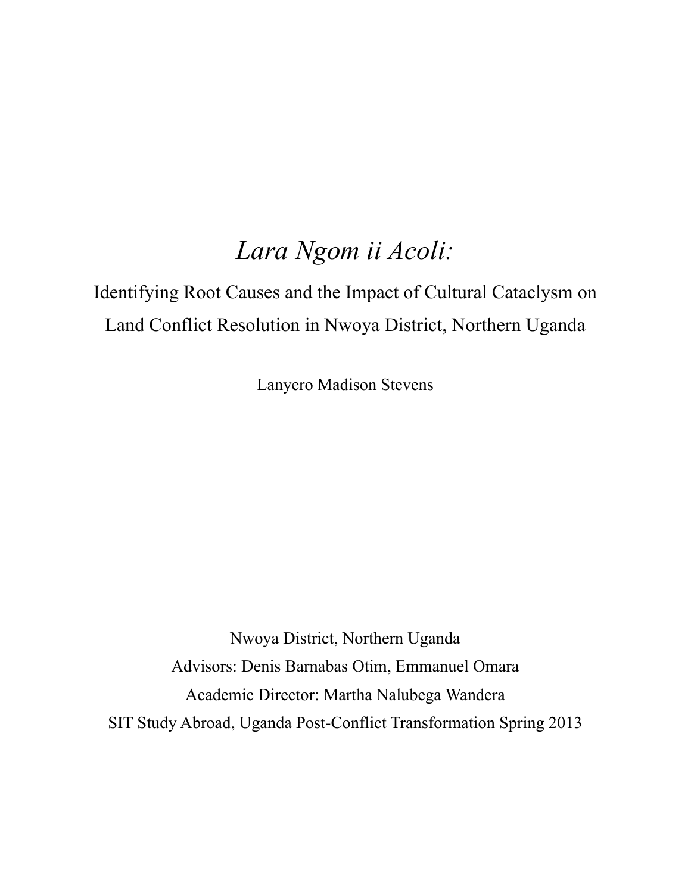# *Lara Ngom ii Acoli:*

## Identifying Root Causes and the Impact of Cultural Cataclysm on Land Conflict Resolution in Nwoya District, Northern Uganda

Lanyero Madison Stevens

Nwoya District, Northern Uganda

Advisors: Denis Barnabas Otim, Emmanuel Omara

Academic Director: Martha Nalubega Wandera

SIT Study Abroad, Uganda Post-Conflict Transformation Spring 2013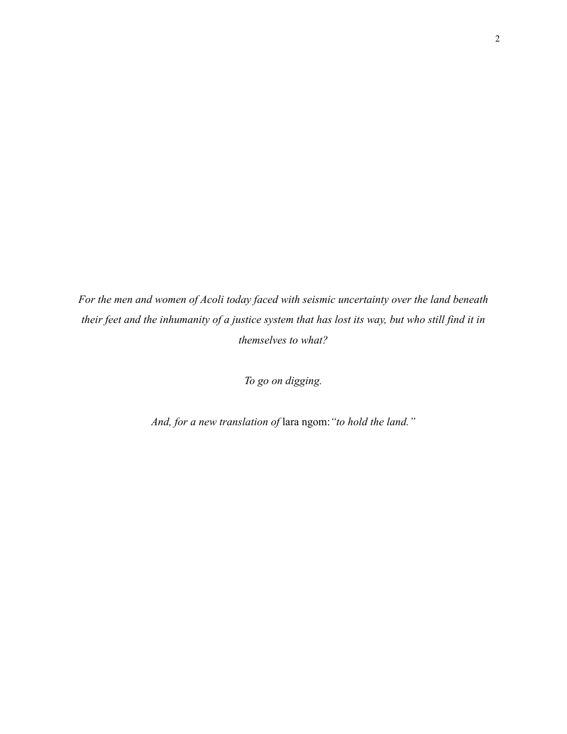*For the men and women of Acoli today faced with seismic uncertainty over the land beneath their feet and the inhumanity of a justice system that has lost its way, but who still find it in themselves to what?*

*To go on digging.*

*And, for a new translation of* lara ngom:*"to hold the land."*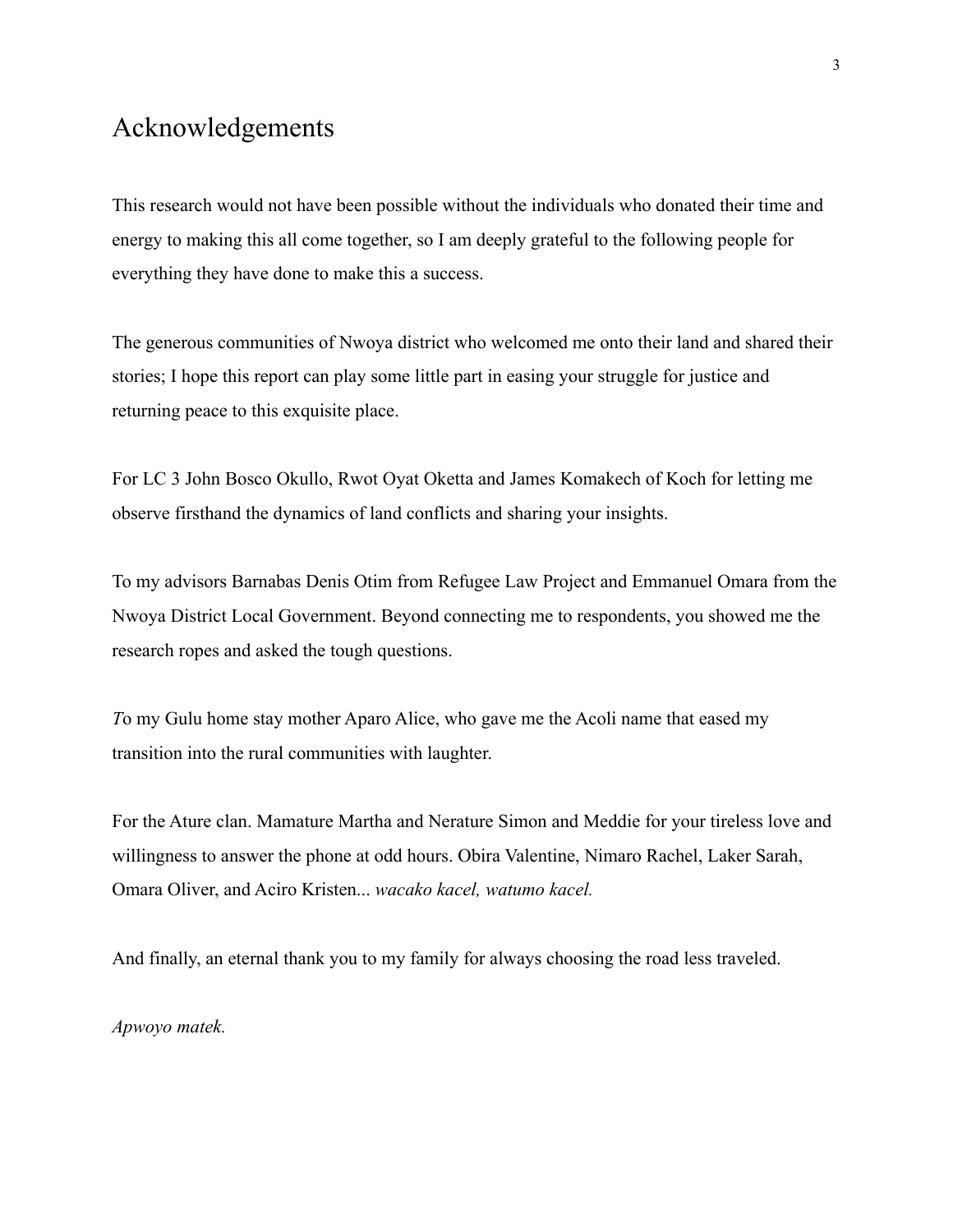# Acknowledgements

This research would not have been possible without the individuals who donated their time and energy to making this all come together, so I am deeply grateful to the following people for everything they have done to make this a success.

The generous communities of Nwoya district who welcomed me onto their land and shared their stories; I hope this report can play some little part in easing your struggle for justice and returning peace to this exquisite place.

For LC 3 John Bosco Okullo, Rwot Oyat Oketta and James Komakech of Koch for letting me observe firsthand the dynamics of land conflicts and sharing your insights.

To my advisors Barnabas Denis Otim from Refugee Law Project and Emmanuel Omara from the Nwoya District Local Government. Beyond connecting me to respondents, you showed me the research ropes and asked the tough questions.

*T*o my Gulu home stay mother Aparo Alice, who gave me the Acoli name that eased my transition into the rural communities with laughter.

For the Ature clan. Mamature Martha and Nerature Simon and Meddie for your tireless love and willingness to answer the phone at odd hours. Obira Valentine, Nimaro Rachel, Laker Sarah, Omara Oliver, and Aciro Kristen... *wacako kacel, watumo kacel.*

And finally, an eternal thank you to my family for always choosing the road less traveled.

*Apwoyo matek.*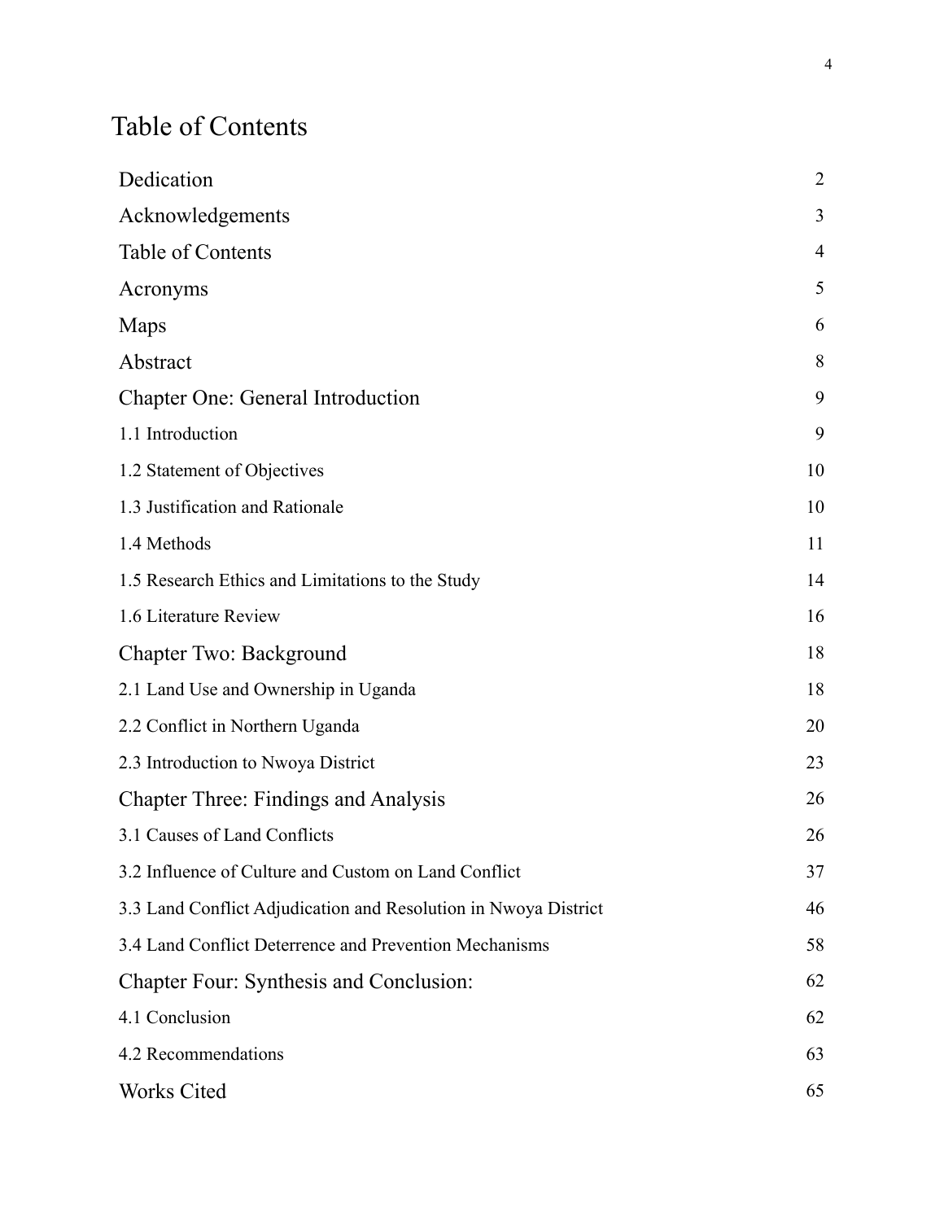# Table of Contents

| | |
|---|---|
| Dedication | 2 |
| Acknowledgements | 3 |
| Table of Contents | 4 |
| Acronyms | 5 |
| Maps | 6 |
| Abstract | 8 |
| Chapter One: General Introduction | 9 |
| 1.1 Introduction | 9 |
| 1.2 Statement of Objectives | 10 |
| 1.3 Justification and Rationale | 10 |
| 1.4 Methods | 11 |
| 1.5 Research Ethics and Limitations to the Study | 14 |
| 1.6 Literature Review | 16 |
| Chapter Two: Background | 18 |
| 2.1 Land Use and Ownership in Uganda | 18 |
| 2.2 Conflict in Northern Uganda | 20 |
| 2.3 Introduction to Nwoya District | 23 |
| Chapter Three: Findings and Analysis | 26 |
| 3.1 Causes of Land Conflicts | 26 |
| 3.2 Influence of Culture and Custom on Land Conflict | 37 |
| 3.3 Land Conflict Adjudication and Resolution in Nwoya District | 46 |
| 3.4 Land Conflict Deterrence and Prevention Mechanisms | 58 |
| Chapter Four: Synthesis and Conclusion: | 62 |
| 4.1 Conclusion | 62 |
| 4.2 Recommendations | 63 |
| Works Cited | 65 |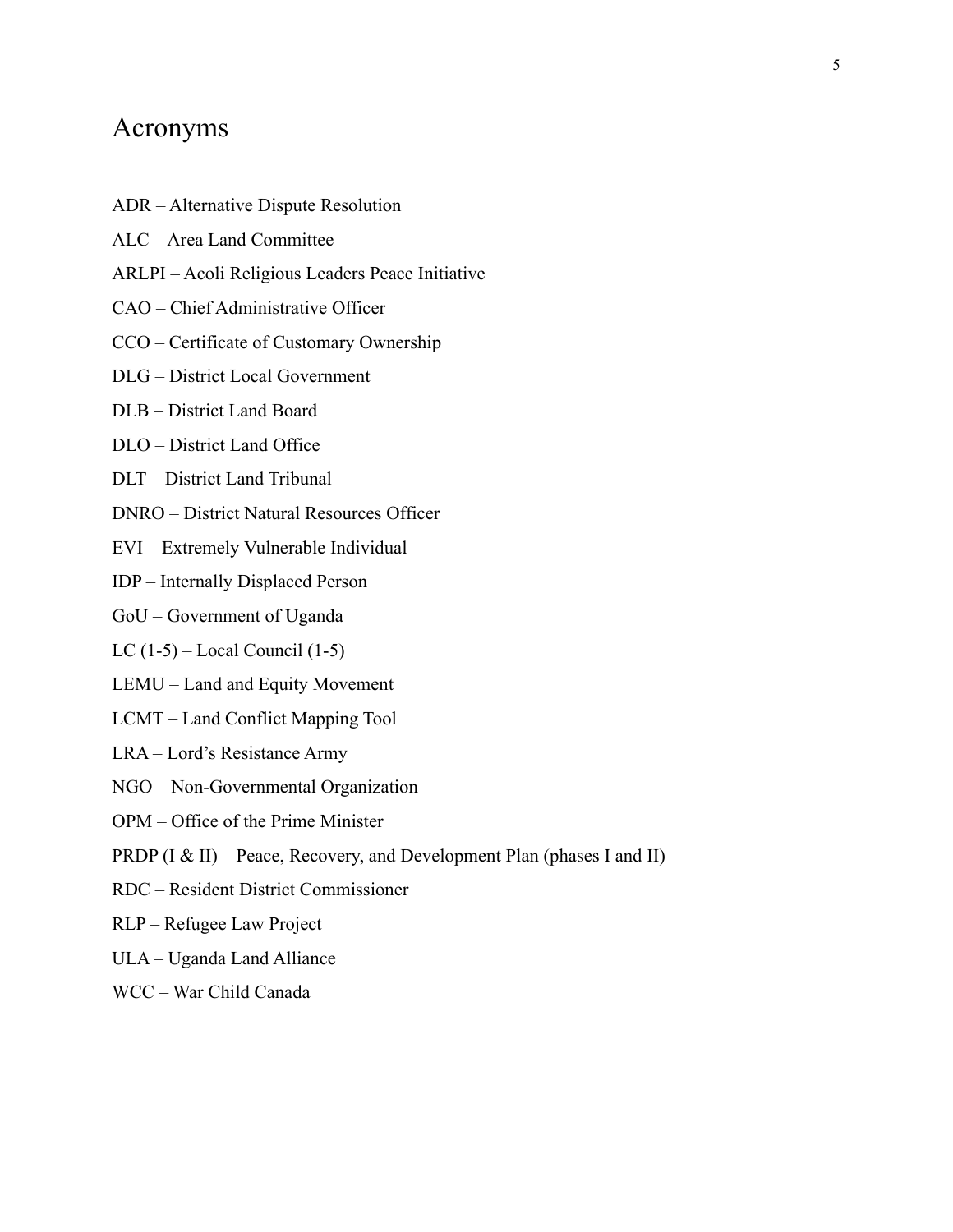# Acronyms

ADR – Alternative Dispute Resolution

ALC – Area Land Committee

ARLPI – Acoli Religious Leaders Peace Initiative

CAO – Chief Administrative Officer

CCO – Certificate of Customary Ownership

DLG – District Local Government

DLB – District Land Board

DLO – District Land Office

DLT – District Land Tribunal

DNRO – District Natural Resources Officer

EVI – Extremely Vulnerable Individual

IDP – Internally Displaced Person

GoU – Government of Uganda

LC (1-5) – Local Council (1-5)

LEMU – Land and Equity Movement

LCMT – Land Conflict Mapping Tool

LRA – Lord's Resistance Army

NGO – Non-Governmental Organization

OPM – Office of the Prime Minister

PRDP (I & II) – Peace, Recovery, and Development Plan (phases I and II)

RDC – Resident District Commissioner

RLP – Refugee Law Project

ULA – Uganda Land Alliance

WCC – War Child Canada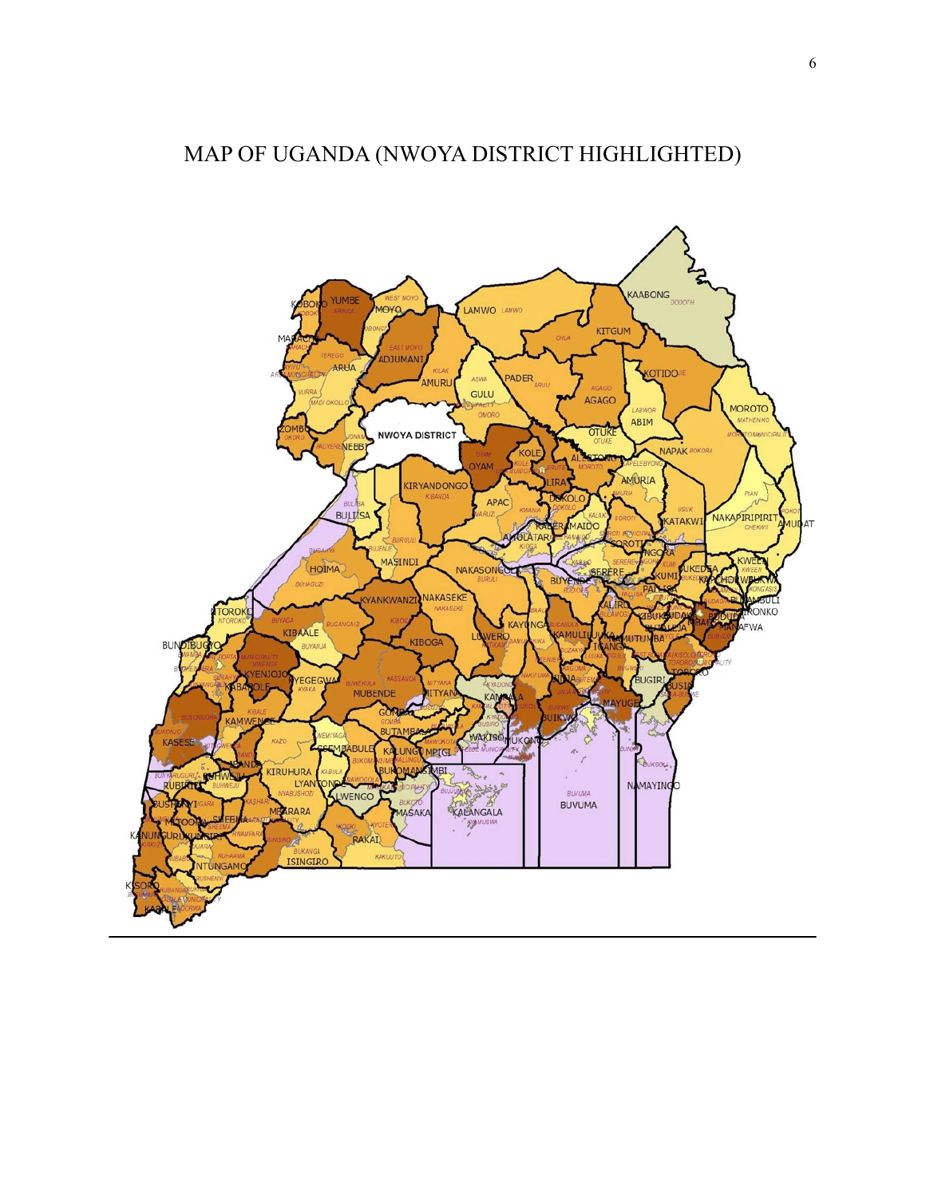# MAP OF UGANDA (NWOYA DISTRICT HIGHLIGHTED)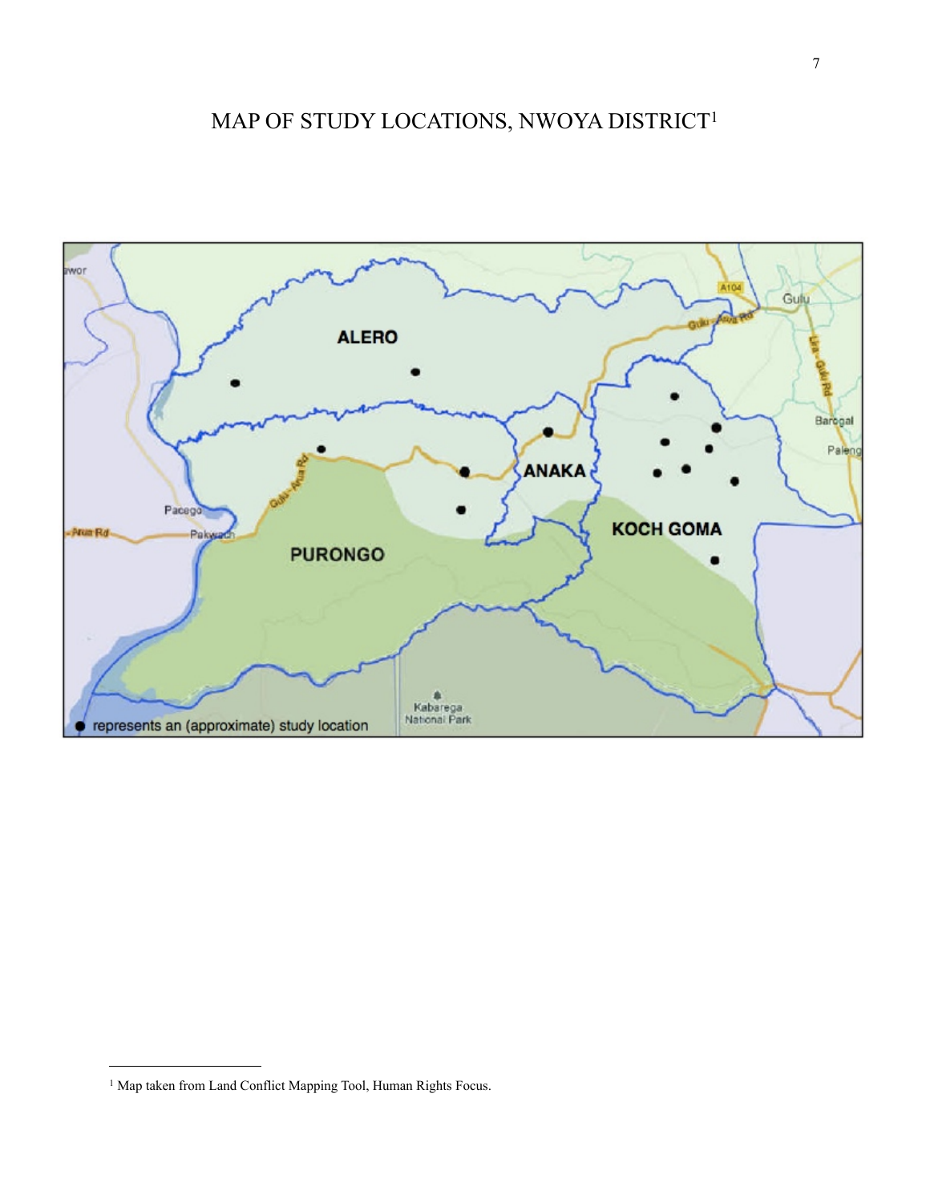# MAP OF STUDY LOCATIONS, NWOYA DISTRICT[1]

[1] Map taken from Land Conflict Mapping Tool, Human Rights Focus.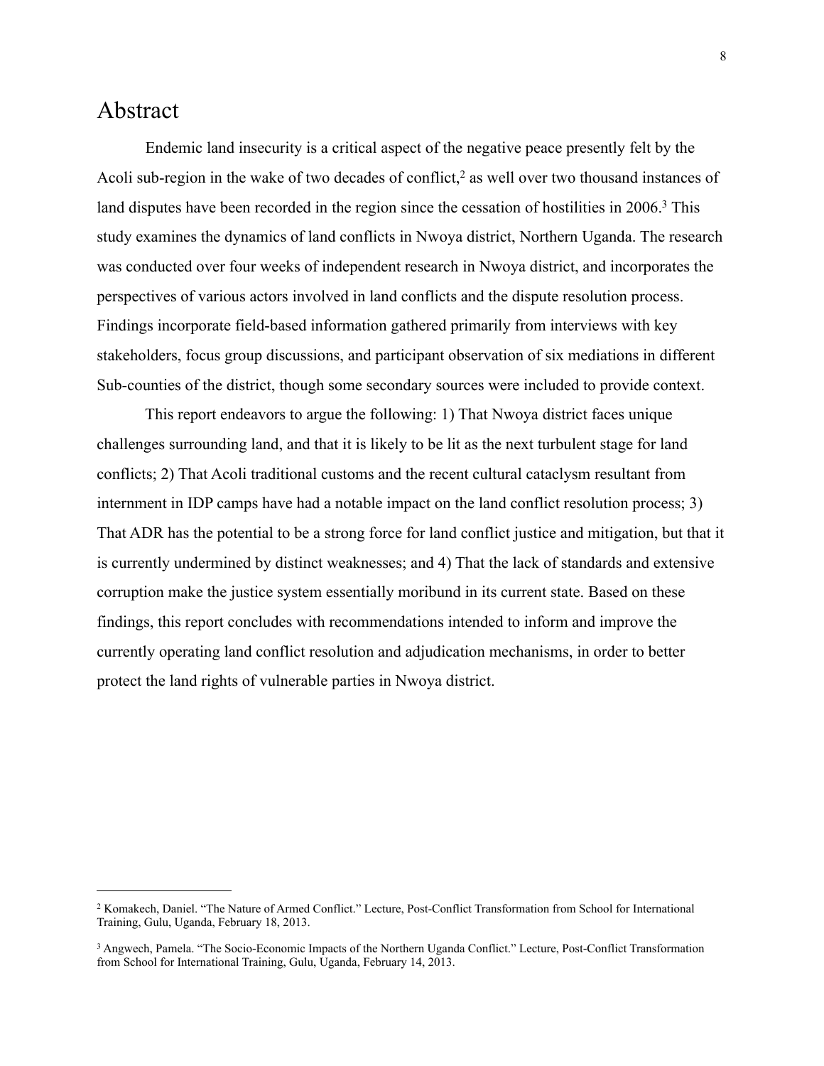# Abstract

Endemic land insecurity is a critical aspect of the negative peace presently felt by the Acoli sub-region in the wake of two decades of conflict,[2] as well over two thousand instances of land disputes have been recorded in the region since the cessation of hostilities in 2006.[3] This study examines the dynamics of land conflicts in Nwoya district, Northern Uganda. The research was conducted over four weeks of independent research in Nwoya district, and incorporates the perspectives of various actors involved in land conflicts and the dispute resolution process. Findings incorporate field-based information gathered primarily from interviews with key stakeholders, focus group discussions, and participant observation of six mediations in different Sub-counties of the district, though some secondary sources were included to provide context.

This report endeavors to argue the following: 1) That Nwoya district faces unique challenges surrounding land, and that it is likely to be lit as the next turbulent stage for land conflicts; 2) That Acoli traditional customs and the recent cultural cataclysm resultant from internment in IDP camps have had a notable impact on the land conflict resolution process; 3) That ADR has the potential to be a strong force for land conflict justice and mitigation, but that it is currently undermined by distinct weaknesses; and 4) That the lack of standards and extensive corruption make the justice system essentially moribund in its current state. Based on these findings, this report concludes with recommendations intended to inform and improve the currently operating land conflict resolution and adjudication mechanisms, in order to better protect the land rights of vulnerable parties in Nwoya district.

---

[2] Komakech, Daniel. "The Nature of Armed Conflict." Lecture, Post-Conflict Transformation from School for International Training, Gulu, Uganda, February 18, 2013.

[3] Angwech, Pamela. "The Socio-Economic Impacts of the Northern Uganda Conflict." Lecture, Post-Conflict Transformation from School for International Training, Gulu, Uganda, February 14, 2013.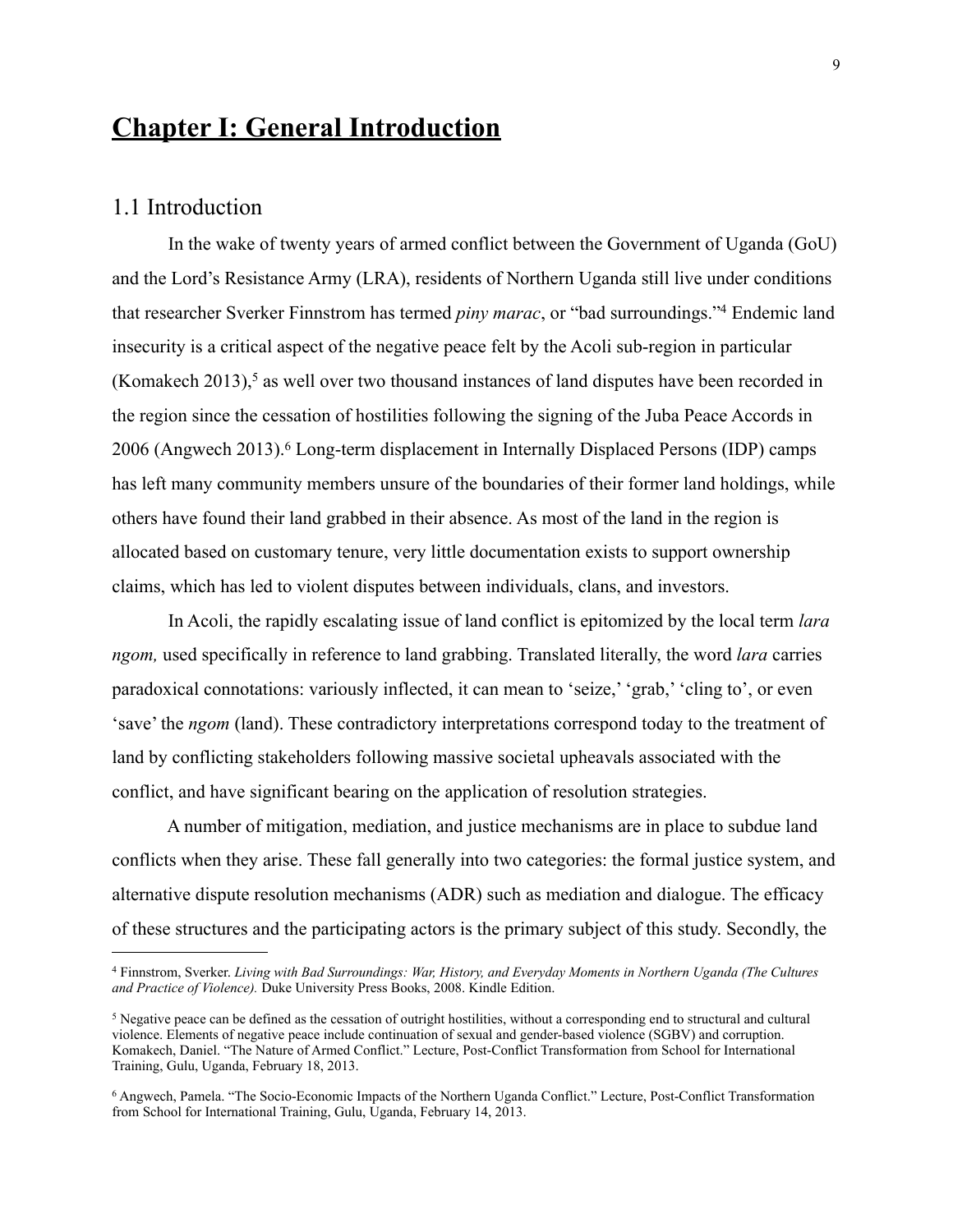# Chapter I: General Introduction

## 1.1 Introduction

In the wake of twenty years of armed conflict between the Government of Uganda (GoU) and the Lord's Resistance Army (LRA), residents of Northern Uganda still live under conditions that researcher Sverker Finnstrom has termed *piny marac*, or "bad surroundings."[4] Endemic land insecurity is a critical aspect of the negative peace felt by the Acoli sub-region in particular (Komakech 2013),[5] as well over two thousand instances of land disputes have been recorded in the region since the cessation of hostilities following the signing of the Juba Peace Accords in 2006 (Angwech 2013).[6] Long-term displacement in Internally Displaced Persons (IDP) camps has left many community members unsure of the boundaries of their former land holdings, while others have found their land grabbed in their absence. As most of the land in the region is allocated based on customary tenure, very little documentation exists to support ownership claims, which has led to violent disputes between individuals, clans, and investors.

In Acoli, the rapidly escalating issue of land conflict is epitomized by the local term *lara ngom,* used specifically in reference to land grabbing. Translated literally, the word *lara* carries paradoxical connotations: variously inflected, it can mean to 'seize,' 'grab,' 'cling to', or even 'save' the *ngom* (land). These contradictory interpretations correspond today to the treatment of land by conflicting stakeholders following massive societal upheavals associated with the conflict, and have significant bearing on the application of resolution strategies.

A number of mitigation, mediation, and justice mechanisms are in place to subdue land conflicts when they arise. These fall generally into two categories: the formal justice system, and alternative dispute resolution mechanisms (ADR) such as mediation and dialogue. The efficacy of these structures and the participating actors is the primary subject of this study. Secondly, the

---

[4] Finnstrom, Sverker. *Living with Bad Surroundings: War, History, and Everyday Moments in Northern Uganda (The Cultures and Practice of Violence).* Duke University Press Books, 2008. Kindle Edition.

[5] Negative peace can be defined as the cessation of outright hostilities, without a corresponding end to structural and cultural violence. Elements of negative peace include continuation of sexual and gender-based violence (SGBV) and corruption. Komakech, Daniel. "The Nature of Armed Conflict." Lecture, Post-Conflict Transformation from School for International Training, Gulu, Uganda, February 18, 2013.

[6] Angwech, Pamela. "The Socio-Economic Impacts of the Northern Uganda Conflict." Lecture, Post-Conflict Transformation from School for International Training, Gulu, Uganda, February 14, 2013.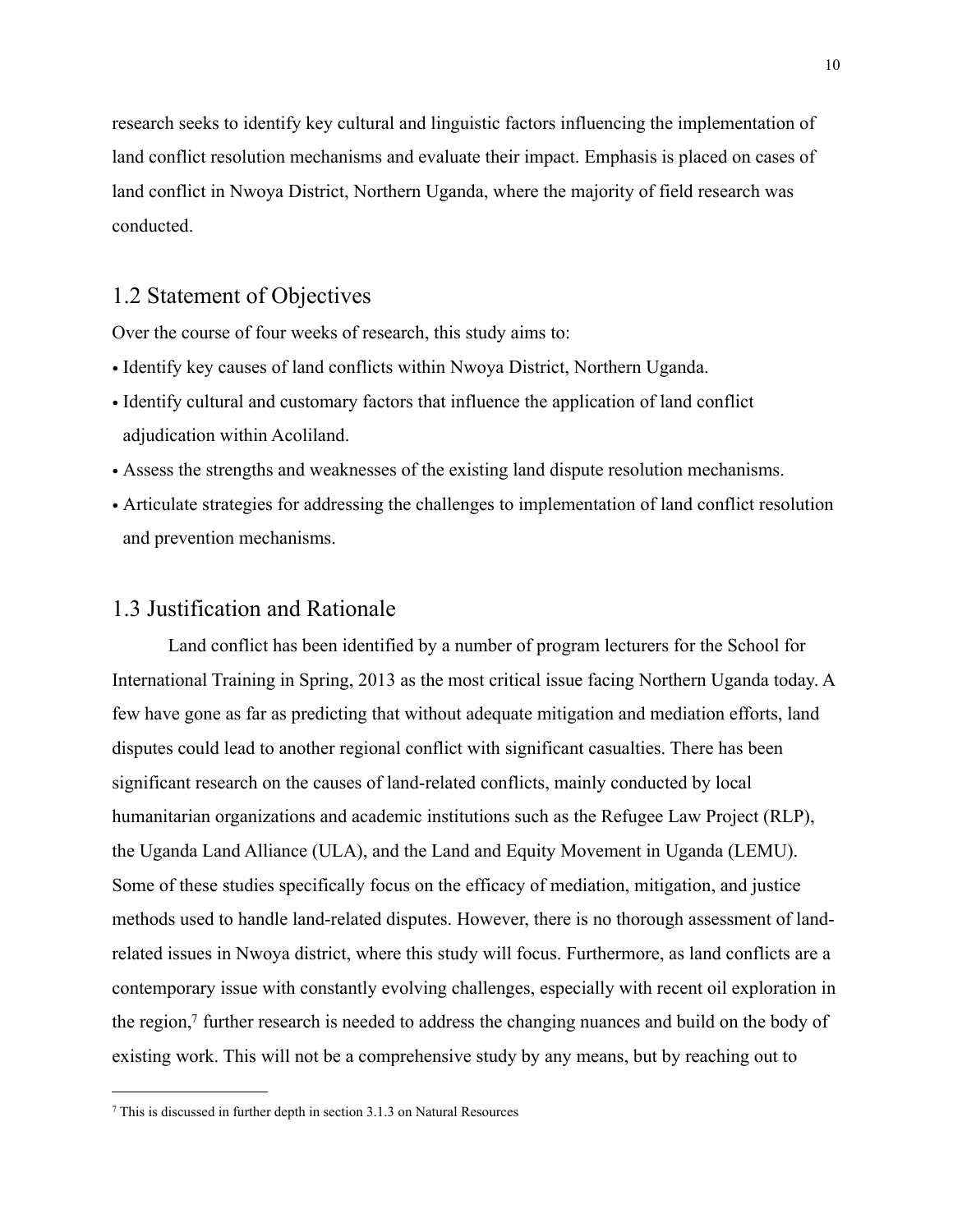research seeks to identify key cultural and linguistic factors influencing the implementation of land conflict resolution mechanisms and evaluate their impact. Emphasis is placed on cases of land conflict in Nwoya District, Northern Uganda, where the majority of field research was conducted.

## 1.2 Statement of Objectives

Over the course of four weeks of research, this study aims to:

- Identify key causes of land conflicts within Nwoya District, Northern Uganda.
- Identify cultural and customary factors that influence the application of land conflict adjudication within Acoliland.
- Assess the strengths and weaknesses of the existing land dispute resolution mechanisms.
- Articulate strategies for addressing the challenges to implementation of land conflict resolution and prevention mechanisms.

## 1.3 Justification and Rationale

Land conflict has been identified by a number of program lecturers for the School for International Training in Spring, 2013 as the most critical issue facing Northern Uganda today. A few have gone as far as predicting that without adequate mitigation and mediation efforts, land disputes could lead to another regional conflict with significant casualties. There has been significant research on the causes of land-related conflicts, mainly conducted by local humanitarian organizations and academic institutions such as the Refugee Law Project (RLP), the Uganda Land Alliance (ULA), and the Land and Equity Movement in Uganda (LEMU). Some of these studies specifically focus on the efficacy of mediation, mitigation, and justice methods used to handle land-related disputes. However, there is no thorough assessment of land-related issues in Nwoya district, where this study will focus. Furthermore, as land conflicts are a contemporary issue with constantly evolving challenges, especially with recent oil exploration in the region,[7] further research is needed to address the changing nuances and build on the body of existing work. This will not be a comprehensive study by any means, but by reaching out to

[7] This is discussed in further depth in section 3.1.3 on Natural Resources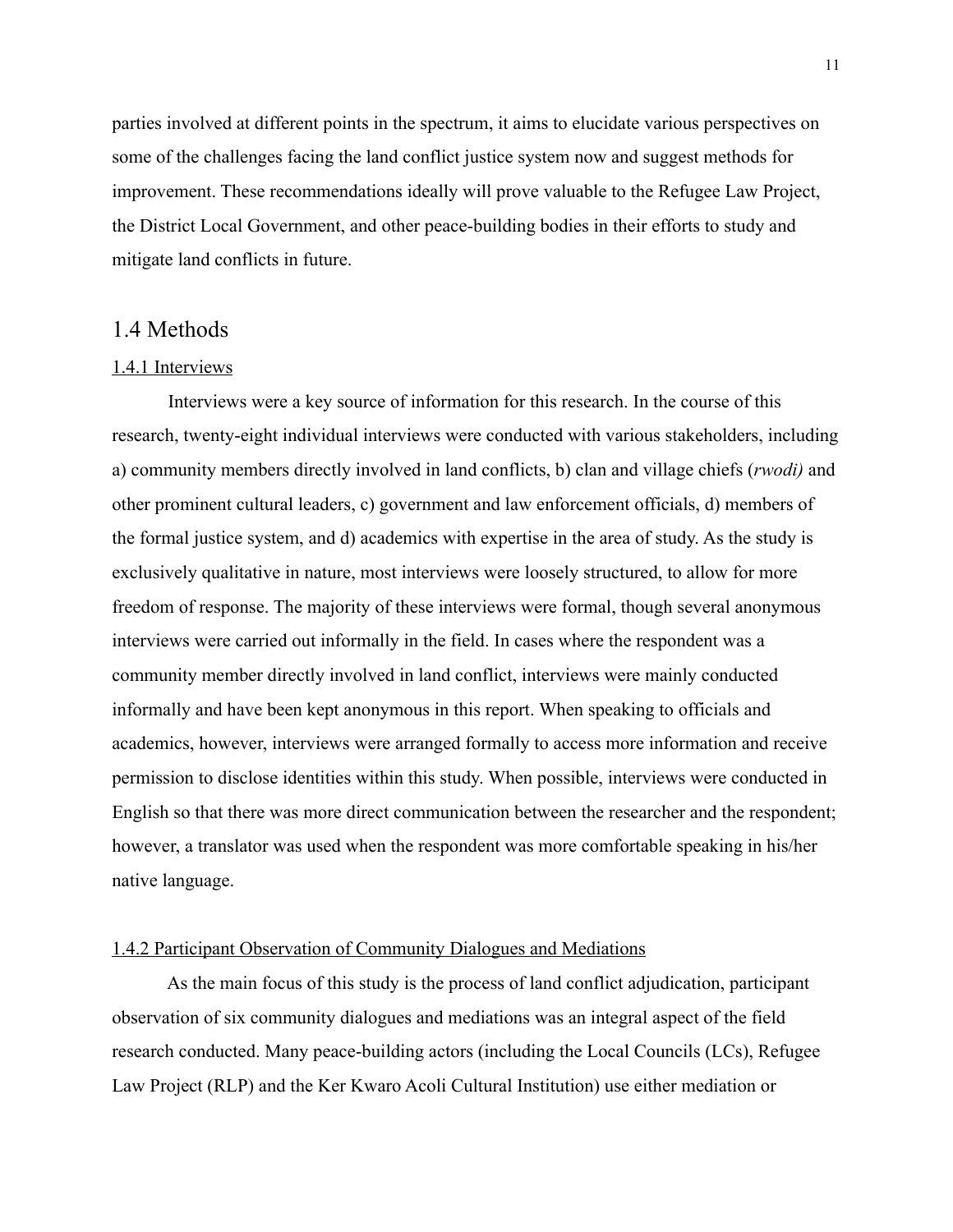parties involved at different points in the spectrum, it aims to elucidate various perspectives on some of the challenges facing the land conflict justice system now and suggest methods for improvement. These recommendations ideally will prove valuable to the Refugee Law Project, the District Local Government, and other peace-building bodies in their efforts to study and mitigate land conflicts in future.

## 1.4 Methods

### 1.4.1 Interviews

Interviews were a key source of information for this research. In the course of this research, twenty-eight individual interviews were conducted with various stakeholders, including a) community members directly involved in land conflicts, b) clan and village chiefs (*rwodi)* and other prominent cultural leaders, c) government and law enforcement officials, d) members of the formal justice system, and d) academics with expertise in the area of study. As the study is exclusively qualitative in nature, most interviews were loosely structured, to allow for more freedom of response. The majority of these interviews were formal, though several anonymous interviews were carried out informally in the field. In cases where the respondent was a community member directly involved in land conflict, interviews were mainly conducted informally and have been kept anonymous in this report. When speaking to officials and academics, however, interviews were arranged formally to access more information and receive permission to disclose identities within this study. When possible, interviews were conducted in English so that there was more direct communication between the researcher and the respondent; however, a translator was used when the respondent was more comfortable speaking in his/her native language.

### 1.4.2 Participant Observation of Community Dialogues and Mediations

As the main focus of this study is the process of land conflict adjudication, participant observation of six community dialogues and mediations was an integral aspect of the field research conducted. Many peace-building actors (including the Local Councils (LCs), Refugee Law Project (RLP) and the Ker Kwaro Acoli Cultural Institution) use either mediation or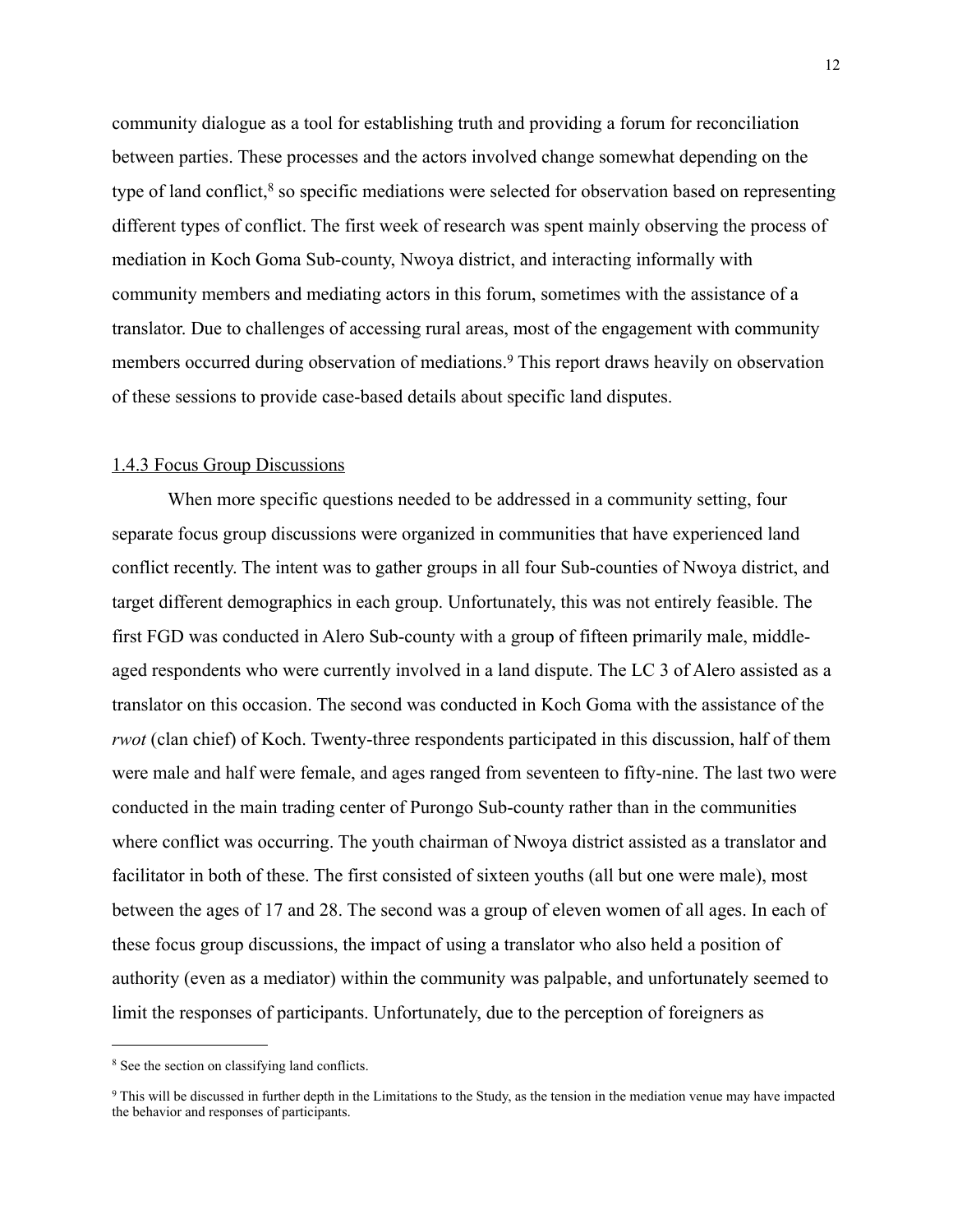community dialogue as a tool for establishing truth and providing a forum for reconciliation between parties. These processes and the actors involved change somewhat depending on the type of land conflict,[8] so specific mediations were selected for observation based on representing different types of conflict. The first week of research was spent mainly observing the process of mediation in Koch Goma Sub-county, Nwoya district, and interacting informally with community members and mediating actors in this forum, sometimes with the assistance of a translator. Due to challenges of accessing rural areas, most of the engagement with community members occurred during observation of mediations.[9] This report draws heavily on observation of these sessions to provide case-based details about specific land disputes.

### 1.4.3 Focus Group Discussions

When more specific questions needed to be addressed in a community setting, four separate focus group discussions were organized in communities that have experienced land conflict recently. The intent was to gather groups in all four Sub-counties of Nwoya district, and target different demographics in each group. Unfortunately, this was not entirely feasible. The first FGD was conducted in Alero Sub-county with a group of fifteen primarily male, middle-aged respondents who were currently involved in a land dispute. The LC 3 of Alero assisted as a translator on this occasion. The second was conducted in Koch Goma with the assistance of the *rwot* (clan chief) of Koch. Twenty-three respondents participated in this discussion, half of them were male and half were female, and ages ranged from seventeen to fifty-nine. The last two were conducted in the main trading center of Purongo Sub-county rather than in the communities where conflict was occurring. The youth chairman of Nwoya district assisted as a translator and facilitator in both of these. The first consisted of sixteen youths (all but one were male), most between the ages of 17 and 28. The second was a group of eleven women of all ages. In each of these focus group discussions, the impact of using a translator who also held a position of authority (even as a mediator) within the community was palpable, and unfortunately seemed to limit the responses of participants. Unfortunately, due to the perception of foreigners as

---

[8] See the section on classifying land conflicts.

[9] This will be discussed in further depth in the Limitations to the Study, as the tension in the mediation venue may have impacted the behavior and responses of participants.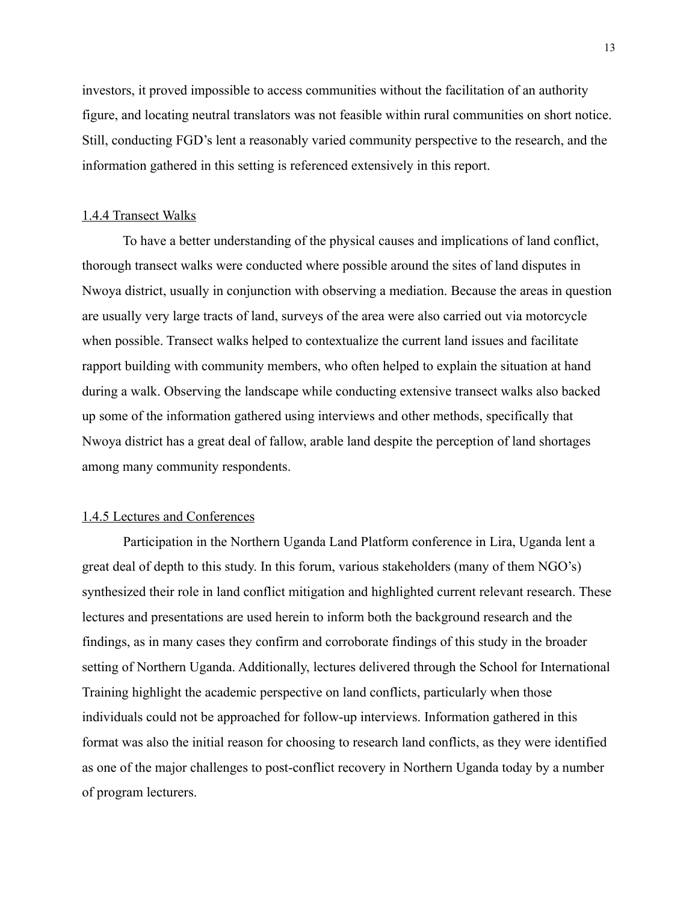investors, it proved impossible to access communities without the facilitation of an authority figure, and locating neutral translators was not feasible within rural communities on short notice. Still, conducting FGD's lent a reasonably varied community perspective to the research, and the information gathered in this setting is referenced extensively in this report.

#### 1.4.4 Transect Walks

To have a better understanding of the physical causes and implications of land conflict, thorough transect walks were conducted where possible around the sites of land disputes in Nwoya district, usually in conjunction with observing a mediation. Because the areas in question are usually very large tracts of land, surveys of the area were also carried out via motorcycle when possible. Transect walks helped to contextualize the current land issues and facilitate rapport building with community members, who often helped to explain the situation at hand during a walk. Observing the landscape while conducting extensive transect walks also backed up some of the information gathered using interviews and other methods, specifically that Nwoya district has a great deal of fallow, arable land despite the perception of land shortages among many community respondents.

#### 1.4.5 Lectures and Conferences

Participation in the Northern Uganda Land Platform conference in Lira, Uganda lent a great deal of depth to this study. In this forum, various stakeholders (many of them NGO's) synthesized their role in land conflict mitigation and highlighted current relevant research. These lectures and presentations are used herein to inform both the background research and the findings, as in many cases they confirm and corroborate findings of this study in the broader setting of Northern Uganda. Additionally, lectures delivered through the School for International Training highlight the academic perspective on land conflicts, particularly when those individuals could not be approached for follow-up interviews. Information gathered in this format was also the initial reason for choosing to research land conflicts, as they were identified as one of the major challenges to post-conflict recovery in Northern Uganda today by a number of program lecturers.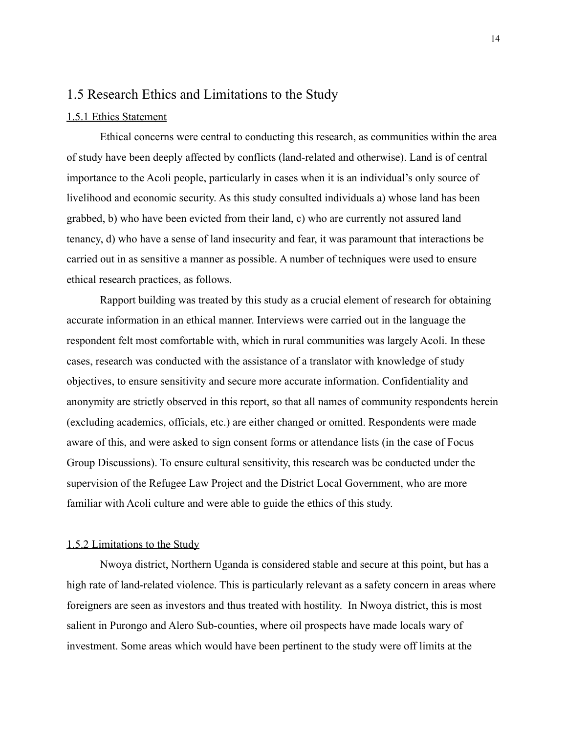## 1.5 Research Ethics and Limitations to the Study

### 1.5.1 Ethics Statement

Ethical concerns were central to conducting this research, as communities within the area of study have been deeply affected by conflicts (land-related and otherwise). Land is of central importance to the Acoli people, particularly in cases when it is an individual's only source of livelihood and economic security. As this study consulted individuals a) whose land has been grabbed, b) who have been evicted from their land, c) who are currently not assured land tenancy, d) who have a sense of land insecurity and fear, it was paramount that interactions be carried out in as sensitive a manner as possible. A number of techniques were used to ensure ethical research practices, as follows.

Rapport building was treated by this study as a crucial element of research for obtaining accurate information in an ethical manner. Interviews were carried out in the language the respondent felt most comfortable with, which in rural communities was largely Acoli. In these cases, research was conducted with the assistance of a translator with knowledge of study objectives, to ensure sensitivity and secure more accurate information. Confidentiality and anonymity are strictly observed in this report, so that all names of community respondents herein (excluding academics, officials, etc.) are either changed or omitted. Respondents were made aware of this, and were asked to sign consent forms or attendance lists (in the case of Focus Group Discussions). To ensure cultural sensitivity, this research was be conducted under the supervision of the Refugee Law Project and the District Local Government, who are more familiar with Acoli culture and were able to guide the ethics of this study.

### 1.5.2 Limitations to the Study

Nwoya district, Northern Uganda is considered stable and secure at this point, but has a high rate of land-related violence. This is particularly relevant as a safety concern in areas where foreigners are seen as investors and thus treated with hostility. In Nwoya district, this is most salient in Purongo and Alero Sub-counties, where oil prospects have made locals wary of investment. Some areas which would have been pertinent to the study were off limits at the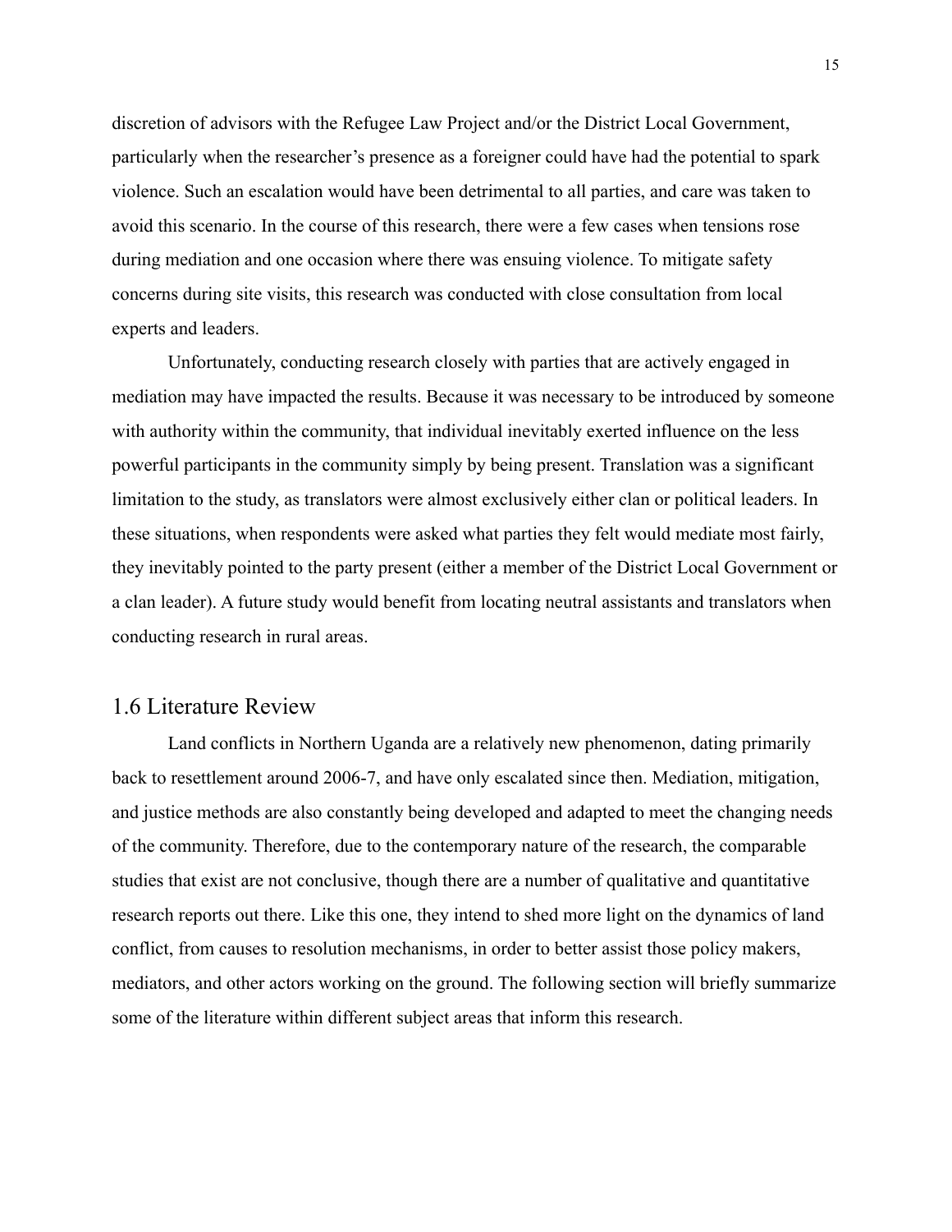discretion of advisors with the Refugee Law Project and/or the District Local Government, particularly when the researcher's presence as a foreigner could have had the potential to spark violence. Such an escalation would have been detrimental to all parties, and care was taken to avoid this scenario. In the course of this research, there were a few cases when tensions rose during mediation and one occasion where there was ensuing violence. To mitigate safety concerns during site visits, this research was conducted with close consultation from local experts and leaders.

Unfortunately, conducting research closely with parties that are actively engaged in mediation may have impacted the results. Because it was necessary to be introduced by someone with authority within the community, that individual inevitably exerted influence on the less powerful participants in the community simply by being present. Translation was a significant limitation to the study, as translators were almost exclusively either clan or political leaders. In these situations, when respondents were asked what parties they felt would mediate most fairly, they inevitably pointed to the party present (either a member of the District Local Government or a clan leader). A future study would benefit from locating neutral assistants and translators when conducting research in rural areas.

## 1.6 Literature Review

Land conflicts in Northern Uganda are a relatively new phenomenon, dating primarily back to resettlement around 2006-7, and have only escalated since then. Mediation, mitigation, and justice methods are also constantly being developed and adapted to meet the changing needs of the community. Therefore, due to the contemporary nature of the research, the comparable studies that exist are not conclusive, though there are a number of qualitative and quantitative research reports out there. Like this one, they intend to shed more light on the dynamics of land conflict, from causes to resolution mechanisms, in order to better assist those policy makers, mediators, and other actors working on the ground. The following section will briefly summarize some of the literature within different subject areas that inform this research.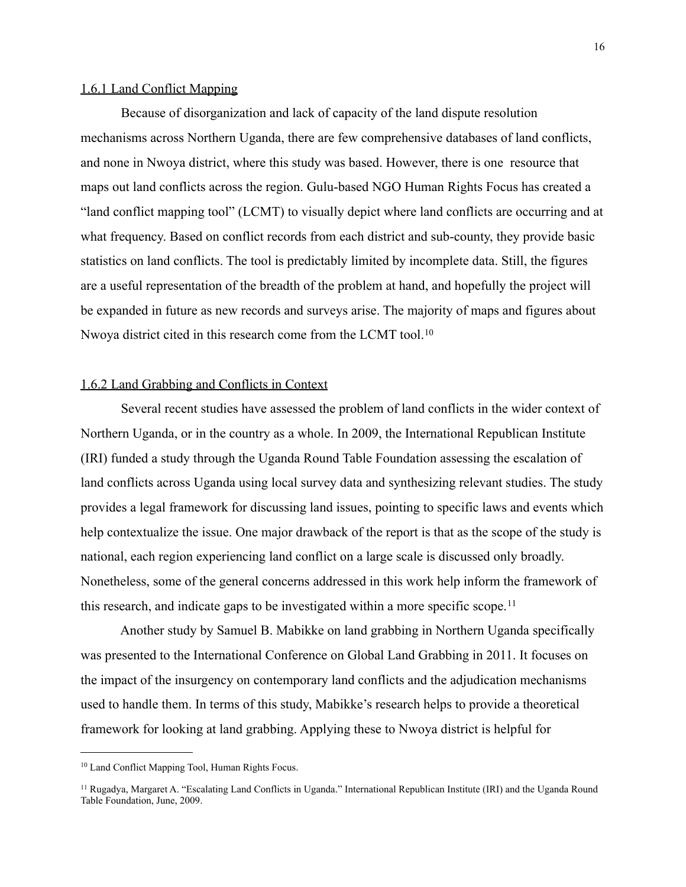### 1.6.1 Land Conflict Mapping

Because of disorganization and lack of capacity of the land dispute resolution mechanisms across Northern Uganda, there are few comprehensive databases of land conflicts, and none in Nwoya district, where this study was based. However, there is one resource that maps out land conflicts across the region. Gulu-based NGO Human Rights Focus has created a "land conflict mapping tool" (LCMT) to visually depict where land conflicts are occurring and at what frequency. Based on conflict records from each district and sub-county, they provide basic statistics on land conflicts. The tool is predictably limited by incomplete data. Still, the figures are a useful representation of the breadth of the problem at hand, and hopefully the project will be expanded in future as new records and surveys arise. The majority of maps and figures about Nwoya district cited in this research come from the LCMT tool.[10]

### 1.6.2 Land Grabbing and Conflicts in Context

Several recent studies have assessed the problem of land conflicts in the wider context of Northern Uganda, or in the country as a whole. In 2009, the International Republican Institute (IRI) funded a study through the Uganda Round Table Foundation assessing the escalation of land conflicts across Uganda using local survey data and synthesizing relevant studies. The study provides a legal framework for discussing land issues, pointing to specific laws and events which help contextualize the issue. One major drawback of the report is that as the scope of the study is national, each region experiencing land conflict on a large scale is discussed only broadly. Nonetheless, some of the general concerns addressed in this work help inform the framework of this research, and indicate gaps to be investigated within a more specific scope.[11]

Another study by Samuel B. Mabikke on land grabbing in Northern Uganda specifically was presented to the International Conference on Global Land Grabbing in 2011. It focuses on the impact of the insurgency on contemporary land conflicts and the adjudication mechanisms used to handle them. In terms of this study, Mabikke's research helps to provide a theoretical framework for looking at land grabbing. Applying these to Nwoya district is helpful for

---

[10] Land Conflict Mapping Tool, Human Rights Focus.

[11] Rugadya, Margaret A. "Escalating Land Conflicts in Uganda." International Republican Institute (IRI) and the Uganda Round Table Foundation, June, 2009.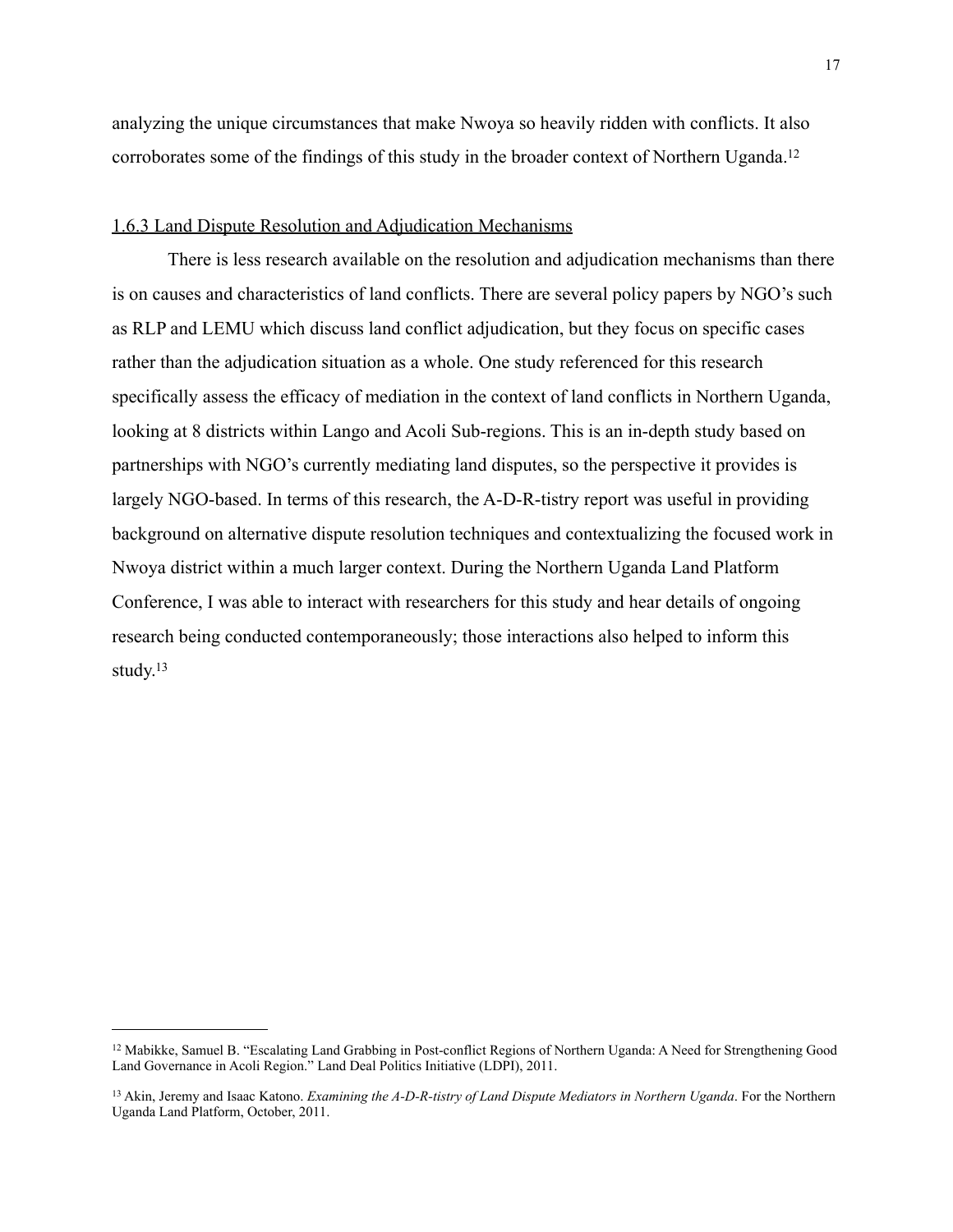analyzing the unique circumstances that make Nwoya so heavily ridden with conflicts. It also corroborates some of the findings of this study in the broader context of Northern Uganda.[12]

### 1.6.3 Land Dispute Resolution and Adjudication Mechanisms

There is less research available on the resolution and adjudication mechanisms than there is on causes and characteristics of land conflicts. There are several policy papers by NGO's such as RLP and LEMU which discuss land conflict adjudication, but they focus on specific cases rather than the adjudication situation as a whole. One study referenced for this research specifically assess the efficacy of mediation in the context of land conflicts in Northern Uganda, looking at 8 districts within Lango and Acoli Sub-regions. This is an in-depth study based on partnerships with NGO's currently mediating land disputes, so the perspective it provides is largely NGO-based. In terms of this research, the A-D-R-tistry report was useful in providing background on alternative dispute resolution techniques and contextualizing the focused work in Nwoya district within a much larger context. During the Northern Uganda Land Platform Conference, I was able to interact with researchers for this study and hear details of ongoing research being conducted contemporaneously; those interactions also helped to inform this study.[13]

---

[12] Mabikke, Samuel B. "Escalating Land Grabbing in Post-conflict Regions of Northern Uganda: A Need for Strengthening Good Land Governance in Acoli Region." Land Deal Politics Initiative (LDPI), 2011.

[13] Akin, Jeremy and Isaac Katono. *Examining the A-D-R-tistry of Land Dispute Mediators in Northern Uganda*. For the Northern Uganda Land Platform, October, 2011.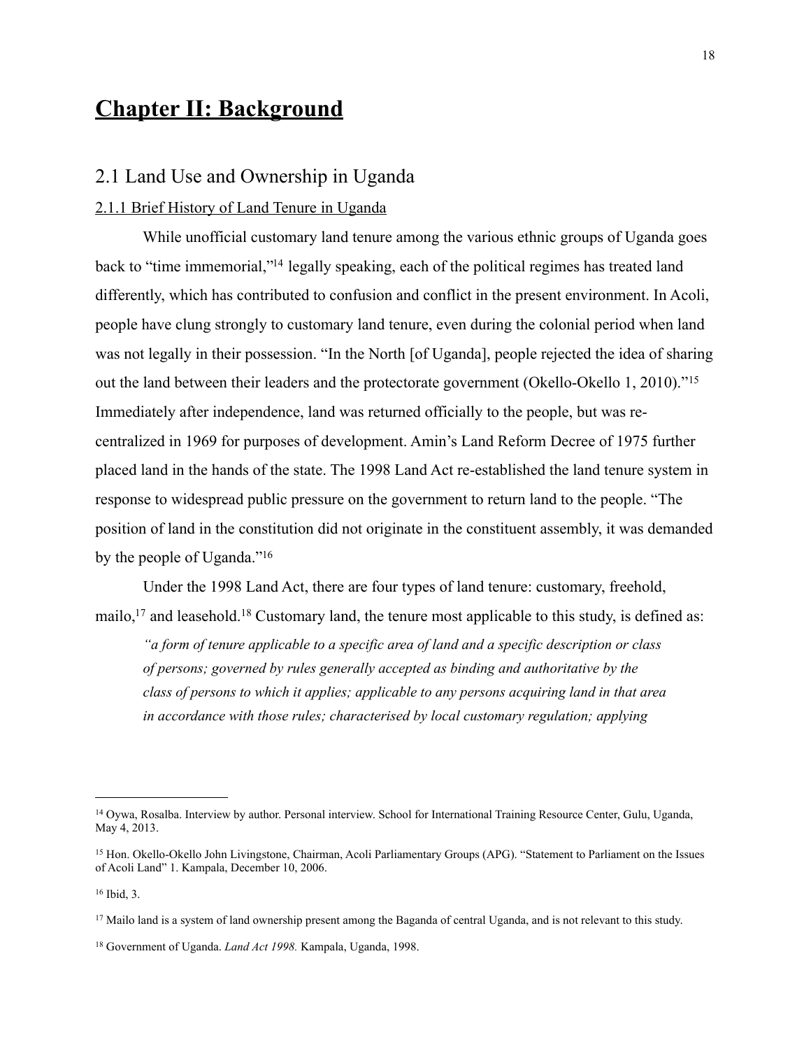# Chapter II: Background

## 2.1 Land Use and Ownership in Uganda

### 2.1.1 Brief History of Land Tenure in Uganda

While unofficial customary land tenure among the various ethnic groups of Uganda goes back to "time immemorial,"[14] legally speaking, each of the political regimes has treated land differently, which has contributed to confusion and conflict in the present environment. In Acoli, people have clung strongly to customary land tenure, even during the colonial period when land was not legally in their possession. "In the North [of Uganda], people rejected the idea of sharing out the land between their leaders and the protectorate government (Okello-Okello 1, 2010)."[15] Immediately after independence, land was returned officially to the people, but was re-centralized in 1969 for purposes of development. Amin's Land Reform Decree of 1975 further placed land in the hands of the state. The 1998 Land Act re-established the land tenure system in response to widespread public pressure on the government to return land to the people. "The position of land in the constitution did not originate in the constituent assembly, it was demanded by the people of Uganda."[16]

Under the 1998 Land Act, there are four types of land tenure: customary, freehold, mailo,[17] and leasehold.[18] Customary land, the tenure most applicable to this study, is defined as:

> *"a form of tenure applicable to a specific area of land and a specific description or class of persons; governed by rules generally accepted as binding and authoritative by the class of persons to which it applies; applicable to any persons acquiring land in that area in accordance with those rules; characterised by local customary regulation; applying*

---

[14] Oywa, Rosalba. Interview by author. Personal interview. School for International Training Resource Center, Gulu, Uganda, May 4, 2013.

[15] Hon. Okello-Okello John Livingstone, Chairman, Acoli Parliamentary Groups (APG). "Statement to Parliament on the Issues of Acoli Land" 1. Kampala, December 10, 2006.

[16] Ibid, 3.

[17] Mailo land is a system of land ownership present among the Baganda of central Uganda, and is not relevant to this study.

[18] Government of Uganda. *Land Act 1998.* Kampala, Uganda, 1998.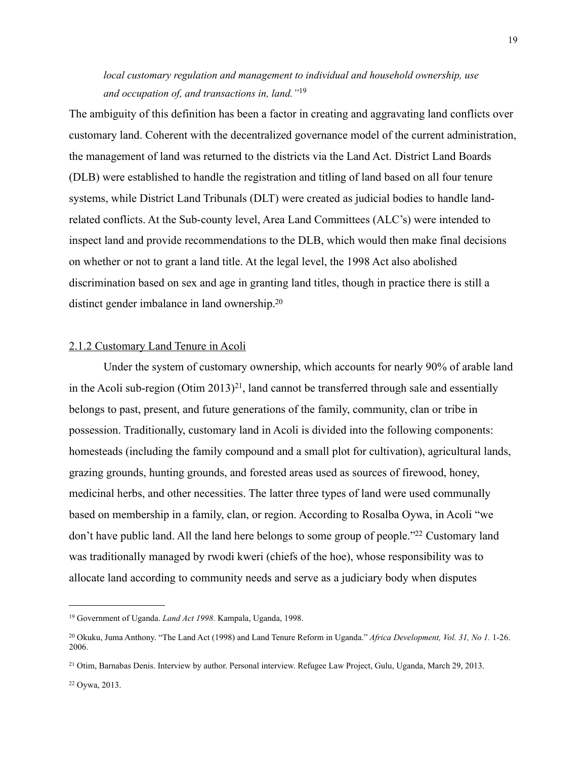*local customary regulation and management to individual and household ownership, use and occupation of, and transactions in, land."*[19]

The ambiguity of this definition has been a factor in creating and aggravating land conflicts over customary land. Coherent with the decentralized governance model of the current administration, the management of land was returned to the districts via the Land Act. District Land Boards (DLB) were established to handle the registration and titling of land based on all four tenure systems, while District Land Tribunals (DLT) were created as judicial bodies to handle land-related conflicts. At the Sub-county level, Area Land Committees (ALC's) were intended to inspect land and provide recommendations to the DLB, which would then make final decisions on whether or not to grant a land title. At the legal level, the 1998 Act also abolished discrimination based on sex and age in granting land titles, though in practice there is still a distinct gender imbalance in land ownership.[20]

### 2.1.2 Customary Land Tenure in Acoli

Under the system of customary ownership, which accounts for nearly 90% of arable land in the Acoli sub-region (Otim 2013)[21], land cannot be transferred through sale and essentially belongs to past, present, and future generations of the family, community, clan or tribe in possession. Traditionally, customary land in Acoli is divided into the following components: homesteads (including the family compound and a small plot for cultivation), agricultural lands, grazing grounds, hunting grounds, and forested areas used as sources of firewood, honey, medicinal herbs, and other necessities. The latter three types of land were used communally based on membership in a family, clan, or region. According to Rosalba Oywa, in Acoli "we don't have public land. All the land here belongs to some group of people."[22] Customary land was traditionally managed by rwodi kweri (chiefs of the hoe), whose responsibility was to allocate land according to community needs and serve as a judiciary body when disputes

---

[19] Government of Uganda. *Land Act 1998.* Kampala, Uganda, 1998.

[20] Okuku, Juma Anthony. "The Land Act (1998) and Land Tenure Reform in Uganda." *Africa Development, Vol. 31, No 1.* 1-26. 2006.

[21] Otim, Barnabas Denis. Interview by author. Personal interview. Refugee Law Project, Gulu, Uganda, March 29, 2013.

[22] Oywa, 2013.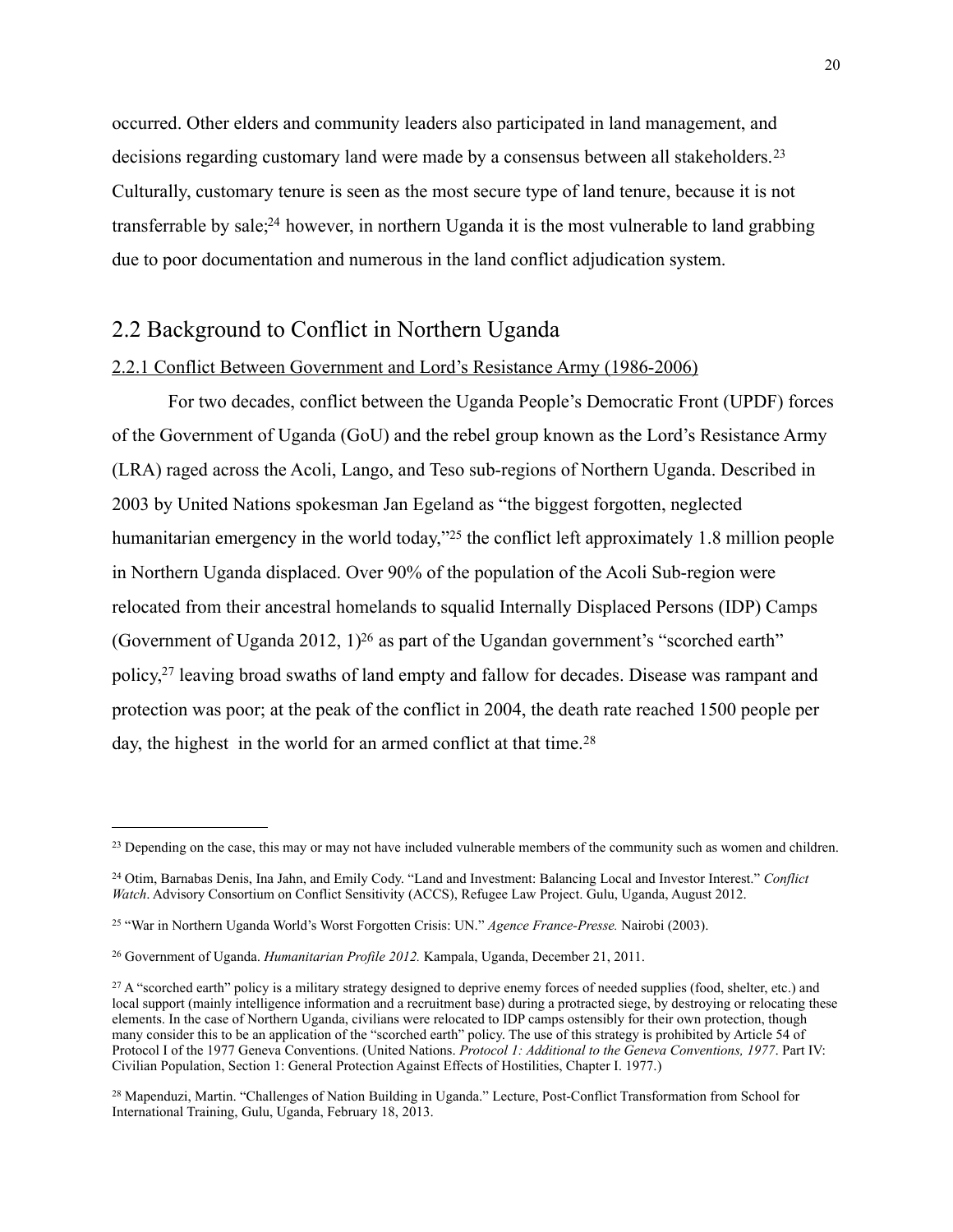occurred. Other elders and community leaders also participated in land management, and decisions regarding customary land were made by a consensus between all stakeholders.[23] Culturally, customary tenure is seen as the most secure type of land tenure, because it is not transferrable by sale;[24] however, in northern Uganda it is the most vulnerable to land grabbing due to poor documentation and numerous in the land conflict adjudication system.

## 2.2 Background to Conflict in Northern Uganda

### 2.2.1 Conflict Between Government and Lord's Resistance Army (1986-2006)

For two decades, conflict between the Uganda People's Democratic Front (UPDF) forces of the Government of Uganda (GoU) and the rebel group known as the Lord's Resistance Army (LRA) raged across the Acoli, Lango, and Teso sub-regions of Northern Uganda. Described in 2003 by United Nations spokesman Jan Egeland as "the biggest forgotten, neglected humanitarian emergency in the world today,"[25] the conflict left approximately 1.8 million people in Northern Uganda displaced. Over 90% of the population of the Acoli Sub-region were relocated from their ancestral homelands to squalid Internally Displaced Persons (IDP) Camps (Government of Uganda 2012, 1)[26] as part of the Ugandan government's "scorched earth" policy,[27] leaving broad swaths of land empty and fallow for decades. Disease was rampant and protection was poor; at the peak of the conflict in 2004, the death rate reached 1500 people per day, the highest in the world for an armed conflict at that time.[28]

---

[23] Depending on the case, this may or may not have included vulnerable members of the community such as women and children.

[24] Otim, Barnabas Denis, Ina Jahn, and Emily Cody. "Land and Investment: Balancing Local and Investor Interest." *Conflict Watch*. Advisory Consortium on Conflict Sensitivity (ACCS), Refugee Law Project. Gulu, Uganda, August 2012.

[25] "War in Northern Uganda World's Worst Forgotten Crisis: UN." *Agence France-Presse.* Nairobi (2003).

[26] Government of Uganda. *Humanitarian Profile 2012.* Kampala, Uganda, December 21, 2011.

[27] A "scorched earth" policy is a military strategy designed to deprive enemy forces of needed supplies (food, shelter, etc.) and local support (mainly intelligence information and a recruitment base) during a protracted siege, by destroying or relocating these elements. In the case of Northern Uganda, civilians were relocated to IDP camps ostensibly for their own protection, though many consider this to be an application of the "scorched earth" policy. The use of this strategy is prohibited by Article 54 of Protocol I of the 1977 Geneva Conventions. (United Nations. *Protocol 1: Additional to the Geneva Conventions, 1977*. Part IV: Civilian Population, Section 1: General Protection Against Effects of Hostilities, Chapter I. 1977.)

[28] Mapenduzi, Martin. "Challenges of Nation Building in Uganda." Lecture, Post-Conflict Transformation from School for International Training, Gulu, Uganda, February 18, 2013.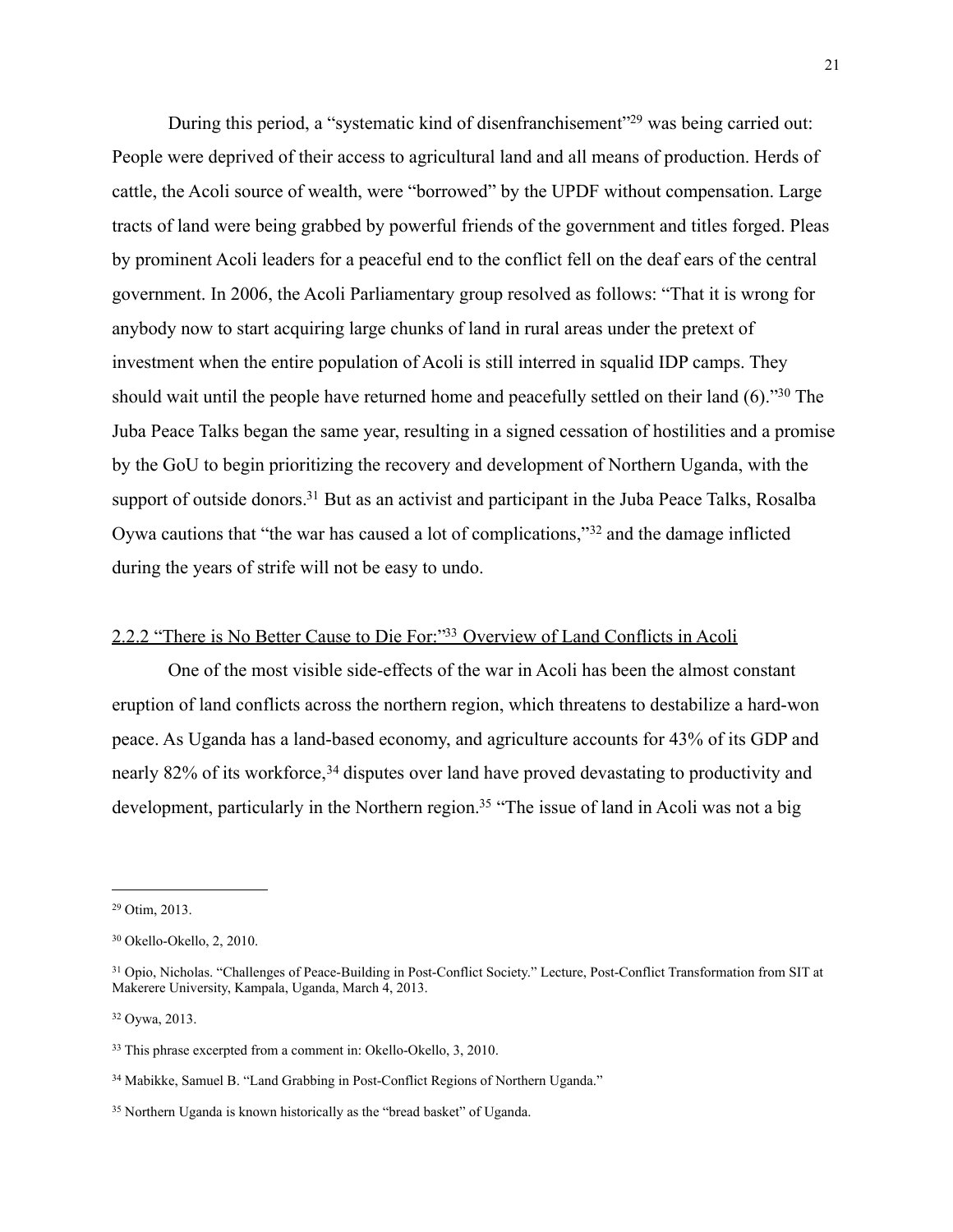During this period, a "systematic kind of disenfranchisement"[29] was being carried out: People were deprived of their access to agricultural land and all means of production. Herds of cattle, the Acoli source of wealth, were "borrowed" by the UPDF without compensation. Large tracts of land were being grabbed by powerful friends of the government and titles forged. Pleas by prominent Acoli leaders for a peaceful end to the conflict fell on the deaf ears of the central government. In 2006, the Acoli Parliamentary group resolved as follows: "That it is wrong for anybody now to start acquiring large chunks of land in rural areas under the pretext of investment when the entire population of Acoli is still interred in squalid IDP camps. They should wait until the people have returned home and peacefully settled on their land (6)."[30] The Juba Peace Talks began the same year, resulting in a signed cessation of hostilities and a promise by the GoU to begin prioritizing the recovery and development of Northern Uganda, with the support of outside donors.[31] But as an activist and participant in the Juba Peace Talks, Rosalba Oywa cautions that "the war has caused a lot of complications,"[32] and the damage inflicted during the years of strife will not be easy to undo.

### 2.2.2 "There is No Better Cause to Die For:"[33] Overview of Land Conflicts in Acoli

One of the most visible side-effects of the war in Acoli has been the almost constant eruption of land conflicts across the northern region, which threatens to destabilize a hard-won peace. As Uganda has a land-based economy, and agriculture accounts for 43% of its GDP and nearly 82% of its workforce,[34] disputes over land have proved devastating to productivity and development, particularly in the Northern region.[35] "The issue of land in Acoli was not a big

---

[29] Otim, 2013.

[30] Okello-Okello, 2, 2010.

[31] Opio, Nicholas. "Challenges of Peace-Building in Post-Conflict Society." Lecture, Post-Conflict Transformation from SIT at Makerere University, Kampala, Uganda, March 4, 2013.

[32] Oywa, 2013.

[33] This phrase excerpted from a comment in: Okello-Okello, 3, 2010.

[34] Mabikke, Samuel B. "Land Grabbing in Post-Conflict Regions of Northern Uganda."

[35] Northern Uganda is known historically as the "bread basket" of Uganda.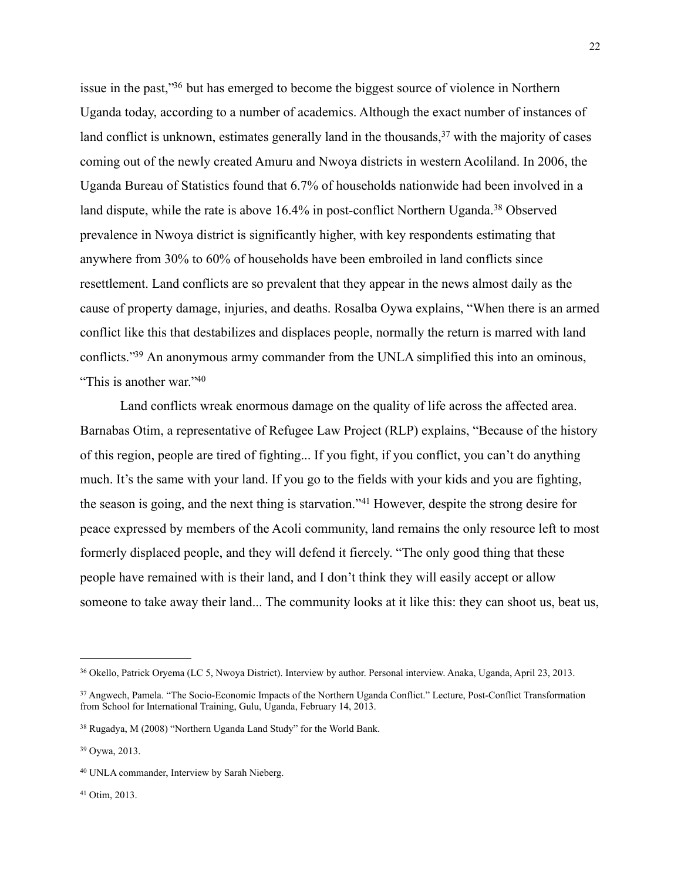issue in the past,"[36] but has emerged to become the biggest source of violence in Northern Uganda today, according to a number of academics. Although the exact number of instances of land conflict is unknown, estimates generally land in the thousands,[37] with the majority of cases coming out of the newly created Amuru and Nwoya districts in western Acoliland. In 2006, the Uganda Bureau of Statistics found that 6.7% of households nationwide had been involved in a land dispute, while the rate is above 16.4% in post-conflict Northern Uganda.[38] Observed prevalence in Nwoya district is significantly higher, with key respondents estimating that anywhere from 30% to 60% of households have been embroiled in land conflicts since resettlement. Land conflicts are so prevalent that they appear in the news almost daily as the cause of property damage, injuries, and deaths. Rosalba Oywa explains, "When there is an armed conflict like this that destabilizes and displaces people, normally the return is marred with land conflicts."[39] An anonymous army commander from the UNLA simplified this into an ominous, "This is another war."[40]

Land conflicts wreak enormous damage on the quality of life across the affected area. Barnabas Otim, a representative of Refugee Law Project (RLP) explains, "Because of the history of this region, people are tired of fighting... If you fight, if you conflict, you can't do anything much. It's the same with your land. If you go to the fields with your kids and you are fighting, the season is going, and the next thing is starvation."[41] However, despite the strong desire for peace expressed by members of the Acoli community, land remains the only resource left to most formerly displaced people, and they will defend it fiercely. "The only good thing that these people have remained with is their land, and I don't think they will easily accept or allow someone to take away their land... The community looks at it like this: they can shoot us, beat us,

---

[36] Okello, Patrick Oryema (LC 5, Nwoya District). Interview by author. Personal interview. Anaka, Uganda, April 23, 2013.

[37] Angwech, Pamela. "The Socio-Economic Impacts of the Northern Uganda Conflict." Lecture, Post-Conflict Transformation from School for International Training, Gulu, Uganda, February 14, 2013.

[38] Rugadya, M (2008) "Northern Uganda Land Study" for the World Bank.

[39] Oywa, 2013.

[40] UNLA commander, Interview by Sarah Nieberg.

[41] Otim, 2013.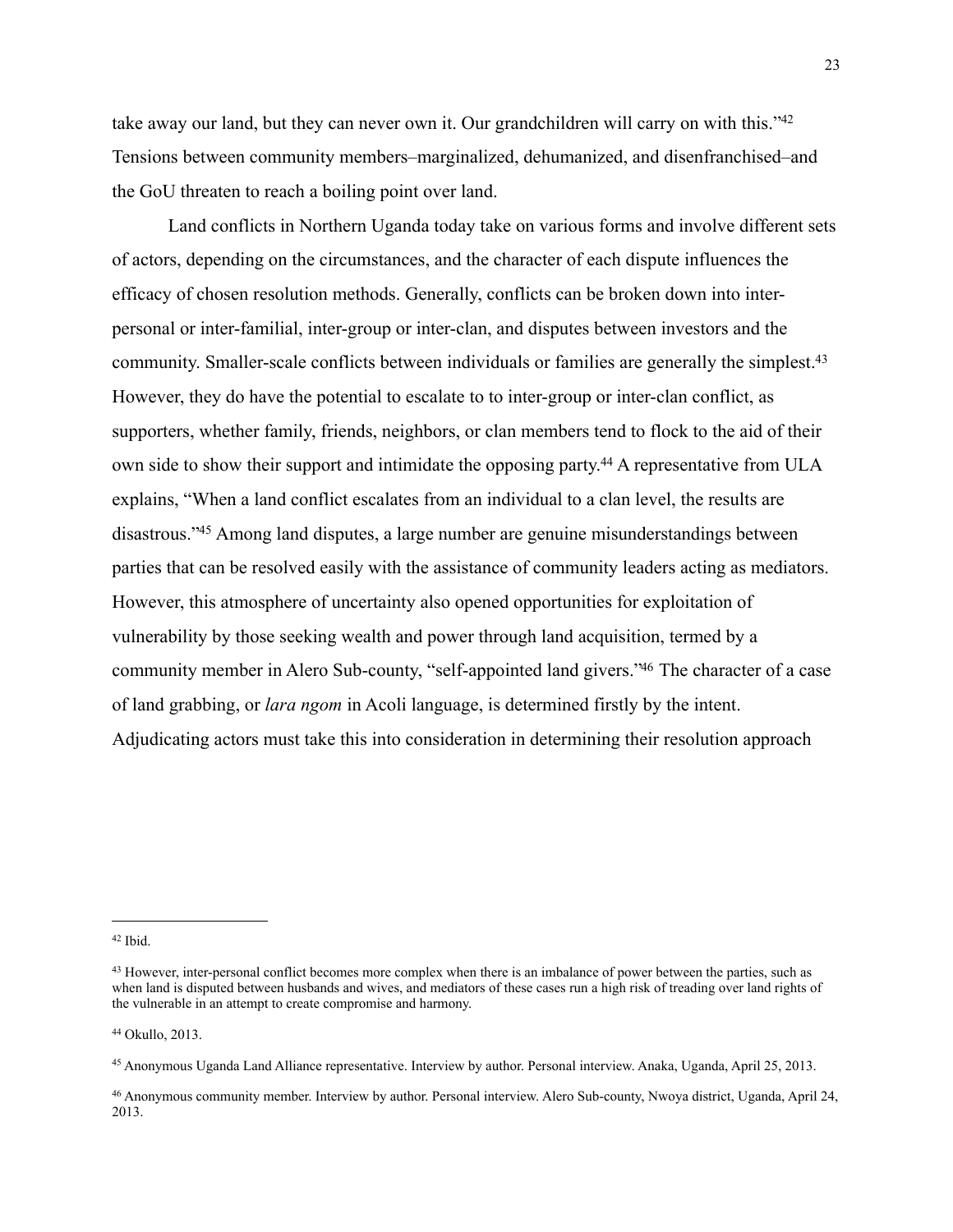take away our land, but they can never own it. Our grandchildren will carry on with this."[42] Tensions between community members–marginalized, dehumanized, and disenfranchised–and the GoU threaten to reach a boiling point over land.

Land conflicts in Northern Uganda today take on various forms and involve different sets of actors, depending on the circumstances, and the character of each dispute influences the efficacy of chosen resolution methods. Generally, conflicts can be broken down into inter-personal or inter-familial, inter-group or inter-clan, and disputes between investors and the community. Smaller-scale conflicts between individuals or families are generally the simplest.[43] However, they do have the potential to escalate to to inter-group or inter-clan conflict, as supporters, whether family, friends, neighbors, or clan members tend to flock to the aid of their own side to show their support and intimidate the opposing party.[44] A representative from ULA explains, "When a land conflict escalates from an individual to a clan level, the results are disastrous."[45] Among land disputes, a large number are genuine misunderstandings between parties that can be resolved easily with the assistance of community leaders acting as mediators. However, this atmosphere of uncertainty also opened opportunities for exploitation of vulnerability by those seeking wealth and power through land acquisition, termed by a community member in Alero Sub-county, "self-appointed land givers."[46] The character of a case of land grabbing, or *lara ngom* in Acoli language, is determined firstly by the intent. Adjudicating actors must take this into consideration in determining their resolution approach

---

[42] Ibid.

[43] However, inter-personal conflict becomes more complex when there is an imbalance of power between the parties, such as when land is disputed between husbands and wives, and mediators of these cases run a high risk of treading over land rights of the vulnerable in an attempt to create compromise and harmony.

[44] Okullo, 2013.

[45] Anonymous Uganda Land Alliance representative. Interview by author. Personal interview. Anaka, Uganda, April 25, 2013.

[46] Anonymous community member. Interview by author. Personal interview. Alero Sub-county, Nwoya district, Uganda, April 24, 2013.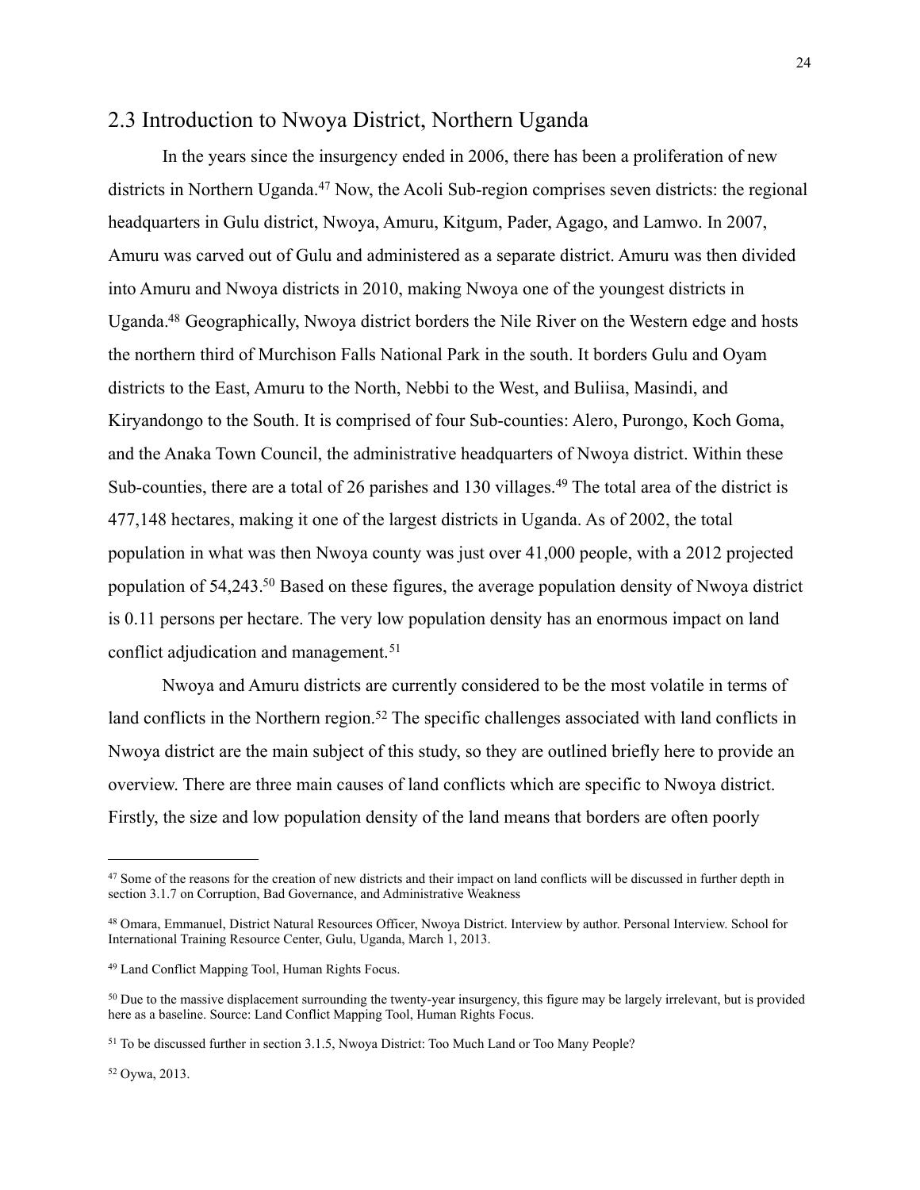## 2.3 Introduction to Nwoya District, Northern Uganda

In the years since the insurgency ended in 2006, there has been a proliferation of new districts in Northern Uganda.[47] Now, the Acoli Sub-region comprises seven districts: the regional headquarters in Gulu district, Nwoya, Amuru, Kitgum, Pader, Agago, and Lamwo. In 2007, Amuru was carved out of Gulu and administered as a separate district. Amuru was then divided into Amuru and Nwoya districts in 2010, making Nwoya one of the youngest districts in Uganda.[48] Geographically, Nwoya district borders the Nile River on the Western edge and hosts the northern third of Murchison Falls National Park in the south. It borders Gulu and Oyam districts to the East, Amuru to the North, Nebbi to the West, and Buliisa, Masindi, and Kiryandongo to the South. It is comprised of four Sub-counties: Alero, Purongo, Koch Goma, and the Anaka Town Council, the administrative headquarters of Nwoya district. Within these Sub-counties, there are a total of 26 parishes and 130 villages.[49] The total area of the district is 477,148 hectares, making it one of the largest districts in Uganda. As of 2002, the total population in what was then Nwoya county was just over 41,000 people, with a 2012 projected population of 54,243.[50] Based on these figures, the average population density of Nwoya district is 0.11 persons per hectare. The very low population density has an enormous impact on land conflict adjudication and management.[51]

Nwoya and Amuru districts are currently considered to be the most volatile in terms of land conflicts in the Northern region.[52] The specific challenges associated with land conflicts in Nwoya district are the main subject of this study, so they are outlined briefly here to provide an overview. There are three main causes of land conflicts which are specific to Nwoya district. Firstly, the size and low population density of the land means that borders are often poorly

---

[47] Some of the reasons for the creation of new districts and their impact on land conflicts will be discussed in further depth in section 3.1.7 on Corruption, Bad Governance, and Administrative Weakness

[48] Omara, Emmanuel, District Natural Resources Officer, Nwoya District. Interview by author. Personal Interview. School for International Training Resource Center, Gulu, Uganda, March 1, 2013.

[49] Land Conflict Mapping Tool, Human Rights Focus.

[50] Due to the massive displacement surrounding the twenty-year insurgency, this figure may be largely irrelevant, but is provided here as a baseline. Source: Land Conflict Mapping Tool, Human Rights Focus.

[51] To be discussed further in section 3.1.5, Nwoya District: Too Much Land or Too Many People?

[52] Oywa, 2013.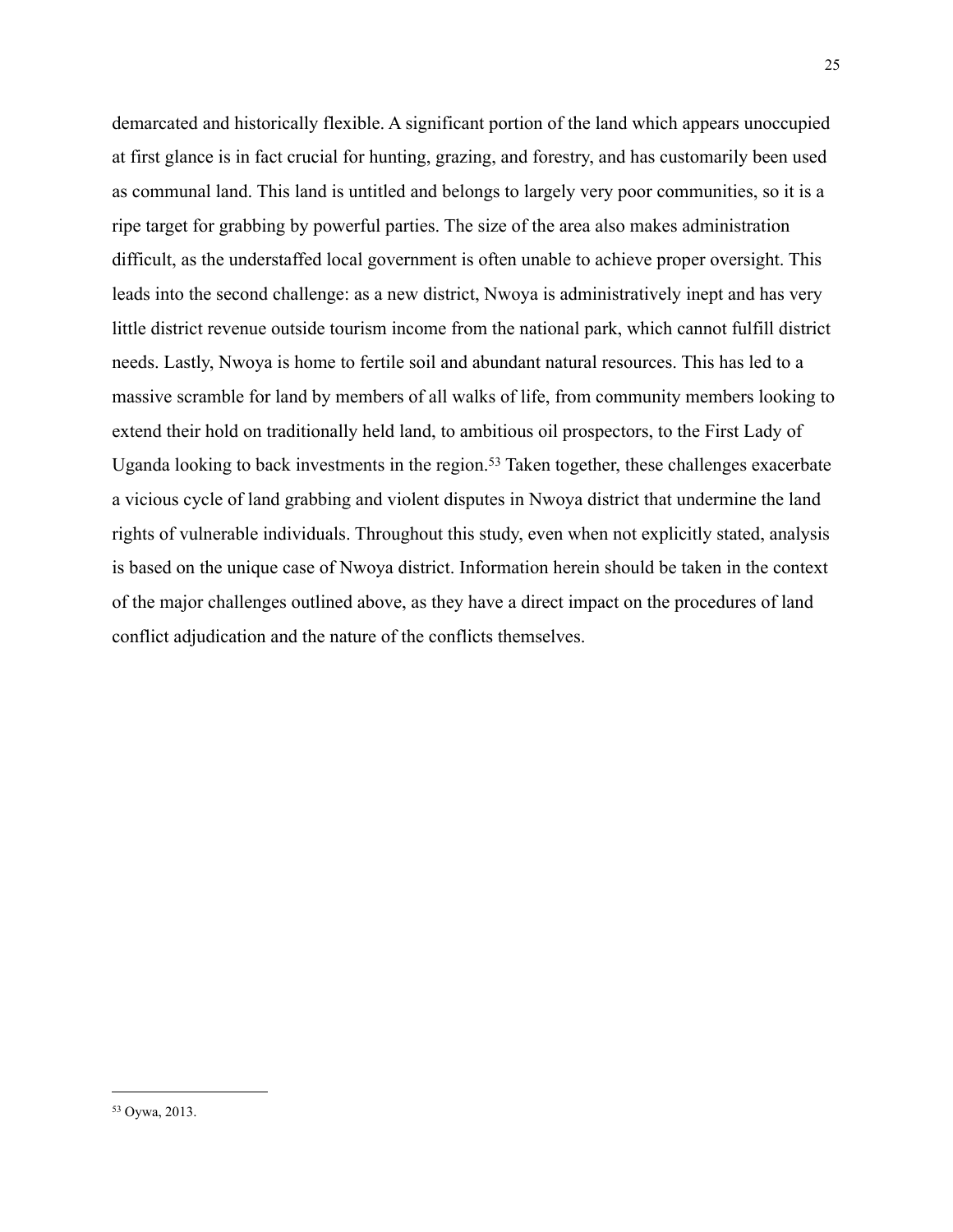demarcated and historically flexible. A significant portion of the land which appears unoccupied at first glance is in fact crucial for hunting, grazing, and forestry, and has customarily been used as communal land. This land is untitled and belongs to largely very poor communities, so it is a ripe target for grabbing by powerful parties. The size of the area also makes administration difficult, as the understaffed local government is often unable to achieve proper oversight. This leads into the second challenge: as a new district, Nwoya is administratively inept and has very little district revenue outside tourism income from the national park, which cannot fulfill district needs. Lastly, Nwoya is home to fertile soil and abundant natural resources. This has led to a massive scramble for land by members of all walks of life, from community members looking to extend their hold on traditionally held land, to ambitious oil prospectors, to the First Lady of Uganda looking to back investments in the region.[53] Taken together, these challenges exacerbate a vicious cycle of land grabbing and violent disputes in Nwoya district that undermine the land rights of vulnerable individuals. Throughout this study, even when not explicitly stated, analysis is based on the unique case of Nwoya district. Information herein should be taken in the context of the major challenges outlined above, as they have a direct impact on the procedures of land conflict adjudication and the nature of the conflicts themselves.

[53] Oywa, 2013.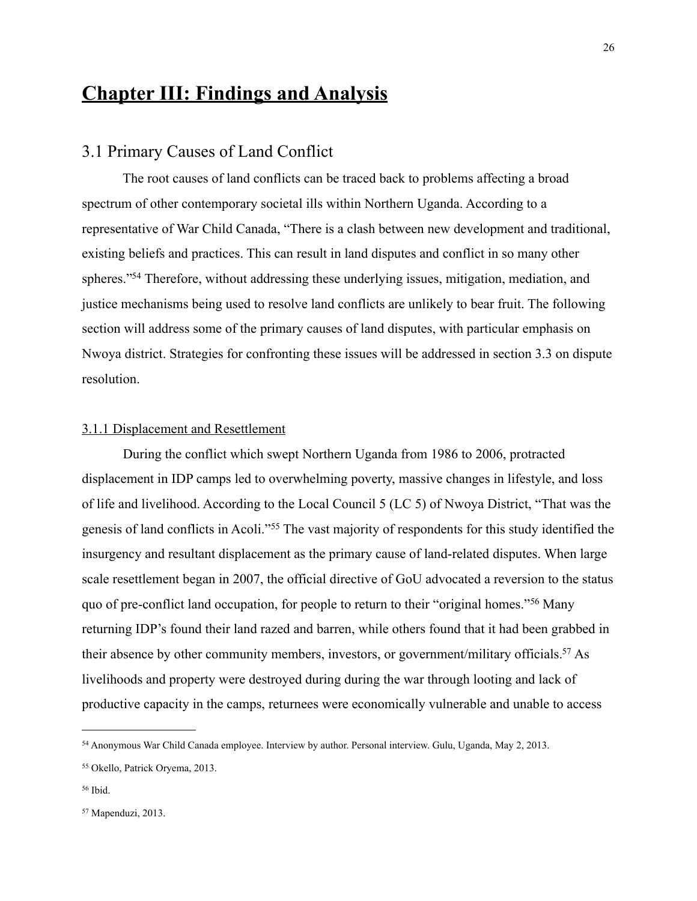# Chapter III: Findings and Analysis

## 3.1 Primary Causes of Land Conflict

The root causes of land conflicts can be traced back to problems affecting a broad spectrum of other contemporary societal ills within Northern Uganda. According to a representative of War Child Canada, "There is a clash between new development and traditional, existing beliefs and practices. This can result in land disputes and conflict in so many other spheres."[54] Therefore, without addressing these underlying issues, mitigation, mediation, and justice mechanisms being used to resolve land conflicts are unlikely to bear fruit. The following section will address some of the primary causes of land disputes, with particular emphasis on Nwoya district. Strategies for confronting these issues will be addressed in section 3.3 on dispute resolution.

### 3.1.1 Displacement and Resettlement

During the conflict which swept Northern Uganda from 1986 to 2006, protracted displacement in IDP camps led to overwhelming poverty, massive changes in lifestyle, and loss of life and livelihood. According to the Local Council 5 (LC 5) of Nwoya District, "That was the genesis of land conflicts in Acoli."[55] The vast majority of respondents for this study identified the insurgency and resultant displacement as the primary cause of land-related disputes. When large scale resettlement began in 2007, the official directive of GoU advocated a reversion to the status quo of pre-conflict land occupation, for people to return to their "original homes."[56] Many returning IDP's found their land razed and barren, while others found that it had been grabbed in their absence by other community members, investors, or government/military officials.[57] As livelihoods and property were destroyed during during the war through looting and lack of productive capacity in the camps, returnees were economically vulnerable and unable to access

---

[54] Anonymous War Child Canada employee. Interview by author. Personal interview. Gulu, Uganda, May 2, 2013.

[55] Okello, Patrick Oryema, 2013.

[56] Ibid.

[57] Mapenduzi, 2013.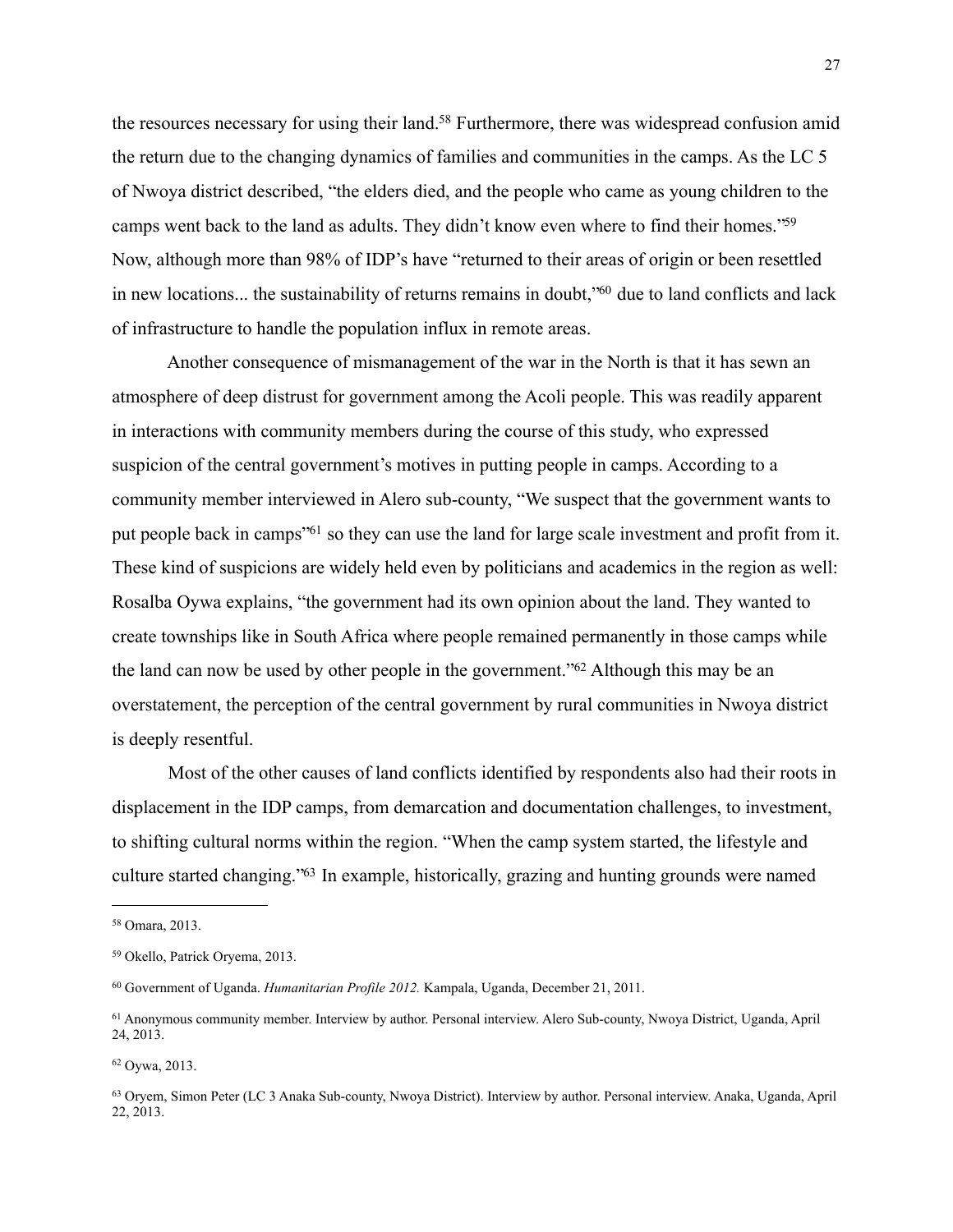the resources necessary for using their land.[58] Furthermore, there was widespread confusion amid the return due to the changing dynamics of families and communities in the camps. As the LC 5 of Nwoya district described, "the elders died, and the people who came as young children to the camps went back to the land as adults. They didn't know even where to find their homes."[59] Now, although more than 98% of IDP's have "returned to their areas of origin or been resettled in new locations... the sustainability of returns remains in doubt,"[60] due to land conflicts and lack of infrastructure to handle the population influx in remote areas.

Another consequence of mismanagement of the war in the North is that it has sewn an atmosphere of deep distrust for government among the Acoli people. This was readily apparent in interactions with community members during the course of this study, who expressed suspicion of the central government's motives in putting people in camps. According to a community member interviewed in Alero sub-county, "We suspect that the government wants to put people back in camps"[61] so they can use the land for large scale investment and profit from it. These kind of suspicions are widely held even by politicians and academics in the region as well: Rosalba Oywa explains, "the government had its own opinion about the land. They wanted to create townships like in South Africa where people remained permanently in those camps while the land can now be used by other people in the government."[62] Although this may be an overstatement, the perception of the central government by rural communities in Nwoya district is deeply resentful.

Most of the other causes of land conflicts identified by respondents also had their roots in displacement in the IDP camps, from demarcation and documentation challenges, to investment, to shifting cultural norms within the region. "When the camp system started, the lifestyle and culture started changing."[63] In example, historically, grazing and hunting grounds were named

---

[58] Omara, 2013.

[59] Okello, Patrick Oryema, 2013.

[60] Government of Uganda. *Humanitarian Profile 2012.* Kampala, Uganda, December 21, 2011.

[61] Anonymous community member. Interview by author. Personal interview. Alero Sub-county, Nwoya District, Uganda, April 24, 2013.

[62] Oywa, 2013.

[63] Oryem, Simon Peter (LC 3 Anaka Sub-county, Nwoya District). Interview by author. Personal interview. Anaka, Uganda, April 22, 2013.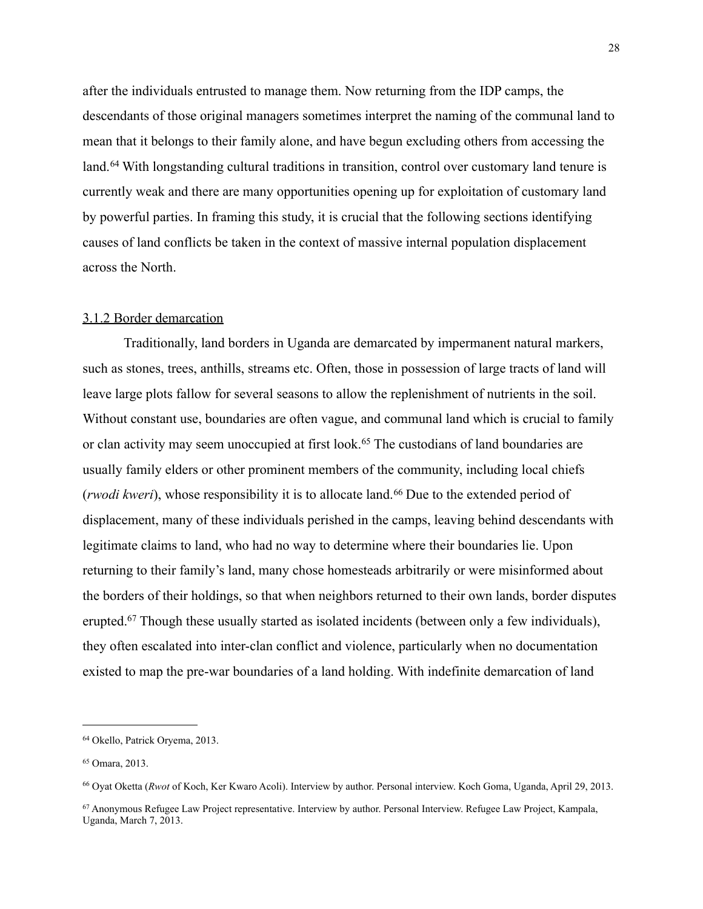after the individuals entrusted to manage them. Now returning from the IDP camps, the descendants of those original managers sometimes interpret the naming of the communal land to mean that it belongs to their family alone, and have begun excluding others from accessing the land.[64] With longstanding cultural traditions in transition, control over customary land tenure is currently weak and there are many opportunities opening up for exploitation of customary land by powerful parties. In framing this study, it is crucial that the following sections identifying causes of land conflicts be taken in the context of massive internal population displacement across the North.

### 3.1.2 Border demarcation

Traditionally, land borders in Uganda are demarcated by impermanent natural markers, such as stones, trees, anthills, streams etc. Often, those in possession of large tracts of land will leave large plots fallow for several seasons to allow the replenishment of nutrients in the soil. Without constant use, boundaries are often vague, and communal land which is crucial to family or clan activity may seem unoccupied at first look.[65] The custodians of land boundaries are usually family elders or other prominent members of the community, including local chiefs (*rwodi kweri*), whose responsibility it is to allocate land.[66] Due to the extended period of displacement, many of these individuals perished in the camps, leaving behind descendants with legitimate claims to land, who had no way to determine where their boundaries lie. Upon returning to their family's land, many chose homesteads arbitrarily or were misinformed about the borders of their holdings, so that when neighbors returned to their own lands, border disputes erupted.[67] Though these usually started as isolated incidents (between only a few individuals), they often escalated into inter-clan conflict and violence, particularly when no documentation existed to map the pre-war boundaries of a land holding. With indefinite demarcation of land

---

[64] Okello, Patrick Oryema, 2013.

[65] Omara, 2013.

[66] Oyat Oketta (*Rwot* of Koch, Ker Kwaro Acoli). Interview by author. Personal interview. Koch Goma, Uganda, April 29, 2013.

[67] Anonymous Refugee Law Project representative. Interview by author. Personal Interview. Refugee Law Project, Kampala, Uganda, March 7, 2013.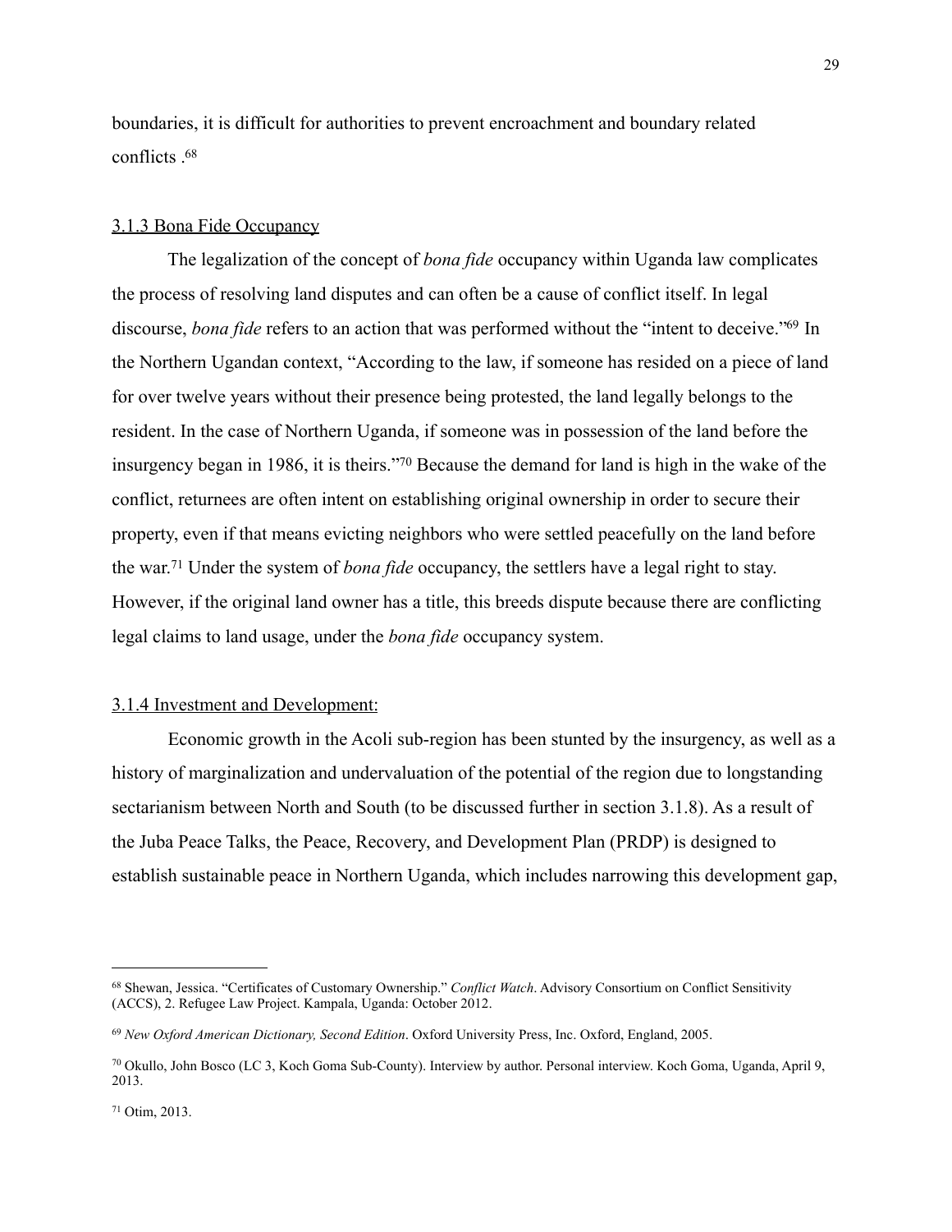boundaries, it is difficult for authorities to prevent encroachment and boundary related conflicts .[68]

### 3.1.3 Bona Fide Occupancy

The legalization of the concept of *bona fide* occupancy within Uganda law complicates the process of resolving land disputes and can often be a cause of conflict itself. In legal discourse, *bona fide* refers to an action that was performed without the "intent to deceive."[69] In the Northern Ugandan context, "According to the law, if someone has resided on a piece of land for over twelve years without their presence being protested, the land legally belongs to the resident. In the case of Northern Uganda, if someone was in possession of the land before the insurgency began in 1986, it is theirs."[70] Because the demand for land is high in the wake of the conflict, returnees are often intent on establishing original ownership in order to secure their property, even if that means evicting neighbors who were settled peacefully on the land before the war.[71] Under the system of *bona fide* occupancy, the settlers have a legal right to stay. However, if the original land owner has a title, this breeds dispute because there are conflicting legal claims to land usage, under the *bona fide* occupancy system.

### 3.1.4 Investment and Development:

Economic growth in the Acoli sub-region has been stunted by the insurgency, as well as a history of marginalization and undervaluation of the potential of the region due to longstanding sectarianism between North and South (to be discussed further in section 3.1.8). As a result of the Juba Peace Talks, the Peace, Recovery, and Development Plan (PRDP) is designed to establish sustainable peace in Northern Uganda, which includes narrowing this development gap,

---

[68] Shewan, Jessica. "Certificates of Customary Ownership." *Conflict Watch*. Advisory Consortium on Conflict Sensitivity (ACCS), 2. Refugee Law Project. Kampala, Uganda: October 2012.

[69] *New Oxford American Dictionary, Second Edition*. Oxford University Press, Inc. Oxford, England, 2005.

[70] Okullo, John Bosco (LC 3, Koch Goma Sub-County). Interview by author. Personal interview. Koch Goma, Uganda, April 9, 2013.

[71] Otim, 2013.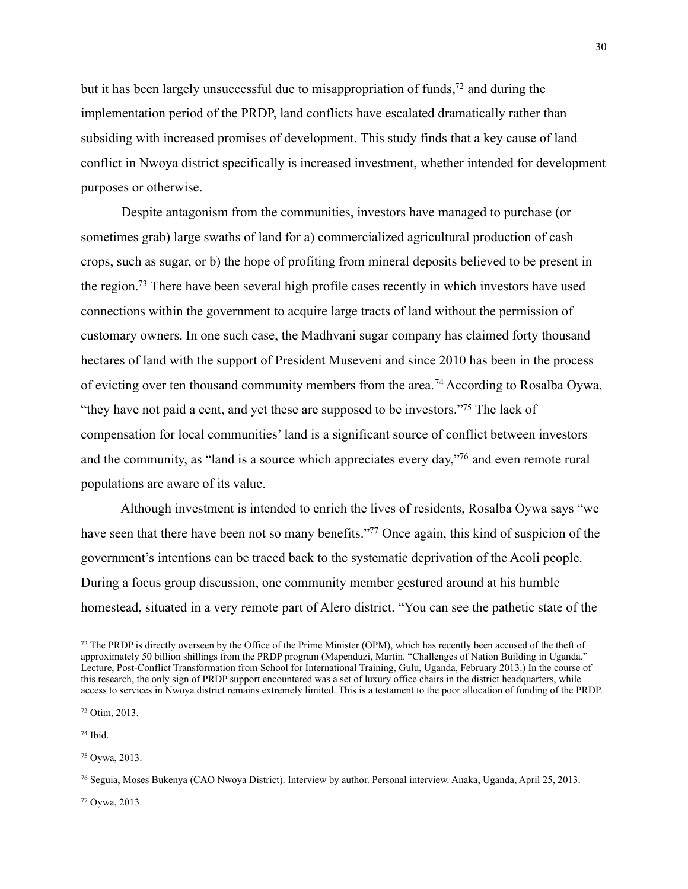but it has been largely unsuccessful due to misappropriation of funds,[72] and during the implementation period of the PRDP, land conflicts have escalated dramatically rather than subsiding with increased promises of development. This study finds that a key cause of land conflict in Nwoya district specifically is increased investment, whether intended for development purposes or otherwise.

Despite antagonism from the communities, investors have managed to purchase (or sometimes grab) large swaths of land for a) commercialized agricultural production of cash crops, such as sugar, or b) the hope of profiting from mineral deposits believed to be present in the region.[73] There have been several high profile cases recently in which investors have used connections within the government to acquire large tracts of land without the permission of customary owners. In one such case, the Madhvani sugar company has claimed forty thousand hectares of land with the support of President Museveni and since 2010 has been in the process of evicting over ten thousand community members from the area.[74] According to Rosalba Oywa, "they have not paid a cent, and yet these are supposed to be investors."[75] The lack of compensation for local communities' land is a significant source of conflict between investors and the community, as "land is a source which appreciates every day,"[76] and even remote rural populations are aware of its value.

Although investment is intended to enrich the lives of residents, Rosalba Oywa says "we have seen that there have been not so many benefits."[77] Once again, this kind of suspicion of the government's intentions can be traced back to the systematic deprivation of the Acoli people. During a focus group discussion, one community member gestured around at his humble homestead, situated in a very remote part of Alero district. "You can see the pathetic state of the

---

[72] The PRDP is directly overseen by the Office of the Prime Minister (OPM), which has recently been accused of the theft of approximately 50 billion shillings from the PRDP program (Mapenduzi, Martin. "Challenges of Nation Building in Uganda." Lecture, Post-Conflict Transformation from School for International Training, Gulu, Uganda, February 2013.) In the course of this research, the only sign of PRDP support encountered was a set of luxury office chairs in the district headquarters, while access to services in Nwoya district remains extremely limited. This is a testament to the poor allocation of funding of the PRDP.

[73] Otim, 2013.

[74] Ibid.

[75] Oywa, 2013.

[76] Seguia, Moses Bukenya (CAO Nwoya District). Interview by author. Personal interview. Anaka, Uganda, April 25, 2013.

[77] Oywa, 2013.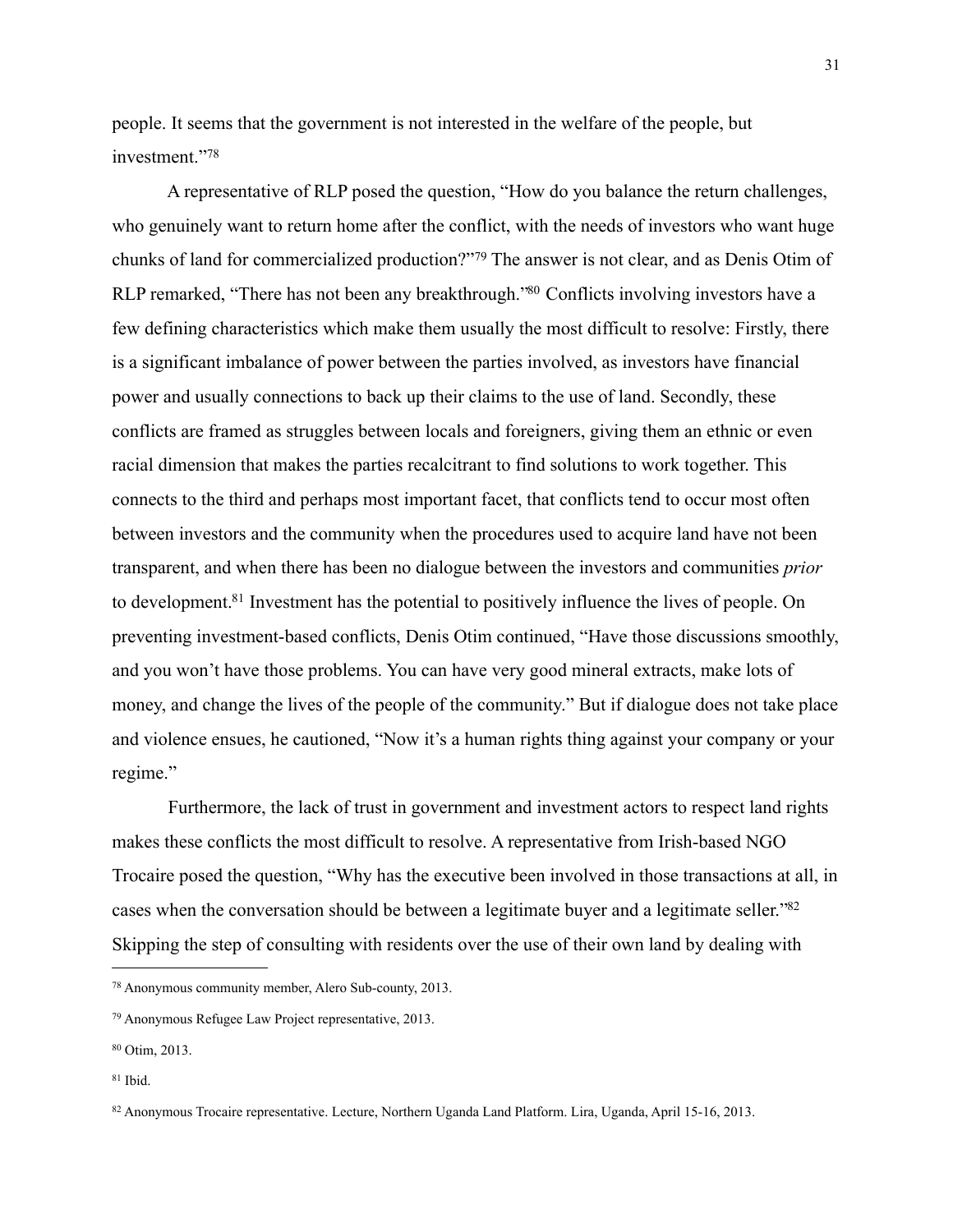people. It seems that the government is not interested in the welfare of the people, but investment."[78]

A representative of RLP posed the question, "How do you balance the return challenges, who genuinely want to return home after the conflict, with the needs of investors who want huge chunks of land for commercialized production?"[79] The answer is not clear, and as Denis Otim of RLP remarked, "There has not been any breakthrough."[80] Conflicts involving investors have a few defining characteristics which make them usually the most difficult to resolve: Firstly, there is a significant imbalance of power between the parties involved, as investors have financial power and usually connections to back up their claims to the use of land. Secondly, these conflicts are framed as struggles between locals and foreigners, giving them an ethnic or even racial dimension that makes the parties recalcitrant to find solutions to work together. This connects to the third and perhaps most important facet, that conflicts tend to occur most often between investors and the community when the procedures used to acquire land have not been transparent, and when there has been no dialogue between the investors and communities *prior* to development.[81] Investment has the potential to positively influence the lives of people. On preventing investment-based conflicts, Denis Otim continued, "Have those discussions smoothly, and you won't have those problems. You can have very good mineral extracts, make lots of money, and change the lives of the people of the community." But if dialogue does not take place and violence ensues, he cautioned, "Now it's a human rights thing against your company or your regime."

Furthermore, the lack of trust in government and investment actors to respect land rights makes these conflicts the most difficult to resolve. A representative from Irish-based NGO Trocaire posed the question, "Why has the executive been involved in those transactions at all, in cases when the conversation should be between a legitimate buyer and a legitimate seller."[82] Skipping the step of consulting with residents over the use of their own land by dealing with

---

[78] Anonymous community member, Alero Sub-county, 2013.

[79] Anonymous Refugee Law Project representative, 2013.

[80] Otim, 2013.

[81] Ibid.

[82] Anonymous Trocaire representative. Lecture, Northern Uganda Land Platform. Lira, Uganda, April 15-16, 2013.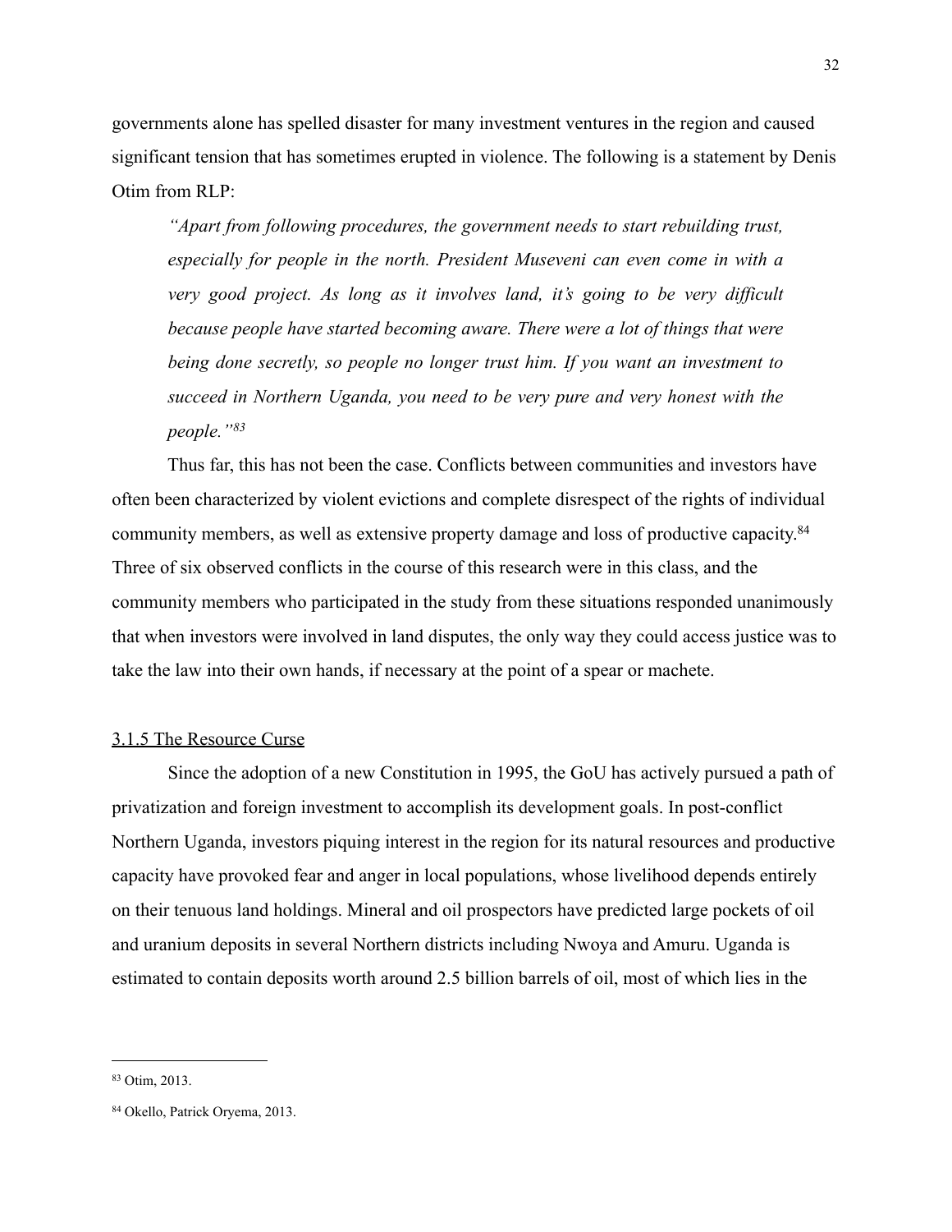governments alone has spelled disaster for many investment ventures in the region and caused significant tension that has sometimes erupted in violence. The following is a statement by Denis Otim from RLP:

> *"Apart from following procedures, the government needs to start rebuilding trust, especially for people in the north. President Museveni can even come in with a very good project. As long as it involves land, it's going to be very difficult because people have started becoming aware. There were a lot of things that were being done secretly, so people no longer trust him. If you want an investment to succeed in Northern Uganda, you need to be very pure and very honest with the people."*[83]

Thus far, this has not been the case. Conflicts between communities and investors have often been characterized by violent evictions and complete disrespect of the rights of individual community members, as well as extensive property damage and loss of productive capacity.[84] Three of six observed conflicts in the course of this research were in this class, and the community members who participated in the study from these situations responded unanimously that when investors were involved in land disputes, the only way they could access justice was to take the law into their own hands, if necessary at the point of a spear or machete.

### 3.1.5 The Resource Curse

Since the adoption of a new Constitution in 1995, the GoU has actively pursued a path of privatization and foreign investment to accomplish its development goals. In post-conflict Northern Uganda, investors piquing interest in the region for its natural resources and productive capacity have provoked fear and anger in local populations, whose livelihood depends entirely on their tenuous land holdings. Mineral and oil prospectors have predicted large pockets of oil and uranium deposits in several Northern districts including Nwoya and Amuru. Uganda is estimated to contain deposits worth around 2.5 billion barrels of oil, most of which lies in the

---

[83] Otim, 2013.

[84] Okello, Patrick Oryema, 2013.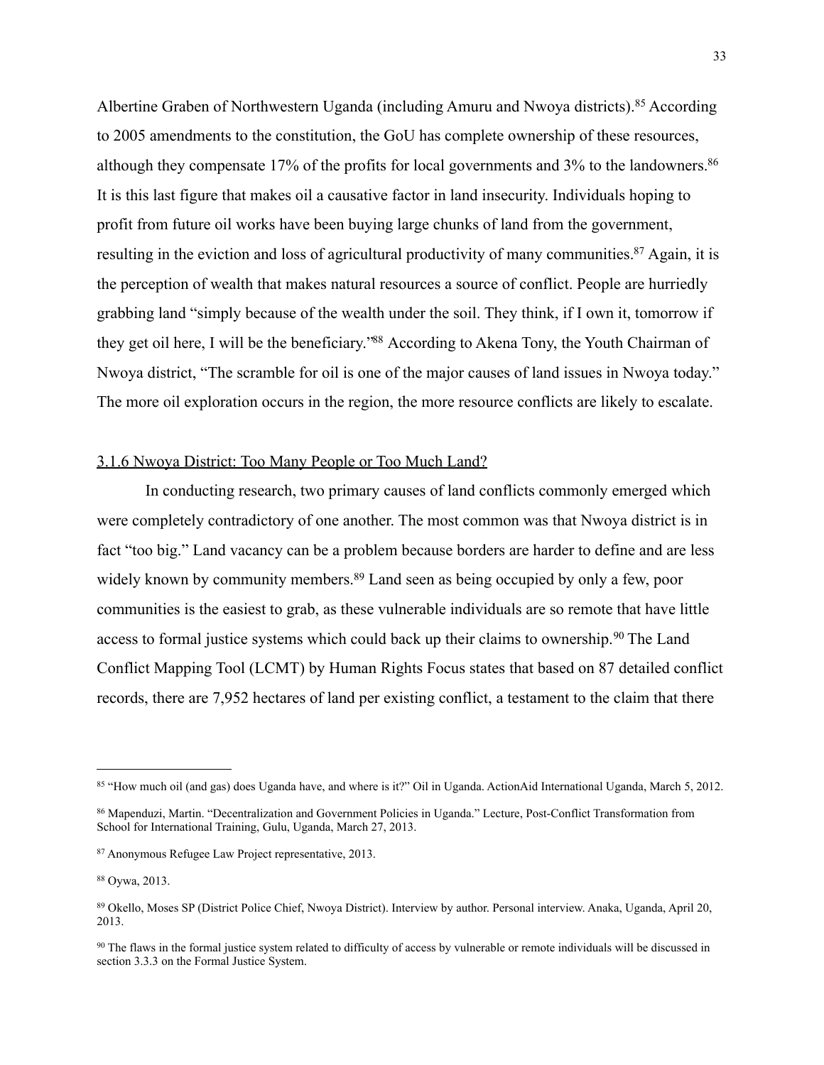Albertine Graben of Northwestern Uganda (including Amuru and Nwoya districts).[85] According to 2005 amendments to the constitution, the GoU has complete ownership of these resources, although they compensate 17% of the profits for local governments and 3% to the landowners.[86] It is this last figure that makes oil a causative factor in land insecurity. Individuals hoping to profit from future oil works have been buying large chunks of land from the government, resulting in the eviction and loss of agricultural productivity of many communities.[87] Again, it is the perception of wealth that makes natural resources a source of conflict. People are hurriedly grabbing land "simply because of the wealth under the soil. They think, if I own it, tomorrow if they get oil here, I will be the beneficiary."[88] According to Akena Tony, the Youth Chairman of Nwoya district, "The scramble for oil is one of the major causes of land issues in Nwoya today." The more oil exploration occurs in the region, the more resource conflicts are likely to escalate.

### 3.1.6 Nwoya District: Too Many People or Too Much Land?

In conducting research, two primary causes of land conflicts commonly emerged which were completely contradictory of one another. The most common was that Nwoya district is in fact "too big." Land vacancy can be a problem because borders are harder to define and are less widely known by community members.[89] Land seen as being occupied by only a few, poor communities is the easiest to grab, as these vulnerable individuals are so remote that have little access to formal justice systems which could back up their claims to ownership.[90] The Land Conflict Mapping Tool (LCMT) by Human Rights Focus states that based on 87 detailed conflict records, there are 7,952 hectares of land per existing conflict, a testament to the claim that there

---

[85] "How much oil (and gas) does Uganda have, and where is it?" Oil in Uganda. ActionAid International Uganda, March 5, 2012.

[86] Mapenduzi, Martin. "Decentralization and Government Policies in Uganda." Lecture, Post-Conflict Transformation from School for International Training, Gulu, Uganda, March 27, 2013.

[87] Anonymous Refugee Law Project representative, 2013.

[88] Oywa, 2013.

[89] Okello, Moses SP (District Police Chief, Nwoya District). Interview by author. Personal interview. Anaka, Uganda, April 20, 2013.

[90] The flaws in the formal justice system related to difficulty of access by vulnerable or remote individuals will be discussed in section 3.3.3 on the Formal Justice System.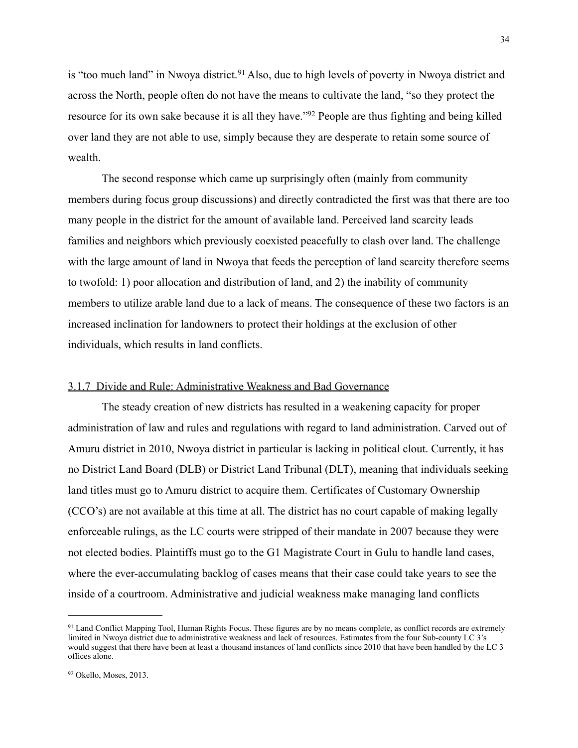is "too much land" in Nwoya district.[91] Also, due to high levels of poverty in Nwoya district and across the North, people often do not have the means to cultivate the land, "so they protect the resource for its own sake because it is all they have."[92] People are thus fighting and being killed over land they are not able to use, simply because they are desperate to retain some source of wealth.

The second response which came up surprisingly often (mainly from community members during focus group discussions) and directly contradicted the first was that there are too many people in the district for the amount of available land. Perceived land scarcity leads families and neighbors which previously coexisted peacefully to clash over land. The challenge with the large amount of land in Nwoya that feeds the perception of land scarcity therefore seems to twofold: 1) poor allocation and distribution of land, and 2) the inability of community members to utilize arable land due to a lack of means. The consequence of these two factors is an increased inclination for landowners to protect their holdings at the exclusion of other individuals, which results in land conflicts.

#### 3.1.7 Divide and Rule: Administrative Weakness and Bad Governance

The steady creation of new districts has resulted in a weakening capacity for proper administration of law and rules and regulations with regard to land administration. Carved out of Amuru district in 2010, Nwoya district in particular is lacking in political clout. Currently, it has no District Land Board (DLB) or District Land Tribunal (DLT), meaning that individuals seeking land titles must go to Amuru district to acquire them. Certificates of Customary Ownership (CCO's) are not available at this time at all. The district has no court capable of making legally enforceable rulings, as the LC courts were stripped of their mandate in 2007 because they were not elected bodies. Plaintiffs must go to the G1 Magistrate Court in Gulu to handle land cases, where the ever-accumulating backlog of cases means that their case could take years to see the inside of a courtroom. Administrative and judicial weakness make managing land conflicts

---

[91] Land Conflict Mapping Tool, Human Rights Focus. These figures are by no means complete, as conflict records are extremely limited in Nwoya district due to administrative weakness and lack of resources. Estimates from the four Sub-county LC 3's would suggest that there have been at least a thousand instances of land conflicts since 2010 that have been handled by the LC 3 offices alone.

[92] Okello, Moses, 2013.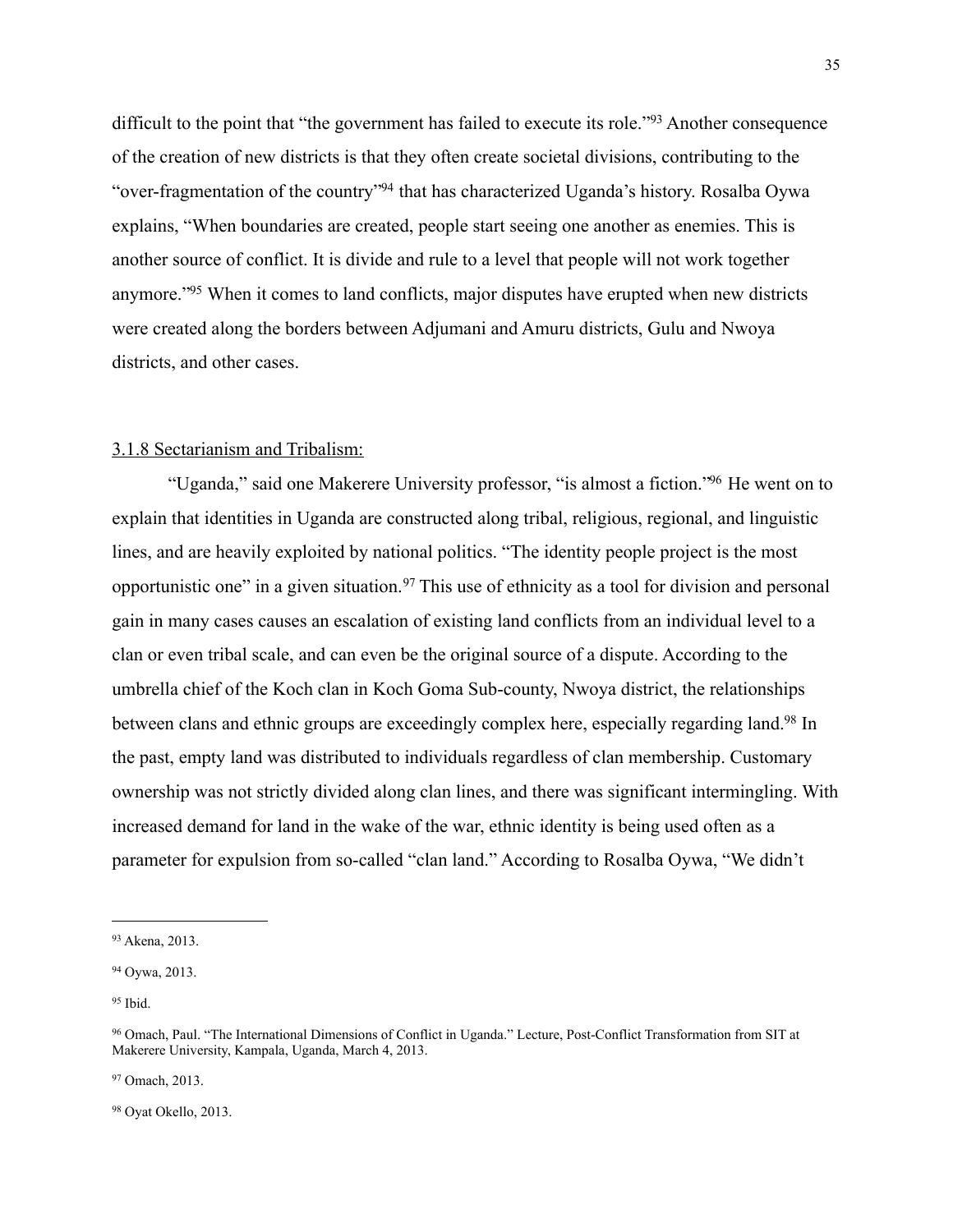difficult to the point that "the government has failed to execute its role."[93] Another consequence of the creation of new districts is that they often create societal divisions, contributing to the "over-fragmentation of the country"[94] that has characterized Uganda's history. Rosalba Oywa explains, "When boundaries are created, people start seeing one another as enemies. This is another source of conflict. It is divide and rule to a level that people will not work together anymore."[95] When it comes to land conflicts, major disputes have erupted when new districts were created along the borders between Adjumani and Amuru districts, Gulu and Nwoya districts, and other cases.

### 3.1.8 Sectarianism and Tribalism:

"Uganda," said one Makerere University professor, "is almost a fiction."[96] He went on to explain that identities in Uganda are constructed along tribal, religious, regional, and linguistic lines, and are heavily exploited by national politics. "The identity people project is the most opportunistic one" in a given situation.[97] This use of ethnicity as a tool for division and personal gain in many cases causes an escalation of existing land conflicts from an individual level to a clan or even tribal scale, and can even be the original source of a dispute. According to the umbrella chief of the Koch clan in Koch Goma Sub-county, Nwoya district, the relationships between clans and ethnic groups are exceedingly complex here, especially regarding land.[98] In the past, empty land was distributed to individuals regardless of clan membership. Customary ownership was not strictly divided along clan lines, and there was significant intermingling. With increased demand for land in the wake of the war, ethnic identity is being used often as a parameter for expulsion from so-called "clan land." According to Rosalba Oywa, "We didn't

---

[93] Akena, 2013.

[94] Oywa, 2013.

[95] Ibid.

[96] Omach, Paul. "The International Dimensions of Conflict in Uganda." Lecture, Post-Conflict Transformation from SIT at Makerere University, Kampala, Uganda, March 4, 2013.

[97] Omach, 2013.

[98] Oyat Okello, 2013.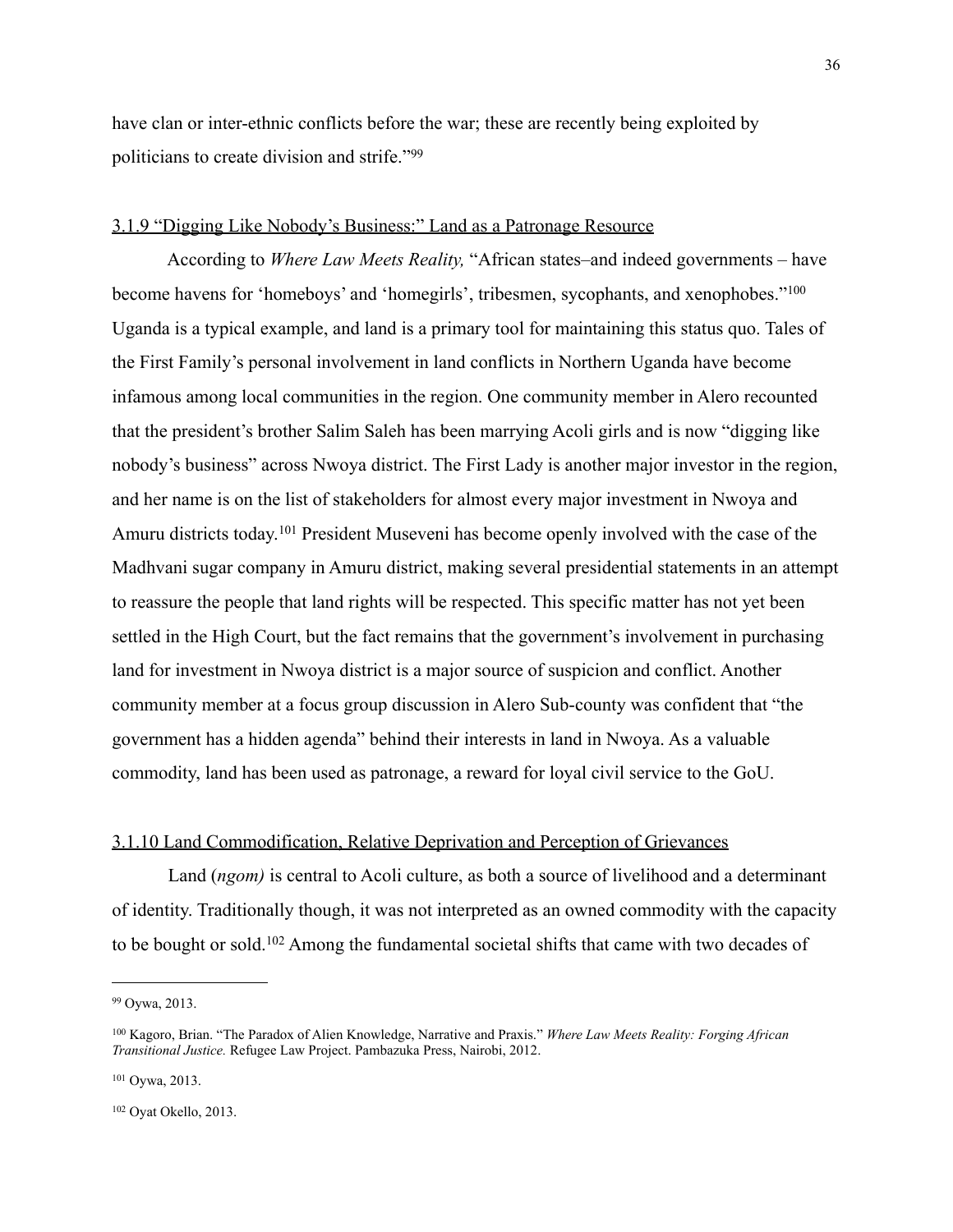have clan or inter-ethnic conflicts before the war; these are recently being exploited by politicians to create division and strife."[99]

### 3.1.9 "Digging Like Nobody's Business:" Land as a Patronage Resource

According to *Where Law Meets Reality,* "African states–and indeed governments – have become havens for 'homeboys' and 'homegirls', tribesmen, sycophants, and xenophobes."[100] Uganda is a typical example, and land is a primary tool for maintaining this status quo. Tales of the First Family's personal involvement in land conflicts in Northern Uganda have become infamous among local communities in the region. One community member in Alero recounted that the president's brother Salim Saleh has been marrying Acoli girls and is now "digging like nobody's business" across Nwoya district. The First Lady is another major investor in the region, and her name is on the list of stakeholders for almost every major investment in Nwoya and Amuru districts today.[101] President Museveni has become openly involved with the case of the Madhvani sugar company in Amuru district, making several presidential statements in an attempt to reassure the people that land rights will be respected. This specific matter has not yet been settled in the High Court, but the fact remains that the government's involvement in purchasing land for investment in Nwoya district is a major source of suspicion and conflict. Another community member at a focus group discussion in Alero Sub-county was confident that "the government has a hidden agenda" behind their interests in land in Nwoya. As a valuable commodity, land has been used as patronage, a reward for loyal civil service to the GoU.

### 3.1.10 Land Commodification, Relative Deprivation and Perception of Grievances

Land (*ngom)* is central to Acoli culture, as both a source of livelihood and a determinant of identity. Traditionally though, it was not interpreted as an owned commodity with the capacity to be bought or sold.[102] Among the fundamental societal shifts that came with two decades of

---

[99] Oywa, 2013.

[100] Kagoro, Brian. "The Paradox of Alien Knowledge, Narrative and Praxis." *Where Law Meets Reality: Forging African Transitional Justice.* Refugee Law Project. Pambazuka Press, Nairobi, 2012.

[101] Oywa, 2013.

[102] Oyat Okello, 2013.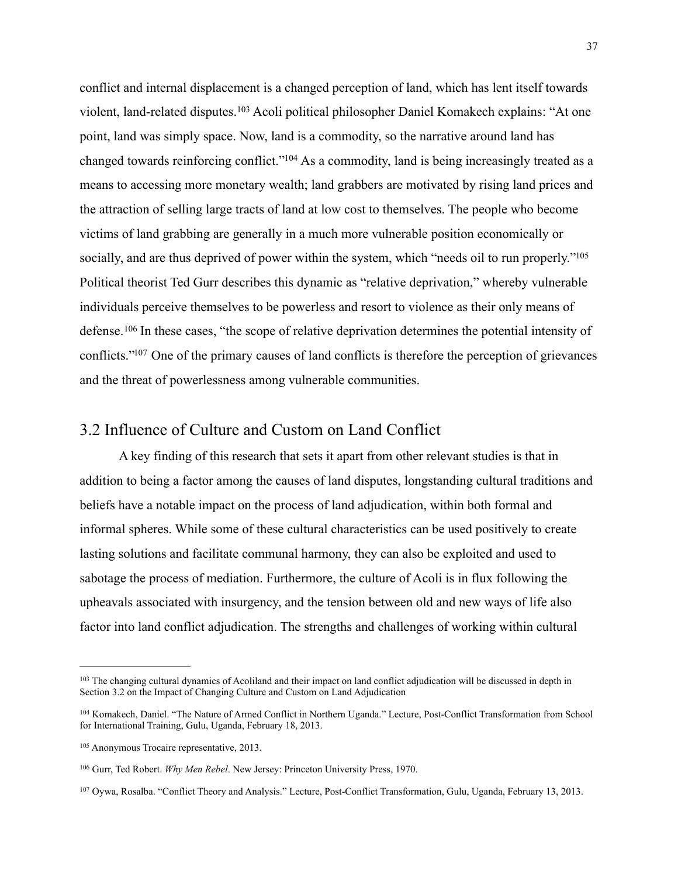conflict and internal displacement is a changed perception of land, which has lent itself towards violent, land-related disputes.[103] Acoli political philosopher Daniel Komakech explains: "At one point, land was simply space. Now, land is a commodity, so the narrative around land has changed towards reinforcing conflict."[104] As a commodity, land is being increasingly treated as a means to accessing more monetary wealth; land grabbers are motivated by rising land prices and the attraction of selling large tracts of land at low cost to themselves. The people who become victims of land grabbing are generally in a much more vulnerable position economically or socially, and are thus deprived of power within the system, which "needs oil to run properly."[105] Political theorist Ted Gurr describes this dynamic as "relative deprivation," whereby vulnerable individuals perceive themselves to be powerless and resort to violence as their only means of defense.[106] In these cases, "the scope of relative deprivation determines the potential intensity of conflicts."[107] One of the primary causes of land conflicts is therefore the perception of grievances and the threat of powerlessness among vulnerable communities.

## 3.2 Influence of Culture and Custom on Land Conflict

A key finding of this research that sets it apart from other relevant studies is that in addition to being a factor among the causes of land disputes, longstanding cultural traditions and beliefs have a notable impact on the process of land adjudication, within both formal and informal spheres. While some of these cultural characteristics can be used positively to create lasting solutions and facilitate communal harmony, they can also be exploited and used to sabotage the process of mediation. Furthermore, the culture of Acoli is in flux following the upheavals associated with insurgency, and the tension between old and new ways of life also factor into land conflict adjudication. The strengths and challenges of working within cultural

---

[103] The changing cultural dynamics of Acoliland and their impact on land conflict adjudication will be discussed in depth in Section 3.2 on the Impact of Changing Culture and Custom on Land Adjudication

[104] Komakech, Daniel. "The Nature of Armed Conflict in Northern Uganda." Lecture, Post-Conflict Transformation from School for International Training, Gulu, Uganda, February 18, 2013.

[105] Anonymous Trocaire representative, 2013.

[106] Gurr, Ted Robert. *Why Men Rebel*. New Jersey: Princeton University Press, 1970.

[107] Oywa, Rosalba. "Conflict Theory and Analysis." Lecture, Post-Conflict Transformation, Gulu, Uganda, February 13, 2013.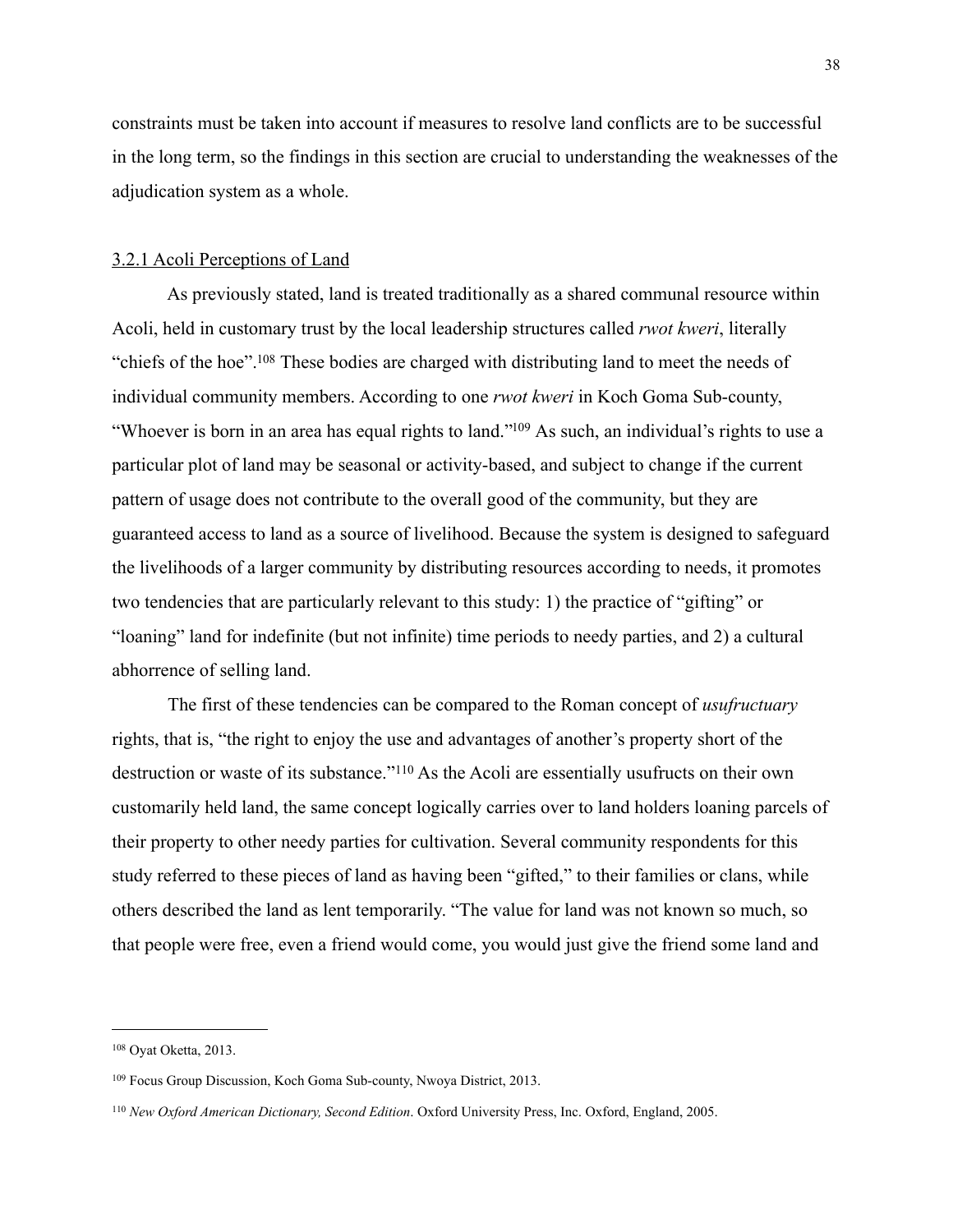constraints must be taken into account if measures to resolve land conflicts are to be successful in the long term, so the findings in this section are crucial to understanding the weaknesses of the adjudication system as a whole.

### 3.2.1 Acoli Perceptions of Land

As previously stated, land is treated traditionally as a shared communal resource within Acoli, held in customary trust by the local leadership structures called *rwot kweri*, literally "chiefs of the hoe".[108] These bodies are charged with distributing land to meet the needs of individual community members. According to one *rwot kweri* in Koch Goma Sub-county, "Whoever is born in an area has equal rights to land."[109] As such, an individual's rights to use a particular plot of land may be seasonal or activity-based, and subject to change if the current pattern of usage does not contribute to the overall good of the community, but they are guaranteed access to land as a source of livelihood. Because the system is designed to safeguard the livelihoods of a larger community by distributing resources according to needs, it promotes two tendencies that are particularly relevant to this study: 1) the practice of "gifting" or "loaning" land for indefinite (but not infinite) time periods to needy parties, and 2) a cultural abhorrence of selling land.

The first of these tendencies can be compared to the Roman concept of *usufructuary* rights, that is, "the right to enjoy the use and advantages of another's property short of the destruction or waste of its substance."[110] As the Acoli are essentially usufructs on their own customarily held land, the same concept logically carries over to land holders loaning parcels of their property to other needy parties for cultivation. Several community respondents for this study referred to these pieces of land as having been "gifted," to their families or clans, while others described the land as lent temporarily. "The value for land was not known so much, so that people were free, even a friend would come, you would just give the friend some land and

---

[108] Oyat Oketta, 2013.

[109] Focus Group Discussion, Koch Goma Sub-county, Nwoya District, 2013.

[110] *New Oxford American Dictionary, Second Edition*. Oxford University Press, Inc. Oxford, England, 2005.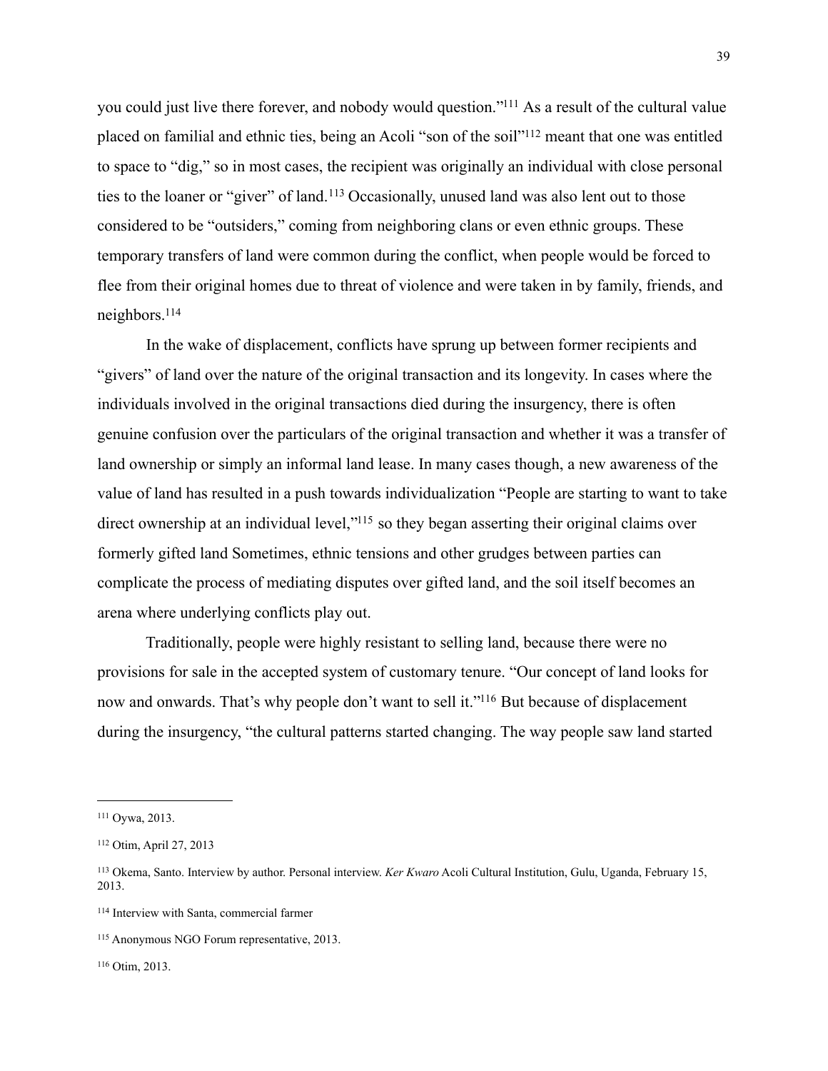you could just live there forever, and nobody would question."[111] As a result of the cultural value placed on familial and ethnic ties, being an Acoli "son of the soil"[112] meant that one was entitled to space to "dig," so in most cases, the recipient was originally an individual with close personal ties to the loaner or "giver" of land.[113] Occasionally, unused land was also lent out to those considered to be "outsiders," coming from neighboring clans or even ethnic groups. These temporary transfers of land were common during the conflict, when people would be forced to flee from their original homes due to threat of violence and were taken in by family, friends, and neighbors.[114]

In the wake of displacement, conflicts have sprung up between former recipients and "givers" of land over the nature of the original transaction and its longevity. In cases where the individuals involved in the original transactions died during the insurgency, there is often genuine confusion over the particulars of the original transaction and whether it was a transfer of land ownership or simply an informal land lease. In many cases though, a new awareness of the value of land has resulted in a push towards individualization "People are starting to want to take direct ownership at an individual level,"[115] so they began asserting their original claims over formerly gifted land Sometimes, ethnic tensions and other grudges between parties can complicate the process of mediating disputes over gifted land, and the soil itself becomes an arena where underlying conflicts play out.

Traditionally, people were highly resistant to selling land, because there were no provisions for sale in the accepted system of customary tenure. "Our concept of land looks for now and onwards. That's why people don't want to sell it."[116] But because of displacement during the insurgency, "the cultural patterns started changing. The way people saw land started

---

[111] Oywa, 2013.

[112] Otim, April 27, 2013

[113] Okema, Santo. Interview by author. Personal interview. *Ker Kwaro* Acoli Cultural Institution, Gulu, Uganda, February 15, 2013.

[114] Interview with Santa, commercial farmer

[115] Anonymous NGO Forum representative, 2013.

[116] Otim, 2013.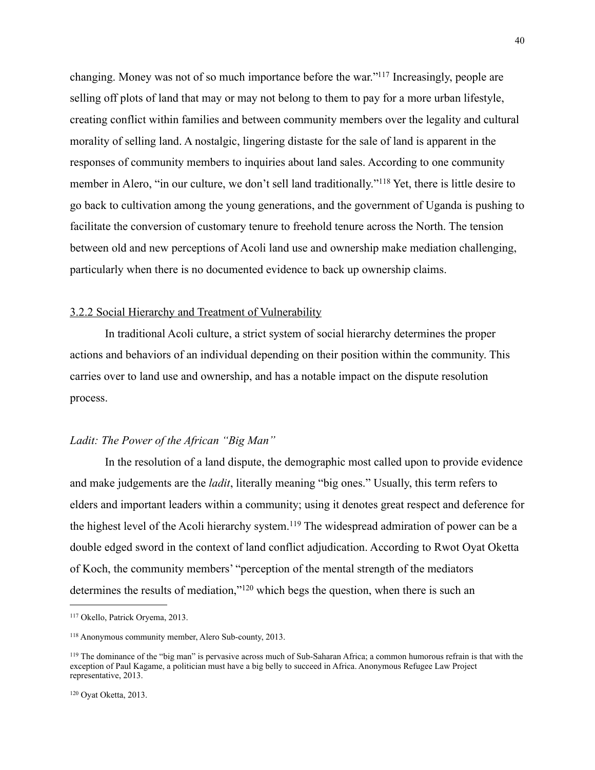changing. Money was not of so much importance before the war."[117] Increasingly, people are selling off plots of land that may or may not belong to them to pay for a more urban lifestyle, creating conflict within families and between community members over the legality and cultural morality of selling land. A nostalgic, lingering distaste for the sale of land is apparent in the responses of community members to inquiries about land sales. According to one community member in Alero, "in our culture, we don't sell land traditionally."[118] Yet, there is little desire to go back to cultivation among the young generations, and the government of Uganda is pushing to facilitate the conversion of customary tenure to freehold tenure across the North. The tension between old and new perceptions of Acoli land use and ownership make mediation challenging, particularly when there is no documented evidence to back up ownership claims.

### 3.2.2 Social Hierarchy and Treatment of Vulnerability

In traditional Acoli culture, a strict system of social hierarchy determines the proper actions and behaviors of an individual depending on their position within the community. This carries over to land use and ownership, and has a notable impact on the dispute resolution process.

#### *Ladit: The Power of the African "Big Man"*

In the resolution of a land dispute, the demographic most called upon to provide evidence and make judgements are the *ladit*, literally meaning "big ones." Usually, this term refers to elders and important leaders within a community; using it denotes great respect and deference for the highest level of the Acoli hierarchy system.[119] The widespread admiration of power can be a double edged sword in the context of land conflict adjudication. According to Rwot Oyat Oketta of Koch, the community members' "perception of the mental strength of the mediators determines the results of mediation,"[120] which begs the question, when there is such an

---

[117] Okello, Patrick Oryema, 2013.

[118] Anonymous community member, Alero Sub-county, 2013.

[119] The dominance of the "big man" is pervasive across much of Sub-Saharan Africa; a common humorous refrain is that with the exception of Paul Kagame, a politician must have a big belly to succeed in Africa. Anonymous Refugee Law Project representative, 2013.

[120] Oyat Oketta, 2013.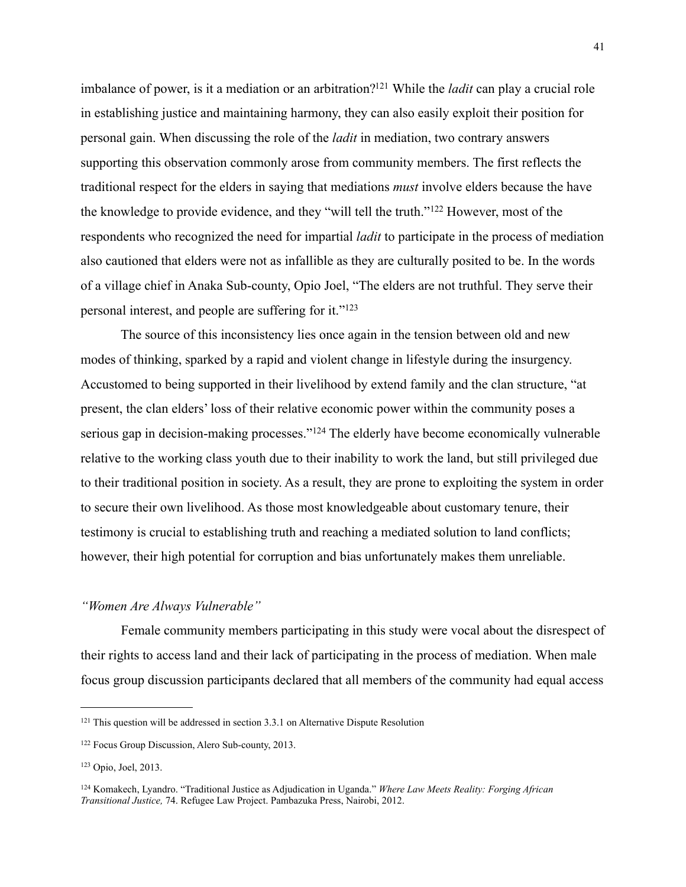imbalance of power, is it a mediation or an arbitration?[121] While the *ladit* can play a crucial role in establishing justice and maintaining harmony, they can also easily exploit their position for personal gain. When discussing the role of the *ladit* in mediation, two contrary answers supporting this observation commonly arose from community members. The first reflects the traditional respect for the elders in saying that mediations *must* involve elders because the have the knowledge to provide evidence, and they "will tell the truth."[122] However, most of the respondents who recognized the need for impartial *ladit* to participate in the process of mediation also cautioned that elders were not as infallible as they are culturally posited to be. In the words of a village chief in Anaka Sub-county, Opio Joel, "The elders are not truthful. They serve their personal interest, and people are suffering for it."[123]

The source of this inconsistency lies once again in the tension between old and new modes of thinking, sparked by a rapid and violent change in lifestyle during the insurgency. Accustomed to being supported in their livelihood by extend family and the clan structure, "at present, the clan elders' loss of their relative economic power within the community poses a serious gap in decision-making processes."[124] The elderly have become economically vulnerable relative to the working class youth due to their inability to work the land, but still privileged due to their traditional position in society. As a result, they are prone to exploiting the system in order to secure their own livelihood. As those most knowledgeable about customary tenure, their testimony is crucial to establishing truth and reaching a mediated solution to land conflicts; however, their high potential for corruption and bias unfortunately makes them unreliable.

### *"Women Are Always Vulnerable"*

Female community members participating in this study were vocal about the disrespect of their rights to access land and their lack of participating in the process of mediation. When male focus group discussion participants declared that all members of the community had equal access

---

[121] This question will be addressed in section 3.3.1 on Alternative Dispute Resolution

[122] Focus Group Discussion, Alero Sub-county, 2013.

[123] Opio, Joel, 2013.

[124] Komakech, Lyandro. "Traditional Justice as Adjudication in Uganda." *Where Law Meets Reality: Forging African Transitional Justice,* 74. Refugee Law Project. Pambazuka Press, Nairobi, 2012.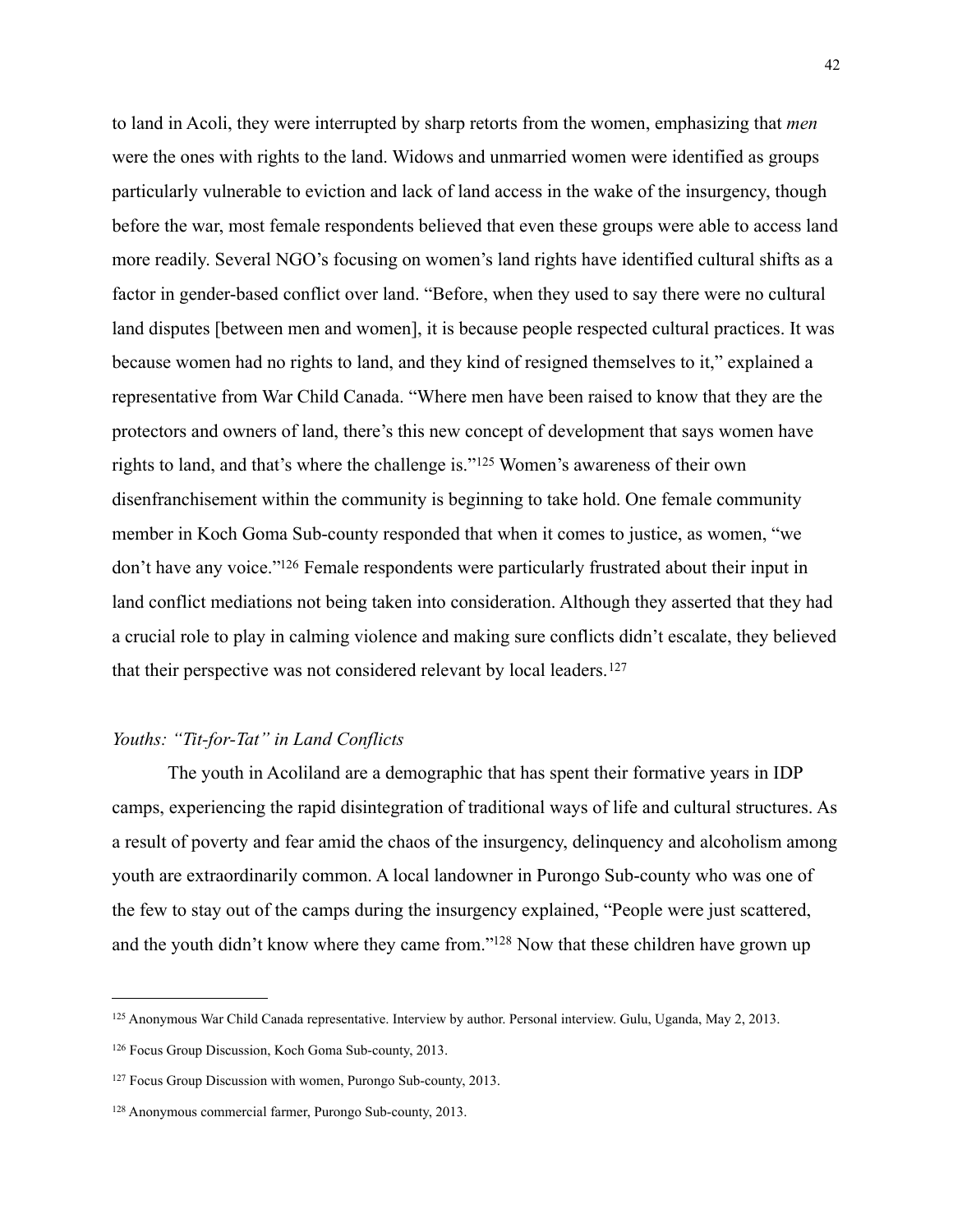to land in Acoli, they were interrupted by sharp retorts from the women, emphasizing that *men* were the ones with rights to the land. Widows and unmarried women were identified as groups particularly vulnerable to eviction and lack of land access in the wake of the insurgency, though before the war, most female respondents believed that even these groups were able to access land more readily. Several NGO's focusing on women's land rights have identified cultural shifts as a factor in gender-based conflict over land. "Before, when they used to say there were no cultural land disputes [between men and women], it is because people respected cultural practices. It was because women had no rights to land, and they kind of resigned themselves to it," explained a representative from War Child Canada. "Where men have been raised to know that they are the protectors and owners of land, there's this new concept of development that says women have rights to land, and that's where the challenge is."[125] Women's awareness of their own disenfranchisement within the community is beginning to take hold. One female community member in Koch Goma Sub-county responded that when it comes to justice, as women, "we don't have any voice."[126] Female respondents were particularly frustrated about their input in land conflict mediations not being taken into consideration. Although they asserted that they had a crucial role to play in calming violence and making sure conflicts didn't escalate, they believed that their perspective was not considered relevant by local leaders.[127]

### *Youths: "Tit-for-Tat" in Land Conflicts*

The youth in Acoliland are a demographic that has spent their formative years in IDP camps, experiencing the rapid disintegration of traditional ways of life and cultural structures. As a result of poverty and fear amid the chaos of the insurgency, delinquency and alcoholism among youth are extraordinarily common. A local landowner in Purongo Sub-county who was one of the few to stay out of the camps during the insurgency explained, "People were just scattered, and the youth didn't know where they came from."[128] Now that these children have grown up

---

[125] Anonymous War Child Canada representative. Interview by author. Personal interview. Gulu, Uganda, May 2, 2013.

[126] Focus Group Discussion, Koch Goma Sub-county, 2013.

[127] Focus Group Discussion with women, Purongo Sub-county, 2013.

[128] Anonymous commercial farmer, Purongo Sub-county, 2013.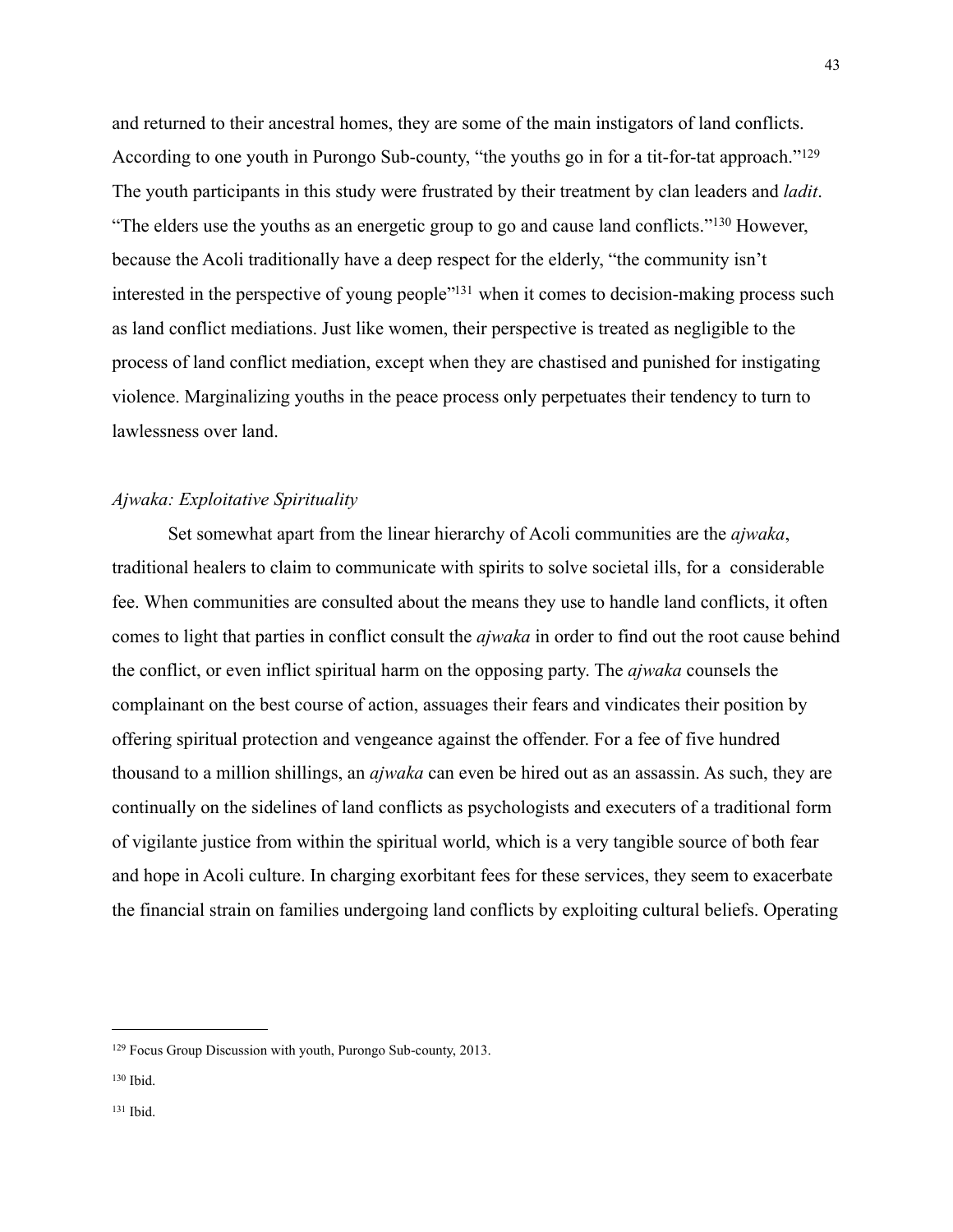and returned to their ancestral homes, they are some of the main instigators of land conflicts. According to one youth in Purongo Sub-county, "the youths go in for a tit-for-tat approach."[129] The youth participants in this study were frustrated by their treatment by clan leaders and *ladit*. "The elders use the youths as an energetic group to go and cause land conflicts."[130] However, because the Acoli traditionally have a deep respect for the elderly, "the community isn't interested in the perspective of young people"[131] when it comes to decision-making process such as land conflict mediations. Just like women, their perspective is treated as negligible to the process of land conflict mediation, except when they are chastised and punished for instigating violence. Marginalizing youths in the peace process only perpetuates their tendency to turn to lawlessness over land.

*Ajwaka: Exploitative Spirituality*

Set somewhat apart from the linear hierarchy of Acoli communities are the *ajwaka*, traditional healers to claim to communicate with spirits to solve societal ills, for a considerable fee. When communities are consulted about the means they use to handle land conflicts, it often comes to light that parties in conflict consult the *ajwaka* in order to find out the root cause behind the conflict, or even inflict spiritual harm on the opposing party. The *ajwaka* counsels the complainant on the best course of action, assuages their fears and vindicates their position by offering spiritual protection and vengeance against the offender. For a fee of five hundred thousand to a million shillings, an *ajwaka* can even be hired out as an assassin. As such, they are continually on the sidelines of land conflicts as psychologists and executers of a traditional form of vigilante justice from within the spiritual world, which is a very tangible source of both fear and hope in Acoli culture. In charging exorbitant fees for these services, they seem to exacerbate the financial strain on families undergoing land conflicts by exploiting cultural beliefs. Operating

---

[129] Focus Group Discussion with youth, Purongo Sub-county, 2013.

[130] Ibid.

[131] Ibid.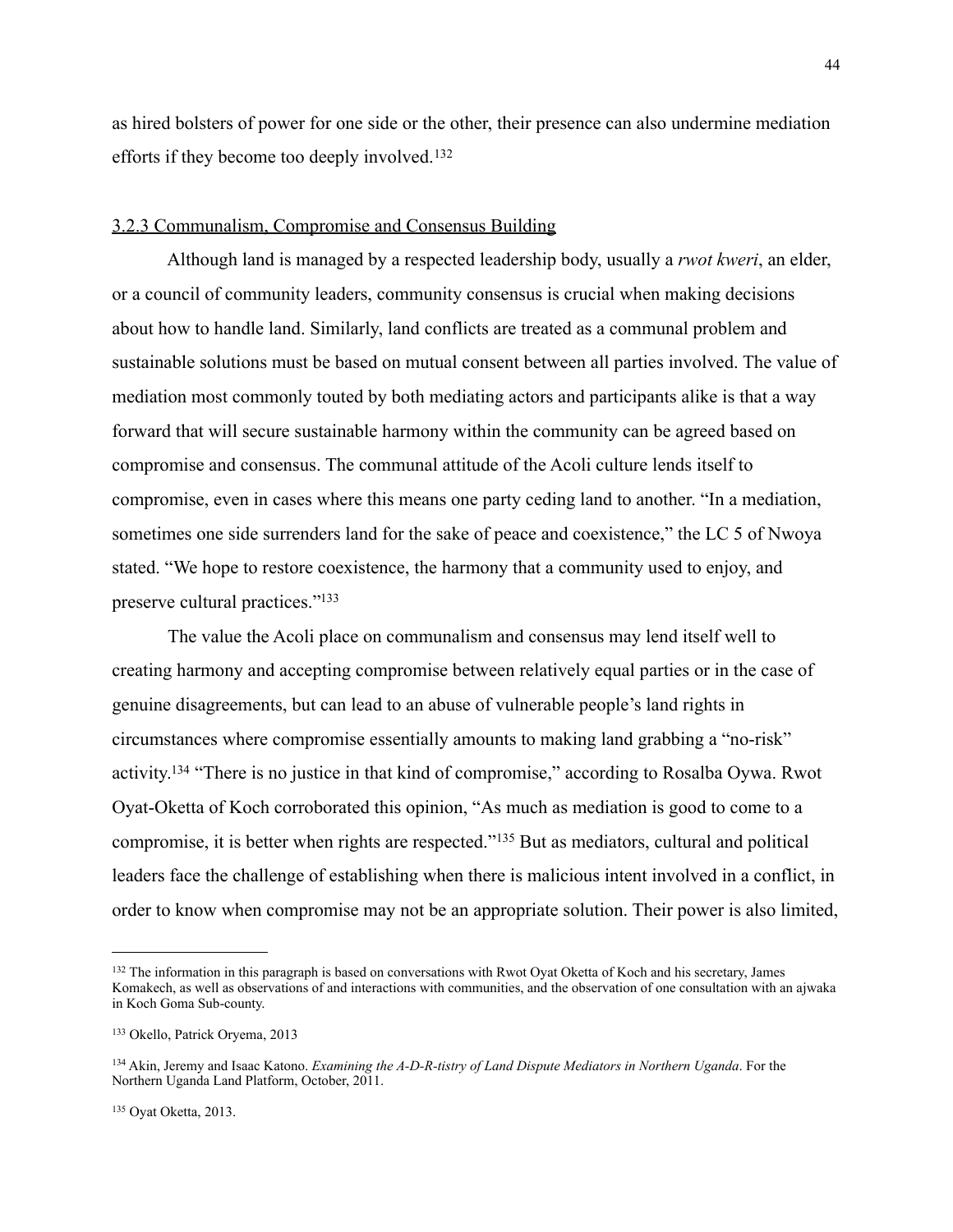as hired bolsters of power for one side or the other, their presence can also undermine mediation efforts if they become too deeply involved.[132]

### 3.2.3 Communalism, Compromise and Consensus Building

Although land is managed by a respected leadership body, usually a *rwot kweri*, an elder, or a council of community leaders, community consensus is crucial when making decisions about how to handle land. Similarly, land conflicts are treated as a communal problem and sustainable solutions must be based on mutual consent between all parties involved. The value of mediation most commonly touted by both mediating actors and participants alike is that a way forward that will secure sustainable harmony within the community can be agreed based on compromise and consensus. The communal attitude of the Acoli culture lends itself to compromise, even in cases where this means one party ceding land to another. "In a mediation, sometimes one side surrenders land for the sake of peace and coexistence," the LC 5 of Nwoya stated. "We hope to restore coexistence, the harmony that a community used to enjoy, and preserve cultural practices."[133]

The value the Acoli place on communalism and consensus may lend itself well to creating harmony and accepting compromise between relatively equal parties or in the case of genuine disagreements, but can lead to an abuse of vulnerable people's land rights in circumstances where compromise essentially amounts to making land grabbing a "no-risk" activity.[134] "There is no justice in that kind of compromise," according to Rosalba Oywa. Rwot Oyat-Oketta of Koch corroborated this opinion, "As much as mediation is good to come to a compromise, it is better when rights are respected."[135] But as mediators, cultural and political leaders face the challenge of establishing when there is malicious intent involved in a conflict, in order to know when compromise may not be an appropriate solution. Their power is also limited,

---

[132] The information in this paragraph is based on conversations with Rwot Oyat Oketta of Koch and his secretary, James Komakech, as well as observations of and interactions with communities, and the observation of one consultation with an ajwaka in Koch Goma Sub-county.

[133] Okello, Patrick Oryema, 2013

[134] Akin, Jeremy and Isaac Katono. *Examining the A-D-R-tistry of Land Dispute Mediators in Northern Uganda*. For the Northern Uganda Land Platform, October, 2011.

[135] Oyat Oketta, 2013.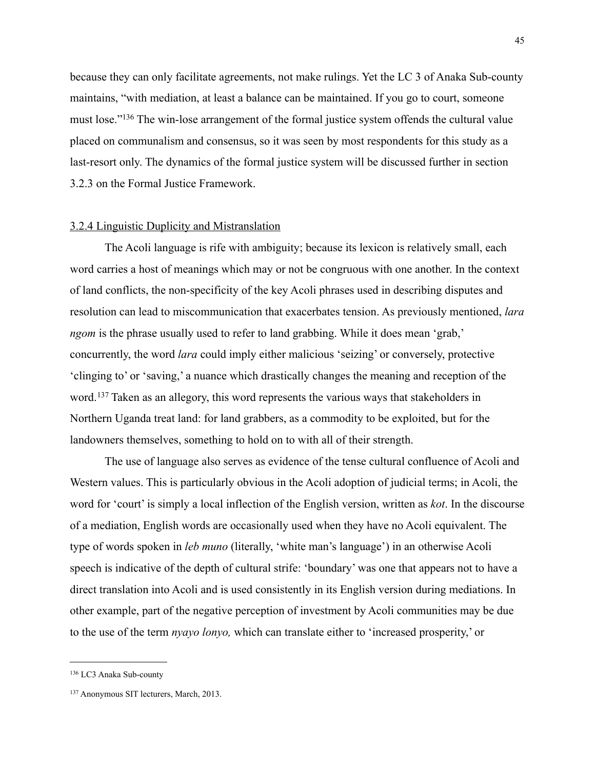because they can only facilitate agreements, not make rulings. Yet the LC 3 of Anaka Sub-county maintains, "with mediation, at least a balance can be maintained. If you go to court, someone must lose."[136] The win-lose arrangement of the formal justice system offends the cultural value placed on communalism and consensus, so it was seen by most respondents for this study as a last-resort only. The dynamics of the formal justice system will be discussed further in section 3.2.3 on the Formal Justice Framework.

### 3.2.4 Linguistic Duplicity and Mistranslation

The Acoli language is rife with ambiguity; because its lexicon is relatively small, each word carries a host of meanings which may or not be congruous with one another. In the context of land conflicts, the non-specificity of the key Acoli phrases used in describing disputes and resolution can lead to miscommunication that exacerbates tension. As previously mentioned, *lara ngom* is the phrase usually used to refer to land grabbing. While it does mean 'grab,' concurrently, the word *lara* could imply either malicious 'seizing' or conversely, protective 'clinging to' or 'saving,' a nuance which drastically changes the meaning and reception of the word.[137] Taken as an allegory, this word represents the various ways that stakeholders in Northern Uganda treat land: for land grabbers, as a commodity to be exploited, but for the landowners themselves, something to hold on to with all of their strength.

The use of language also serves as evidence of the tense cultural confluence of Acoli and Western values. This is particularly obvious in the Acoli adoption of judicial terms; in Acoli, the word for 'court' is simply a local inflection of the English version, written as *kot*. In the discourse of a mediation, English words are occasionally used when they have no Acoli equivalent. The type of words spoken in *leb muno* (literally, 'white man's language') in an otherwise Acoli speech is indicative of the depth of cultural strife: 'boundary' was one that appears not to have a direct translation into Acoli and is used consistently in its English version during mediations. In other example, part of the negative perception of investment by Acoli communities may be due to the use of the term *nyayo lonyo,* which can translate either to 'increased prosperity,' or

---

[136] LC3 Anaka Sub-county

[137] Anonymous SIT lecturers, March, 2013.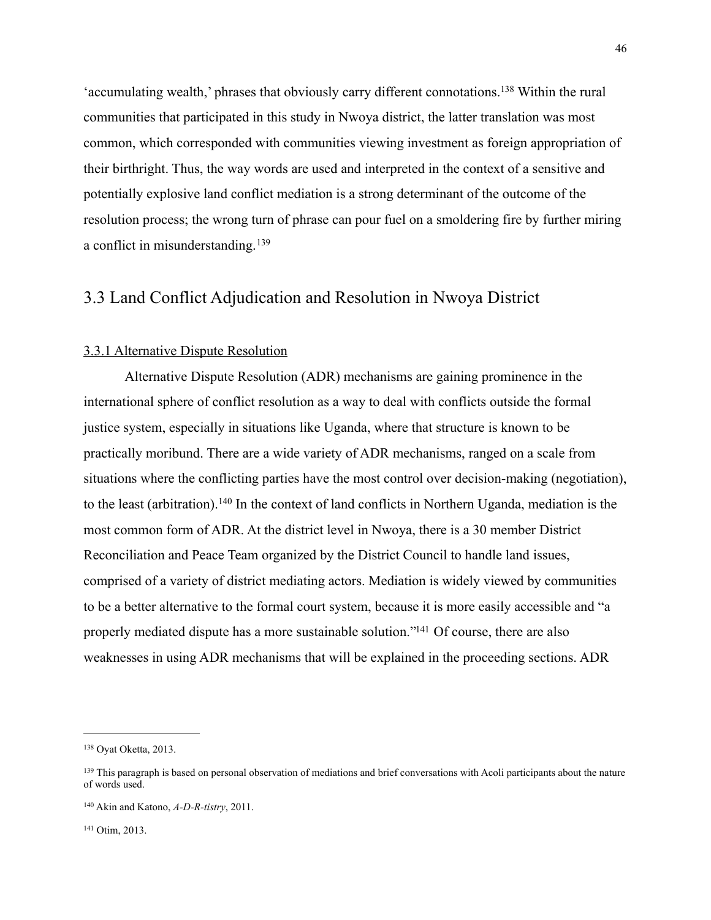'accumulating wealth,' phrases that obviously carry different connotations.[138] Within the rural communities that participated in this study in Nwoya district, the latter translation was most common, which corresponded with communities viewing investment as foreign appropriation of their birthright. Thus, the way words are used and interpreted in the context of a sensitive and potentially explosive land conflict mediation is a strong determinant of the outcome of the resolution process; the wrong turn of phrase can pour fuel on a smoldering fire by further miring a conflict in misunderstanding.[139]

## 3.3 Land Conflict Adjudication and Resolution in Nwoya District

### 3.3.1 Alternative Dispute Resolution

Alternative Dispute Resolution (ADR) mechanisms are gaining prominence in the international sphere of conflict resolution as a way to deal with conflicts outside the formal justice system, especially in situations like Uganda, where that structure is known to be practically moribund. There are a wide variety of ADR mechanisms, ranged on a scale from situations where the conflicting parties have the most control over decision-making (negotiation), to the least (arbitration).[140] In the context of land conflicts in Northern Uganda, mediation is the most common form of ADR. At the district level in Nwoya, there is a 30 member District Reconciliation and Peace Team organized by the District Council to handle land issues, comprised of a variety of district mediating actors. Mediation is widely viewed by communities to be a better alternative to the formal court system, because it is more easily accessible and "a properly mediated dispute has a more sustainable solution."[141] Of course, there are also weaknesses in using ADR mechanisms that will be explained in the proceeding sections. ADR

---

[138] Oyat Oketta, 2013.

[139] This paragraph is based on personal observation of mediations and brief conversations with Acoli participants about the nature of words used.

[140] Akin and Katono, *A-D-R-tistry*, 2011.

[141] Otim, 2013.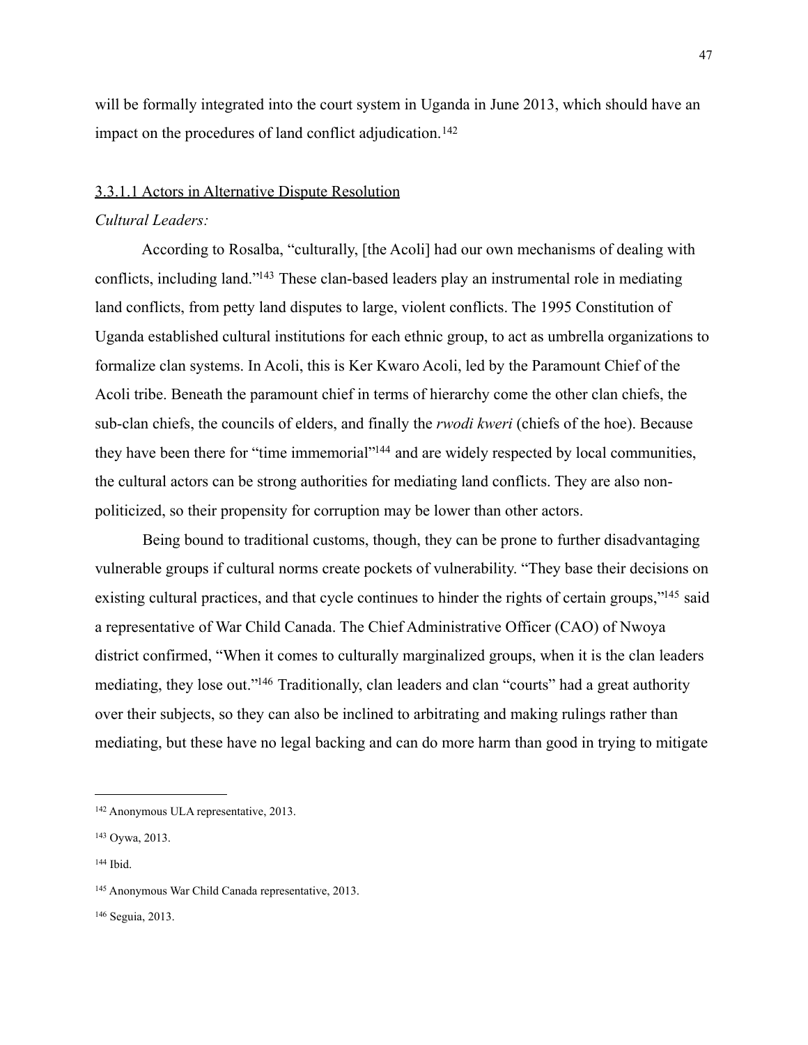will be formally integrated into the court system in Uganda in June 2013, which should have an impact on the procedures of land conflict adjudication.[142]

#### 3.3.1.1 Actors in Alternative Dispute Resolution

*Cultural Leaders:*

According to Rosalba, "culturally, [the Acoli] had our own mechanisms of dealing with conflicts, including land."[143] These clan-based leaders play an instrumental role in mediating land conflicts, from petty land disputes to large, violent conflicts. The 1995 Constitution of Uganda established cultural institutions for each ethnic group, to act as umbrella organizations to formalize clan systems. In Acoli, this is Ker Kwaro Acoli, led by the Paramount Chief of the Acoli tribe. Beneath the paramount chief in terms of hierarchy come the other clan chiefs, the sub-clan chiefs, the councils of elders, and finally the *rwodi kweri* (chiefs of the hoe). Because they have been there for "time immemorial"[144] and are widely respected by local communities, the cultural actors can be strong authorities for mediating land conflicts. They are also non-politicized, so their propensity for corruption may be lower than other actors.

Being bound to traditional customs, though, they can be prone to further disadvantaging vulnerable groups if cultural norms create pockets of vulnerability. "They base their decisions on existing cultural practices, and that cycle continues to hinder the rights of certain groups,"[145] said a representative of War Child Canada. The Chief Administrative Officer (CAO) of Nwoya district confirmed, "When it comes to culturally marginalized groups, when it is the clan leaders mediating, they lose out."[146] Traditionally, clan leaders and clan "courts" had a great authority over their subjects, so they can also be inclined to arbitrating and making rulings rather than mediating, but these have no legal backing and can do more harm than good in trying to mitigate

---

[142] Anonymous ULA representative, 2013.

[143] Oywa, 2013.

[144] Ibid.

[145] Anonymous War Child Canada representative, 2013.

[146] Seguia, 2013.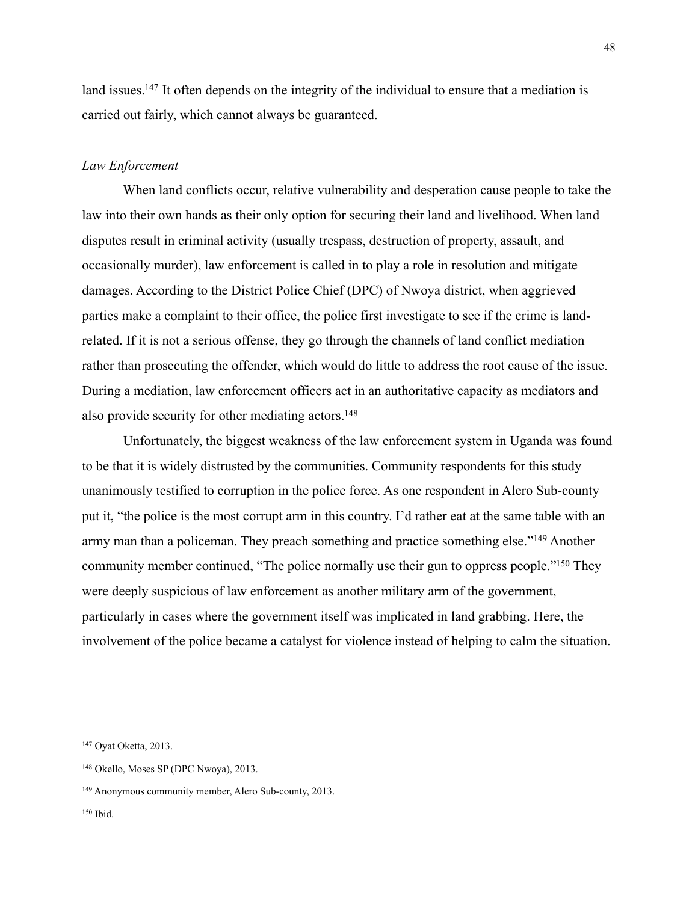land issues.[147] It often depends on the integrity of the individual to ensure that a mediation is carried out fairly, which cannot always be guaranteed.

*Law Enforcement*

When land conflicts occur, relative vulnerability and desperation cause people to take the law into their own hands as their only option for securing their land and livelihood. When land disputes result in criminal activity (usually trespass, destruction of property, assault, and occasionally murder), law enforcement is called in to play a role in resolution and mitigate damages. According to the District Police Chief (DPC) of Nwoya district, when aggrieved parties make a complaint to their office, the police first investigate to see if the crime is land-related. If it is not a serious offense, they go through the channels of land conflict mediation rather than prosecuting the offender, which would do little to address the root cause of the issue. During a mediation, law enforcement officers act in an authoritative capacity as mediators and also provide security for other mediating actors.[148]

Unfortunately, the biggest weakness of the law enforcement system in Uganda was found to be that it is widely distrusted by the communities. Community respondents for this study unanimously testified to corruption in the police force. As one respondent in Alero Sub-county put it, "the police is the most corrupt arm in this country. I'd rather eat at the same table with an army man than a policeman. They preach something and practice something else."[149] Another community member continued, "The police normally use their gun to oppress people."[150] They were deeply suspicious of law enforcement as another military arm of the government, particularly in cases where the government itself was implicated in land grabbing. Here, the involvement of the police became a catalyst for violence instead of helping to calm the situation.

---

[147] Oyat Oketta, 2013.

[148] Okello, Moses SP (DPC Nwoya), 2013.

[149] Anonymous community member, Alero Sub-county, 2013.

[150] Ibid.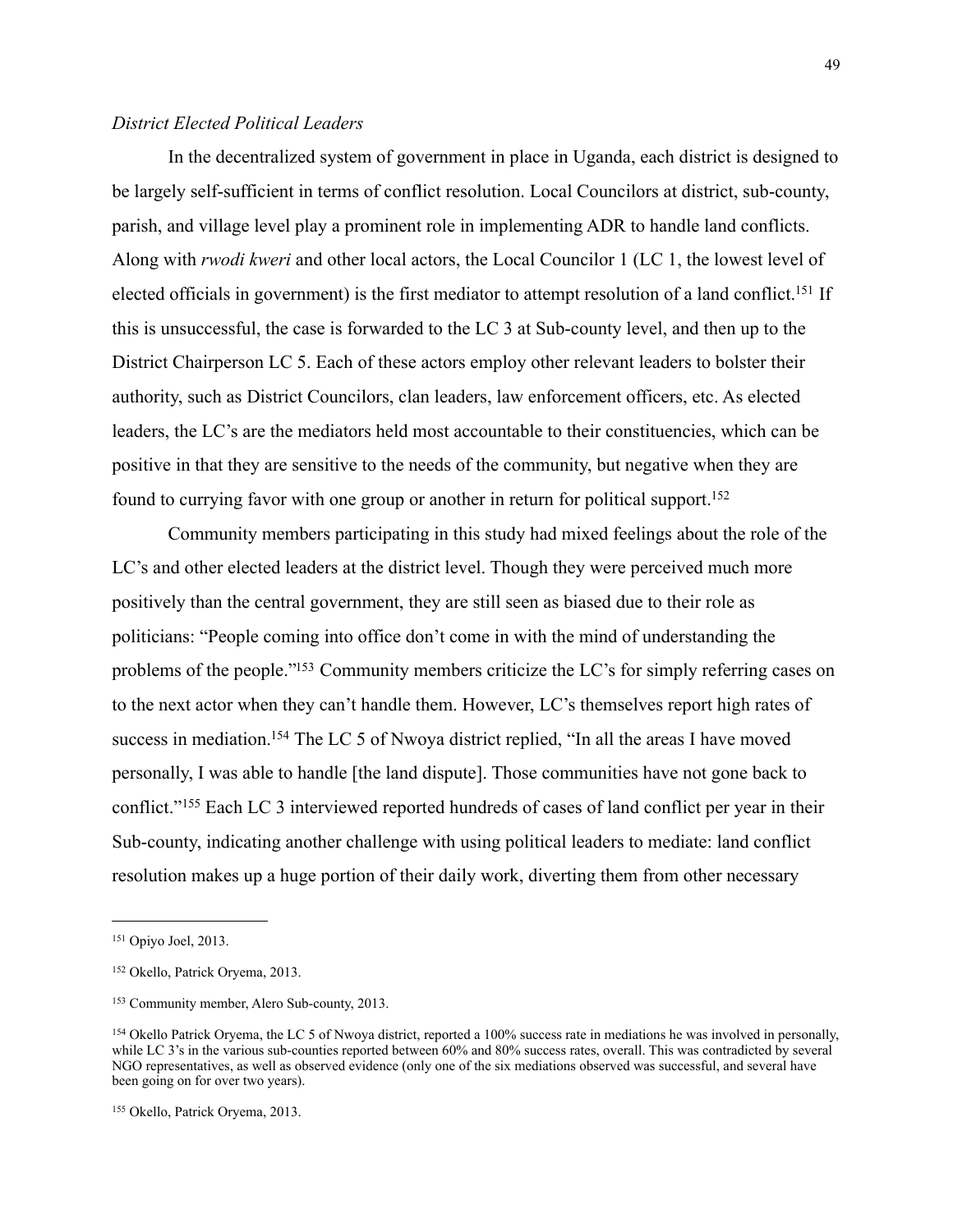*District Elected Political Leaders*

In the decentralized system of government in place in Uganda, each district is designed to be largely self-sufficient in terms of conflict resolution. Local Councilors at district, sub-county, parish, and village level play a prominent role in implementing ADR to handle land conflicts. Along with *rwodi kweri* and other local actors, the Local Councilor 1 (LC 1, the lowest level of elected officials in government) is the first mediator to attempt resolution of a land conflict.[151] If this is unsuccessful, the case is forwarded to the LC 3 at Sub-county level, and then up to the District Chairperson LC 5. Each of these actors employ other relevant leaders to bolster their authority, such as District Councilors, clan leaders, law enforcement officers, etc. As elected leaders, the LC's are the mediators held most accountable to their constituencies, which can be positive in that they are sensitive to the needs of the community, but negative when they are found to currying favor with one group or another in return for political support.[152]

Community members participating in this study had mixed feelings about the role of the LC's and other elected leaders at the district level. Though they were perceived much more positively than the central government, they are still seen as biased due to their role as politicians: "People coming into office don't come in with the mind of understanding the problems of the people."[153] Community members criticize the LC's for simply referring cases on to the next actor when they can't handle them. However, LC's themselves report high rates of success in mediation.[154] The LC 5 of Nwoya district replied, "In all the areas I have moved personally, I was able to handle [the land dispute]. Those communities have not gone back to conflict."[155] Each LC 3 interviewed reported hundreds of cases of land conflict per year in their Sub-county, indicating another challenge with using political leaders to mediate: land conflict resolution makes up a huge portion of their daily work, diverting them from other necessary

---

[151] Opiyo Joel, 2013.

[152] Okello, Patrick Oryema, 2013.

[153] Community member, Alero Sub-county, 2013.

[154] Okello Patrick Oryema, the LC 5 of Nwoya district, reported a 100% success rate in mediations he was involved in personally, while LC 3's in the various sub-counties reported between 60% and 80% success rates, overall. This was contradicted by several NGO representatives, as well as observed evidence (only one of the six mediations observed was successful, and several have been going on for over two years).

[155] Okello, Patrick Oryema, 2013.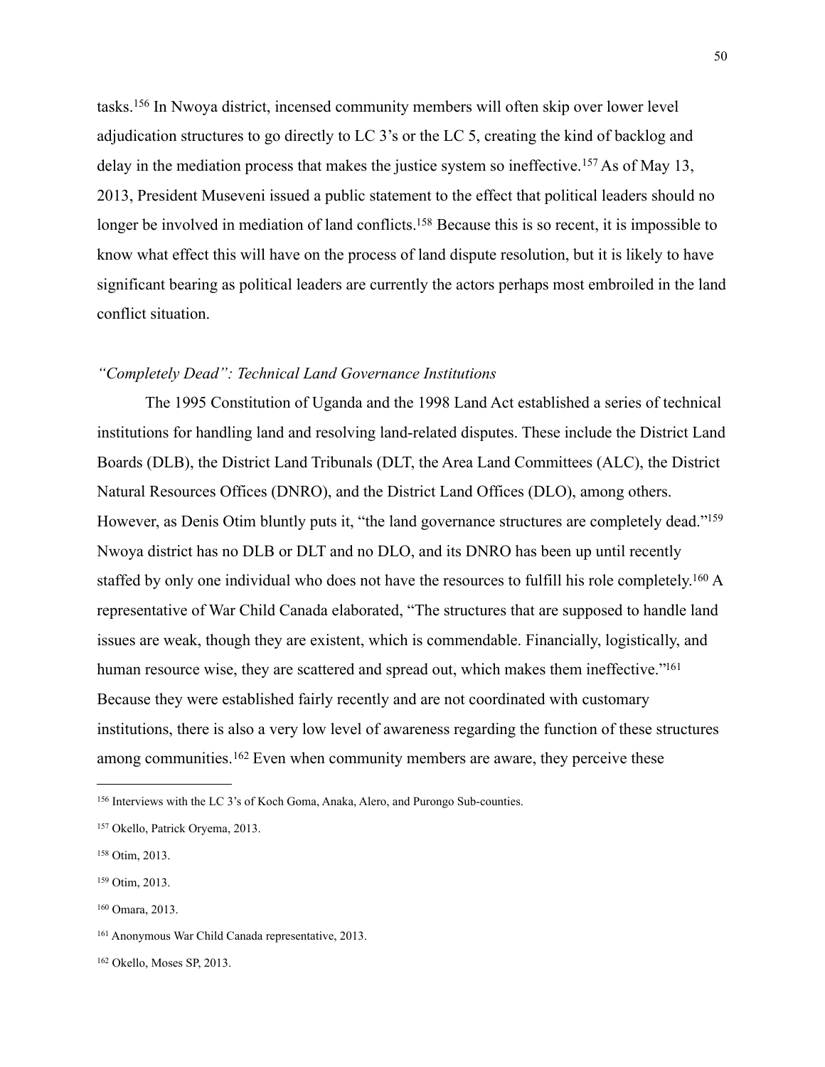tasks.[156] In Nwoya district, incensed community members will often skip over lower level adjudication structures to go directly to LC 3's or the LC 5, creating the kind of backlog and delay in the mediation process that makes the justice system so ineffective.[157] As of May 13, 2013, President Museveni issued a public statement to the effect that political leaders should no longer be involved in mediation of land conflicts.[158] Because this is so recent, it is impossible to know what effect this will have on the process of land dispute resolution, but it is likely to have significant bearing as political leaders are currently the actors perhaps most embroiled in the land conflict situation.

### *"Completely Dead": Technical Land Governance Institutions*

The 1995 Constitution of Uganda and the 1998 Land Act established a series of technical institutions for handling land and resolving land-related disputes. These include the District Land Boards (DLB), the District Land Tribunals (DLT, the Area Land Committees (ALC), the District Natural Resources Offices (DNRO), and the District Land Offices (DLO), among others. However, as Denis Otim bluntly puts it, "the land governance structures are completely dead."[159] Nwoya district has no DLB or DLT and no DLO, and its DNRO has been up until recently staffed by only one individual who does not have the resources to fulfill his role completely.[160] A representative of War Child Canada elaborated, "The structures that are supposed to handle land issues are weak, though they are existent, which is commendable. Financially, logistically, and human resource wise, they are scattered and spread out, which makes them ineffective."[161] Because they were established fairly recently and are not coordinated with customary institutions, there is also a very low level of awareness regarding the function of these structures among communities.[162] Even when community members are aware, they perceive these

---

[156] Interviews with the LC 3's of Koch Goma, Anaka, Alero, and Purongo Sub-counties.

[157] Okello, Patrick Oryema, 2013.

[158] Otim, 2013.

[159] Otim, 2013.

[160] Omara, 2013.

[161] Anonymous War Child Canada representative, 2013.

[162] Okello, Moses SP, 2013.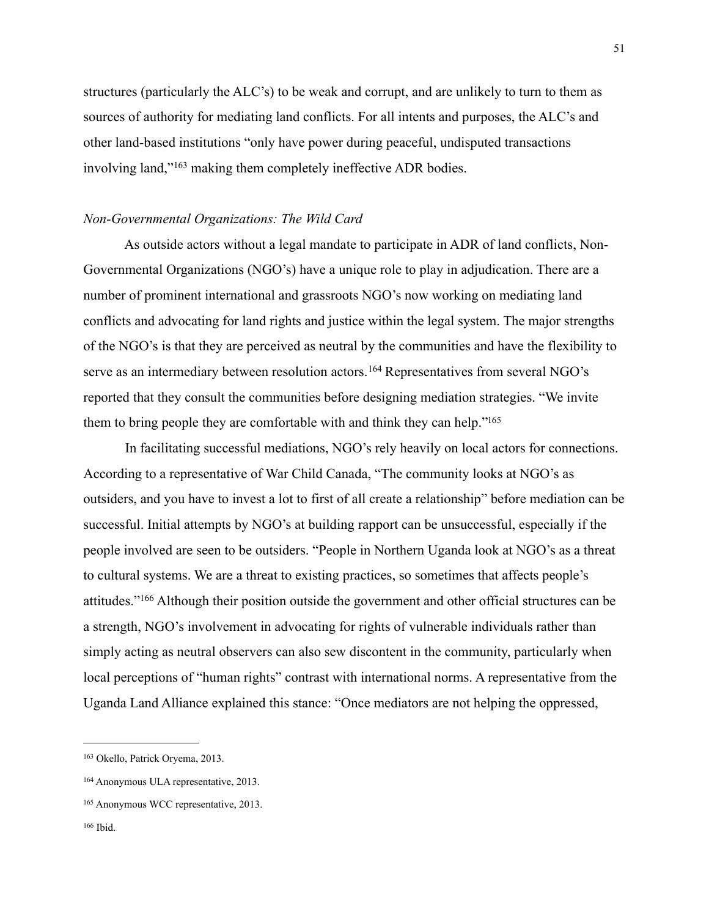structures (particularly the ALC's) to be weak and corrupt, and are unlikely to turn to them as sources of authority for mediating land conflicts. For all intents and purposes, the ALC's and other land-based institutions "only have power during peaceful, undisputed transactions involving land,"[163] making them completely ineffective ADR bodies.

*Non-Governmental Organizations: The Wild Card*

As outside actors without a legal mandate to participate in ADR of land conflicts, Non-Governmental Organizations (NGO's) have a unique role to play in adjudication. There are a number of prominent international and grassroots NGO's now working on mediating land conflicts and advocating for land rights and justice within the legal system. The major strengths of the NGO's is that they are perceived as neutral by the communities and have the flexibility to serve as an intermediary between resolution actors.[164] Representatives from several NGO's reported that they consult the communities before designing mediation strategies. "We invite them to bring people they are comfortable with and think they can help."[165]

In facilitating successful mediations, NGO's rely heavily on local actors for connections. According to a representative of War Child Canada, "The community looks at NGO's as outsiders, and you have to invest a lot to first of all create a relationship" before mediation can be successful. Initial attempts by NGO's at building rapport can be unsuccessful, especially if the people involved are seen to be outsiders. "People in Northern Uganda look at NGO's as a threat to cultural systems. We are a threat to existing practices, so sometimes that affects people's attitudes."[166] Although their position outside the government and other official structures can be a strength, NGO's involvement in advocating for rights of vulnerable individuals rather than simply acting as neutral observers can also sew discontent in the community, particularly when local perceptions of "human rights" contrast with international norms. A representative from the Uganda Land Alliance explained this stance: "Once mediators are not helping the oppressed,

---

[163] Okello, Patrick Oryema, 2013.

[164] Anonymous ULA representative, 2013.

[165] Anonymous WCC representative, 2013.

[166] Ibid.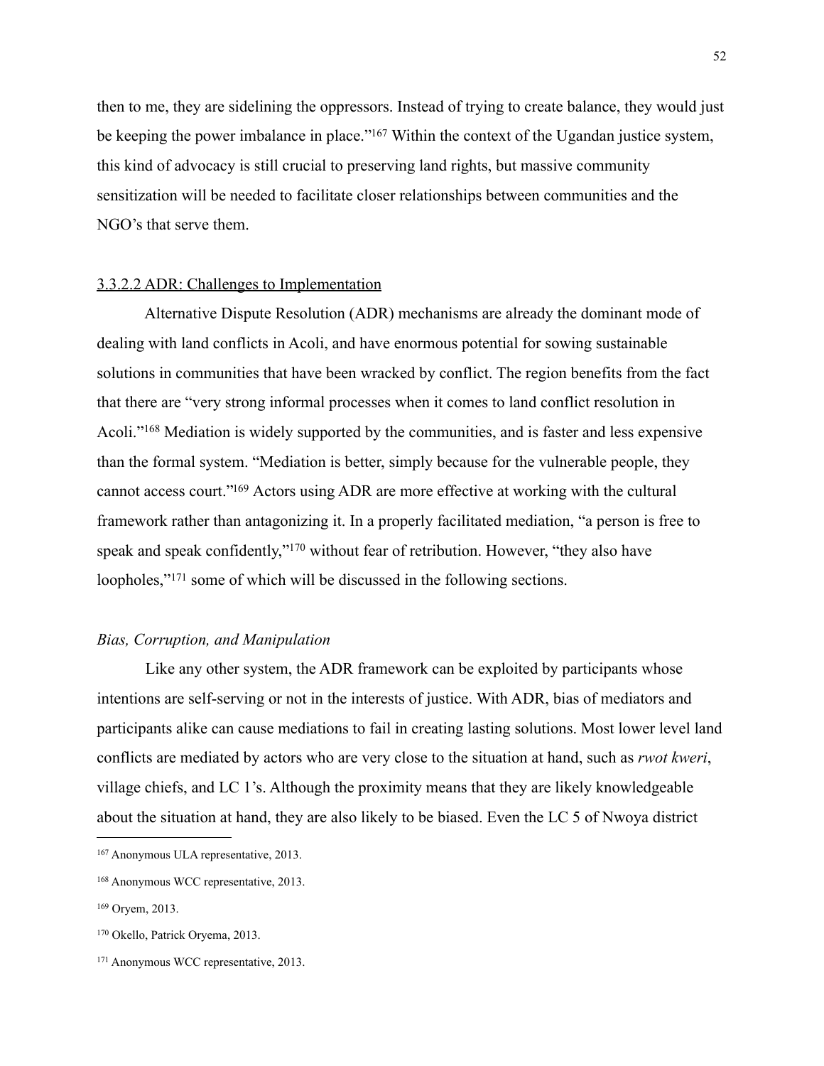then to me, they are sidelining the oppressors. Instead of trying to create balance, they would just be keeping the power imbalance in place."[167] Within the context of the Ugandan justice system, this kind of advocacy is still crucial to preserving land rights, but massive community sensitization will be needed to facilitate closer relationships between communities and the NGO's that serve them.

#### 3.3.2.2 ADR: Challenges to Implementation

Alternative Dispute Resolution (ADR) mechanisms are already the dominant mode of dealing with land conflicts in Acoli, and have enormous potential for sowing sustainable solutions in communities that have been wracked by conflict. The region benefits from the fact that there are "very strong informal processes when it comes to land conflict resolution in Acoli."[168] Mediation is widely supported by the communities, and is faster and less expensive than the formal system. "Mediation is better, simply because for the vulnerable people, they cannot access court."[169] Actors using ADR are more effective at working with the cultural framework rather than antagonizing it. In a properly facilitated mediation, "a person is free to speak and speak confidently,"[170] without fear of retribution. However, "they also have loopholes,"[171] some of which will be discussed in the following sections.

*Bias, Corruption, and Manipulation*

Like any other system, the ADR framework can be exploited by participants whose intentions are self-serving or not in the interests of justice. With ADR, bias of mediators and participants alike can cause mediations to fail in creating lasting solutions. Most lower level land conflicts are mediated by actors who are very close to the situation at hand, such as *rwot kweri*, village chiefs, and LC 1's. Although the proximity means that they are likely knowledgeable about the situation at hand, they are also likely to be biased. Even the LC 5 of Nwoya district

---

[167] Anonymous ULA representative, 2013.

[168] Anonymous WCC representative, 2013.

[169] Oryem, 2013.

[170] Okello, Patrick Oryema, 2013.

[171] Anonymous WCC representative, 2013.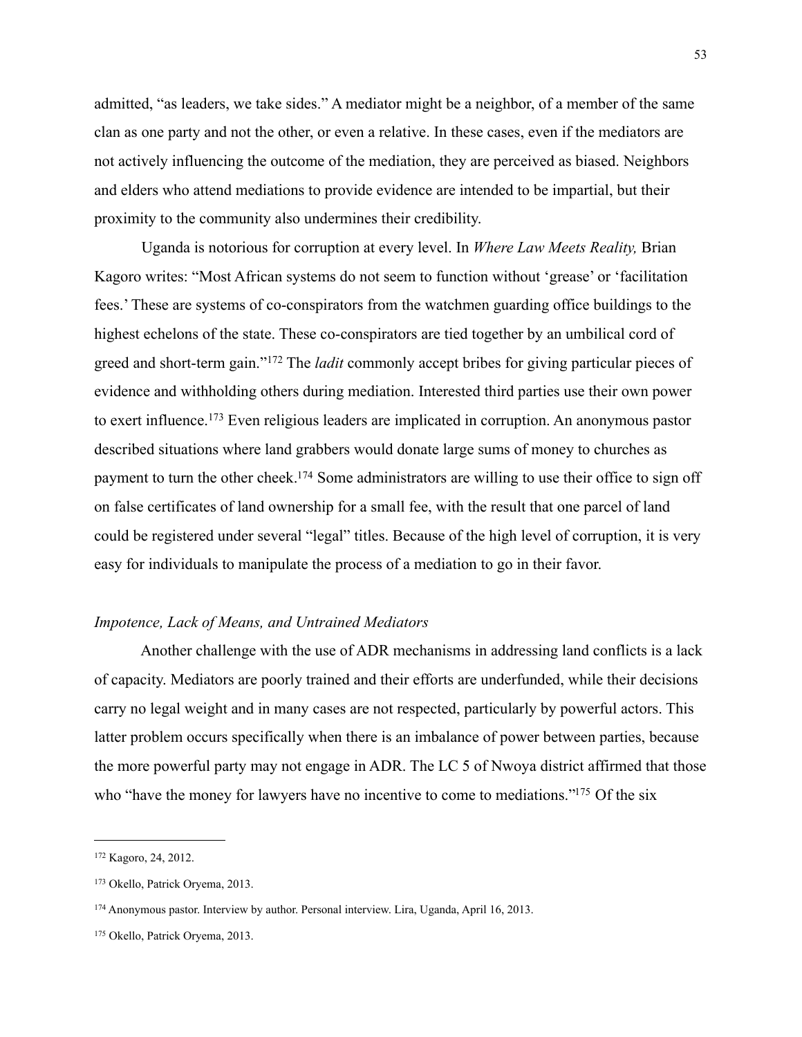admitted, "as leaders, we take sides." A mediator might be a neighbor, of a member of the same clan as one party and not the other, or even a relative. In these cases, even if the mediators are not actively influencing the outcome of the mediation, they are perceived as biased. Neighbors and elders who attend mediations to provide evidence are intended to be impartial, but their proximity to the community also undermines their credibility.

Uganda is notorious for corruption at every level. In *Where Law Meets Reality,* Brian Kagoro writes: "Most African systems do not seem to function without 'grease' or 'facilitation fees.' These are systems of co-conspirators from the watchmen guarding office buildings to the highest echelons of the state. These co-conspirators are tied together by an umbilical cord of greed and short-term gain."[172] The *ladit* commonly accept bribes for giving particular pieces of evidence and withholding others during mediation. Interested third parties use their own power to exert influence.[173] Even religious leaders are implicated in corruption. An anonymous pastor described situations where land grabbers would donate large sums of money to churches as payment to turn the other cheek.[174] Some administrators are willing to use their office to sign off on false certificates of land ownership for a small fee, with the result that one parcel of land could be registered under several "legal" titles. Because of the high level of corruption, it is very easy for individuals to manipulate the process of a mediation to go in their favor.

### *Impotence, Lack of Means, and Untrained Mediators*

Another challenge with the use of ADR mechanisms in addressing land conflicts is a lack of capacity. Mediators are poorly trained and their efforts are underfunded, while their decisions carry no legal weight and in many cases are not respected, particularly by powerful actors. This latter problem occurs specifically when there is an imbalance of power between parties, because the more powerful party may not engage in ADR. The LC 5 of Nwoya district affirmed that those who "have the money for lawyers have no incentive to come to mediations."[175] Of the six

---

[172] Kagoro, 24, 2012.

[173] Okello, Patrick Oryema, 2013.

[174] Anonymous pastor. Interview by author. Personal interview. Lira, Uganda, April 16, 2013.

[175] Okello, Patrick Oryema, 2013.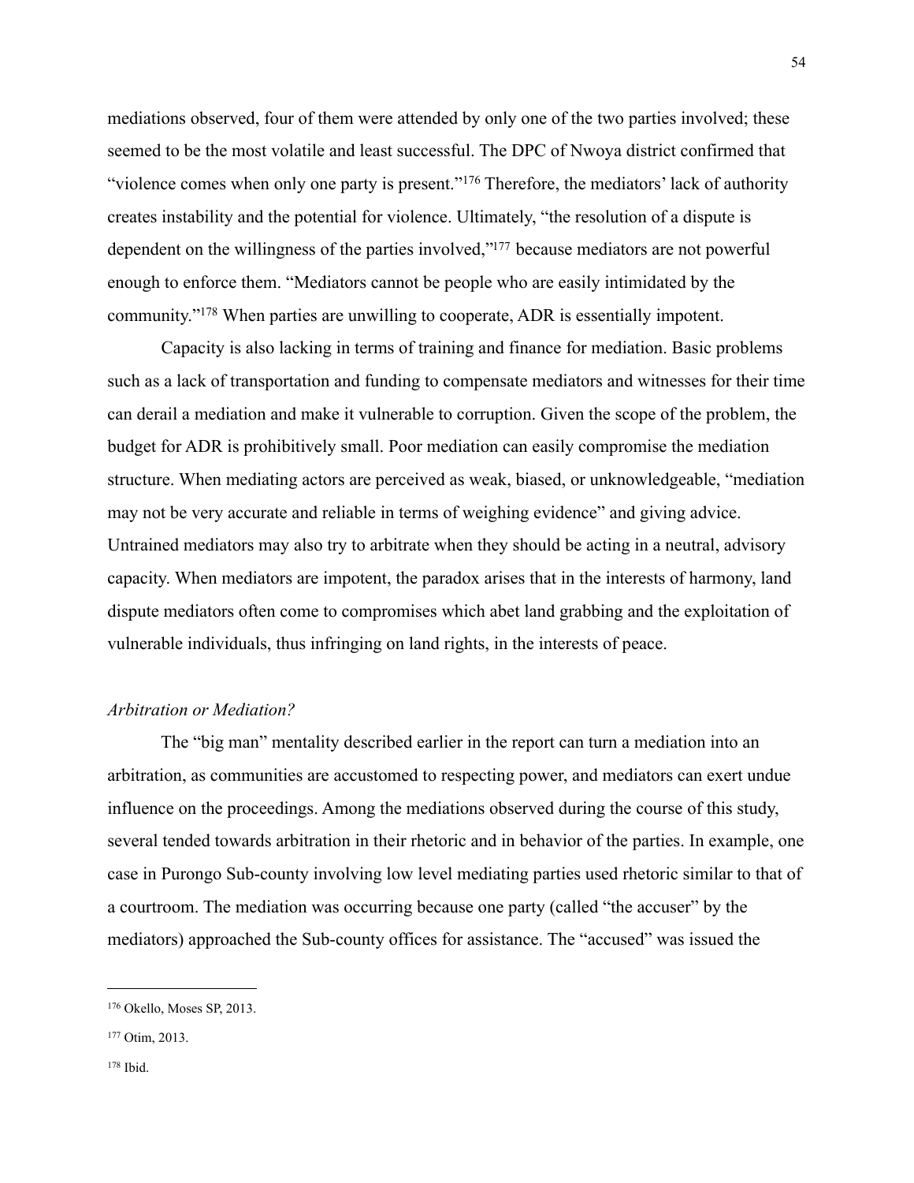mediations observed, four of them were attended by only one of the two parties involved; these seemed to be the most volatile and least successful. The DPC of Nwoya district confirmed that "violence comes when only one party is present."[176] Therefore, the mediators' lack of authority creates instability and the potential for violence. Ultimately, "the resolution of a dispute is dependent on the willingness of the parties involved,"[177] because mediators are not powerful enough to enforce them. "Mediators cannot be people who are easily intimidated by the community."[178] When parties are unwilling to cooperate, ADR is essentially impotent.

Capacity is also lacking in terms of training and finance for mediation. Basic problems such as a lack of transportation and funding to compensate mediators and witnesses for their time can derail a mediation and make it vulnerable to corruption. Given the scope of the problem, the budget for ADR is prohibitively small. Poor mediation can easily compromise the mediation structure. When mediating actors are perceived as weak, biased, or unknowledgeable, "mediation may not be very accurate and reliable in terms of weighing evidence" and giving advice. Untrained mediators may also try to arbitrate when they should be acting in a neutral, advisory capacity. When mediators are impotent, the paradox arises that in the interests of harmony, land dispute mediators often come to compromises which abet land grabbing and the exploitation of vulnerable individuals, thus infringing on land rights, in the interests of peace.

*Arbitration or Mediation?*

The "big man" mentality described earlier in the report can turn a mediation into an arbitration, as communities are accustomed to respecting power, and mediators can exert undue influence on the proceedings. Among the mediations observed during the course of this study, several tended towards arbitration in their rhetoric and in behavior of the parties. In example, one case in Purongo Sub-county involving low level mediating parties used rhetoric similar to that of a courtroom. The mediation was occurring because one party (called "the accuser" by the mediators) approached the Sub-county offices for assistance. The "accused" was issued the

---

[176] Okello, Moses SP, 2013.

[177] Otim, 2013.

[178] Ibid.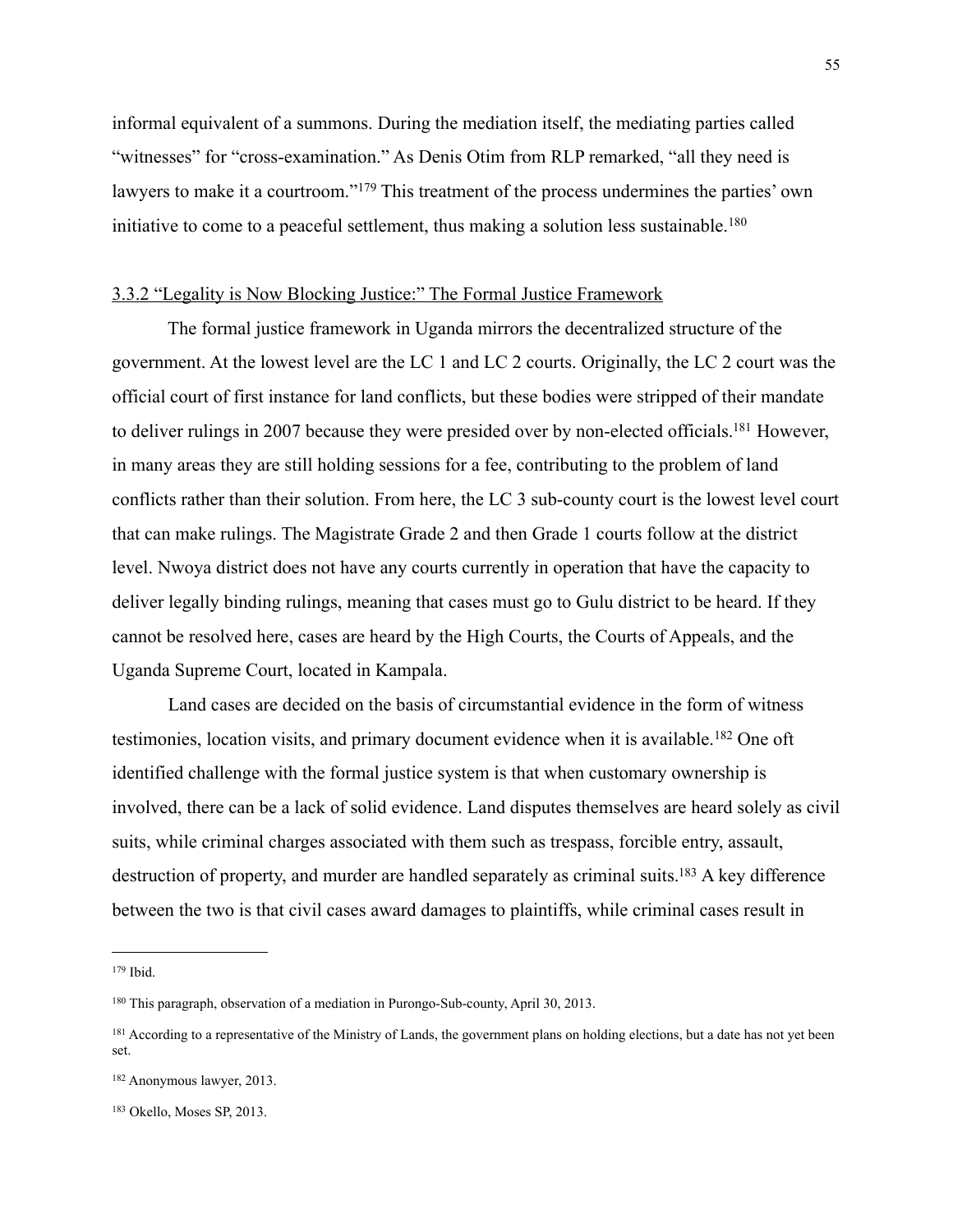informal equivalent of a summons. During the mediation itself, the mediating parties called "witnesses" for "cross-examination." As Denis Otim from RLP remarked, "all they need is lawyers to make it a courtroom."[179] This treatment of the process undermines the parties' own initiative to come to a peaceful settlement, thus making a solution less sustainable.[180]

### 3.3.2 "Legality is Now Blocking Justice:" The Formal Justice Framework

The formal justice framework in Uganda mirrors the decentralized structure of the government. At the lowest level are the LC 1 and LC 2 courts. Originally, the LC 2 court was the official court of first instance for land conflicts, but these bodies were stripped of their mandate to deliver rulings in 2007 because they were presided over by non-elected officials.[181] However, in many areas they are still holding sessions for a fee, contributing to the problem of land conflicts rather than their solution. From here, the LC 3 sub-county court is the lowest level court that can make rulings. The Magistrate Grade 2 and then Grade 1 courts follow at the district level. Nwoya district does not have any courts currently in operation that have the capacity to deliver legally binding rulings, meaning that cases must go to Gulu district to be heard. If they cannot be resolved here, cases are heard by the High Courts, the Courts of Appeals, and the Uganda Supreme Court, located in Kampala.

Land cases are decided on the basis of circumstantial evidence in the form of witness testimonies, location visits, and primary document evidence when it is available.[182] One oft identified challenge with the formal justice system is that when customary ownership is involved, there can be a lack of solid evidence. Land disputes themselves are heard solely as civil suits, while criminal charges associated with them such as trespass, forcible entry, assault, destruction of property, and murder are handled separately as criminal suits.[183] A key difference between the two is that civil cases award damages to plaintiffs, while criminal cases result in

---

[179] Ibid.

[180] This paragraph, observation of a mediation in Purongo-Sub-county, April 30, 2013.

[181] According to a representative of the Ministry of Lands, the government plans on holding elections, but a date has not yet been set.

[182] Anonymous lawyer, 2013.

[183] Okello, Moses SP, 2013.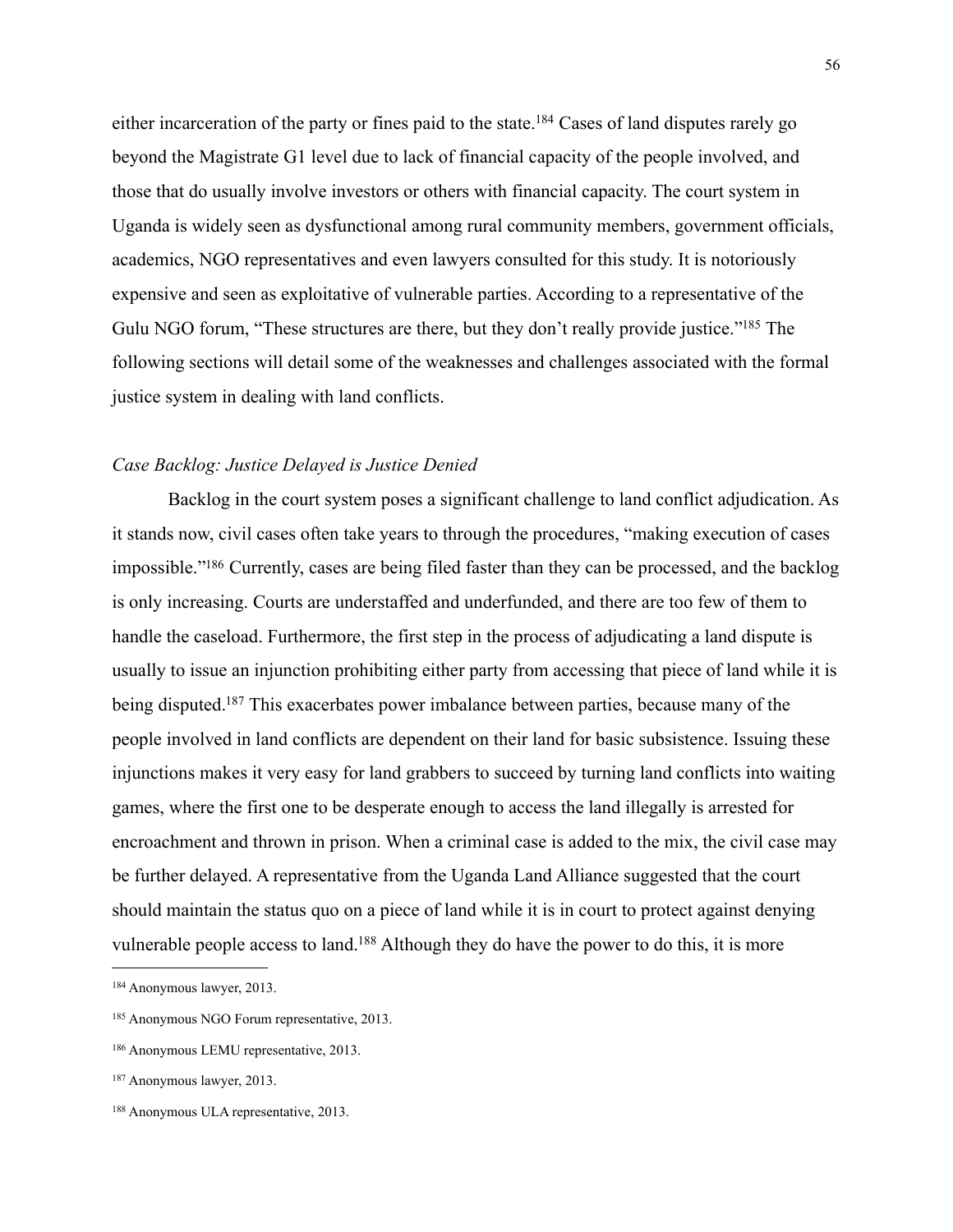either incarceration of the party or fines paid to the state.[184] Cases of land disputes rarely go beyond the Magistrate G1 level due to lack of financial capacity of the people involved, and those that do usually involve investors or others with financial capacity. The court system in Uganda is widely seen as dysfunctional among rural community members, government officials, academics, NGO representatives and even lawyers consulted for this study. It is notoriously expensive and seen as exploitative of vulnerable parties. According to a representative of the Gulu NGO forum, "These structures are there, but they don't really provide justice."[185] The following sections will detail some of the weaknesses and challenges associated with the formal justice system in dealing with land conflicts.

*Case Backlog: Justice Delayed is Justice Denied*

Backlog in the court system poses a significant challenge to land conflict adjudication. As it stands now, civil cases often take years to through the procedures, "making execution of cases impossible."[186] Currently, cases are being filed faster than they can be processed, and the backlog is only increasing. Courts are understaffed and underfunded, and there are too few of them to handle the caseload. Furthermore, the first step in the process of adjudicating a land dispute is usually to issue an injunction prohibiting either party from accessing that piece of land while it is being disputed.[187] This exacerbates power imbalance between parties, because many of the people involved in land conflicts are dependent on their land for basic subsistence. Issuing these injunctions makes it very easy for land grabbers to succeed by turning land conflicts into waiting games, where the first one to be desperate enough to access the land illegally is arrested for encroachment and thrown in prison. When a criminal case is added to the mix, the civil case may be further delayed. A representative from the Uganda Land Alliance suggested that the court should maintain the status quo on a piece of land while it is in court to protect against denying vulnerable people access to land.[188] Although they do have the power to do this, it is more

[184] Anonymous lawyer, 2013.

[185] Anonymous NGO Forum representative, 2013.

[186] Anonymous LEMU representative, 2013.

[187] Anonymous lawyer, 2013.

[188] Anonymous ULA representative, 2013.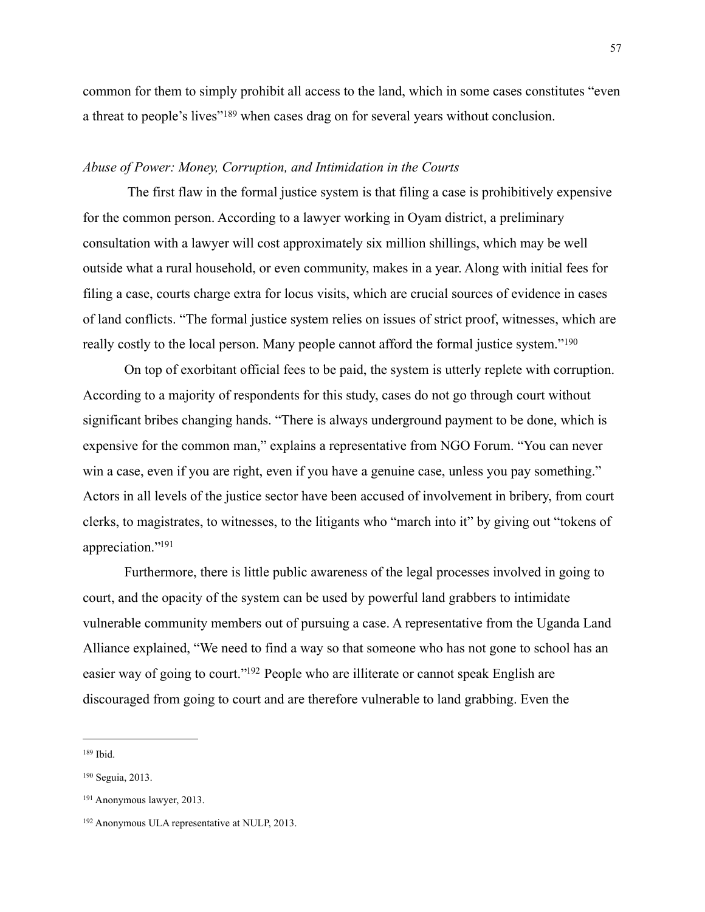common for them to simply prohibit all access to the land, which in some cases constitutes "even a threat to people's lives"[189] when cases drag on for several years without conclusion.

*Abuse of Power: Money, Corruption, and Intimidation in the Courts*

The first flaw in the formal justice system is that filing a case is prohibitively expensive for the common person. According to a lawyer working in Oyam district, a preliminary consultation with a lawyer will cost approximately six million shillings, which may be well outside what a rural household, or even community, makes in a year. Along with initial fees for filing a case, courts charge extra for locus visits, which are crucial sources of evidence in cases of land conflicts. "The formal justice system relies on issues of strict proof, witnesses, which are really costly to the local person. Many people cannot afford the formal justice system."[190]

On top of exorbitant official fees to be paid, the system is utterly replete with corruption. According to a majority of respondents for this study, cases do not go through court without significant bribes changing hands. "There is always underground payment to be done, which is expensive for the common man," explains a representative from NGO Forum. "You can never win a case, even if you are right, even if you have a genuine case, unless you pay something." Actors in all levels of the justice sector have been accused of involvement in bribery, from court clerks, to magistrates, to witnesses, to the litigants who "march into it" by giving out "tokens of appreciation."[191]

Furthermore, there is little public awareness of the legal processes involved in going to court, and the opacity of the system can be used by powerful land grabbers to intimidate vulnerable community members out of pursuing a case. A representative from the Uganda Land Alliance explained, "We need to find a way so that someone who has not gone to school has an easier way of going to court."[192] People who are illiterate or cannot speak English are discouraged from going to court and are therefore vulnerable to land grabbing. Even the

---

[189] Ibid.

[190] Seguia, 2013.

[191] Anonymous lawyer, 2013.

[192] Anonymous ULA representative at NULP, 2013.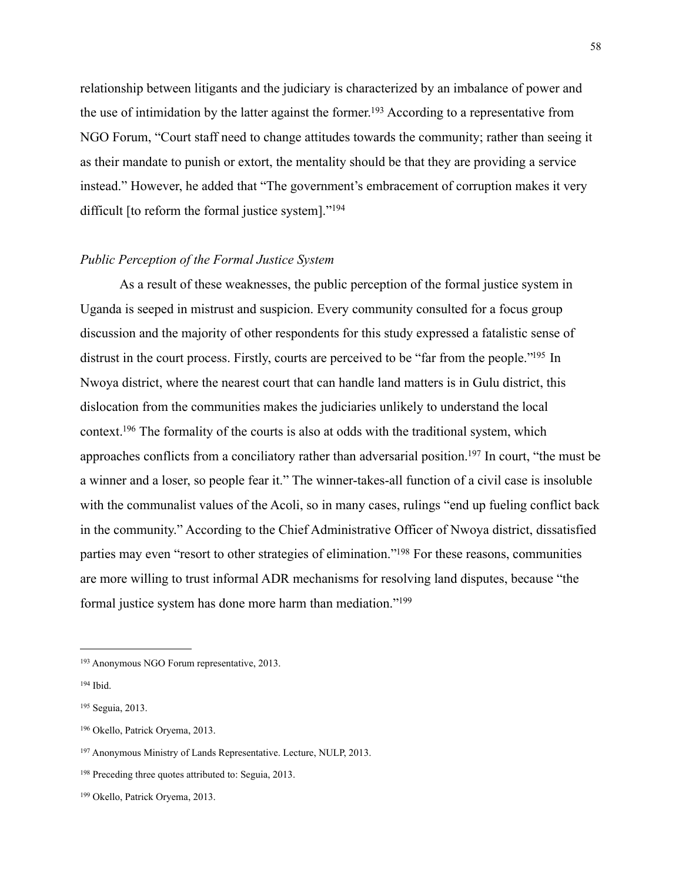relationship between litigants and the judiciary is characterized by an imbalance of power and the use of intimidation by the latter against the former.[193] According to a representative from NGO Forum, "Court staff need to change attitudes towards the community; rather than seeing it as their mandate to punish or extort, the mentality should be that they are providing a service instead." However, he added that "The government's embracement of corruption makes it very difficult [to reform the formal justice system]."[194]

*Public Perception of the Formal Justice System*

As a result of these weaknesses, the public perception of the formal justice system in Uganda is seeped in mistrust and suspicion. Every community consulted for a focus group discussion and the majority of other respondents for this study expressed a fatalistic sense of distrust in the court process. Firstly, courts are perceived to be "far from the people."[195] In Nwoya district, where the nearest court that can handle land matters is in Gulu district, this dislocation from the communities makes the judiciaries unlikely to understand the local context.[196] The formality of the courts is also at odds with the traditional system, which approaches conflicts from a conciliatory rather than adversarial position.[197] In court, "the must be a winner and a loser, so people fear it." The winner-takes-all function of a civil case is insoluble with the communalist values of the Acoli, so in many cases, rulings "end up fueling conflict back in the community." According to the Chief Administrative Officer of Nwoya district, dissatisfied parties may even "resort to other strategies of elimination."[198] For these reasons, communities are more willing to trust informal ADR mechanisms for resolving land disputes, because "the formal justice system has done more harm than mediation."[199]

---

[193] Anonymous NGO Forum representative, 2013.

[194] Ibid.

[195] Seguia, 2013.

[196] Okello, Patrick Oryema, 2013.

[197] Anonymous Ministry of Lands Representative. Lecture, NULP, 2013.

[198] Preceding three quotes attributed to: Seguia, 2013.

[199] Okello, Patrick Oryema, 2013.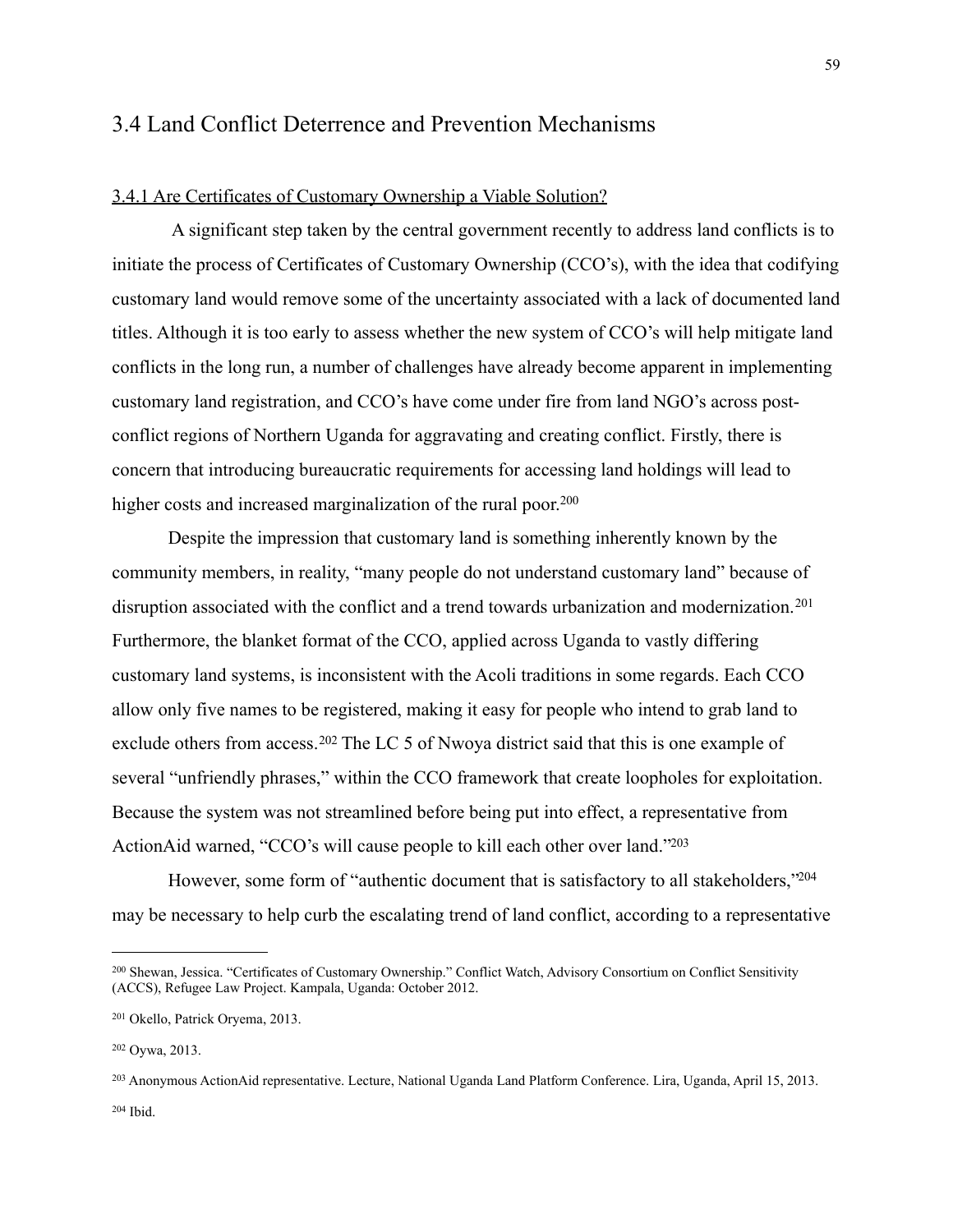## 3.4 Land Conflict Deterrence and Prevention Mechanisms

### 3.4.1 Are Certificates of Customary Ownership a Viable Solution?

A significant step taken by the central government recently to address land conflicts is to initiate the process of Certificates of Customary Ownership (CCO's), with the idea that codifying customary land would remove some of the uncertainty associated with a lack of documented land titles. Although it is too early to assess whether the new system of CCO's will help mitigate land conflicts in the long run, a number of challenges have already become apparent in implementing customary land registration, and CCO's have come under fire from land NGO's across post-conflict regions of Northern Uganda for aggravating and creating conflict. Firstly, there is concern that introducing bureaucratic requirements for accessing land holdings will lead to higher costs and increased marginalization of the rural poor.[200]

Despite the impression that customary land is something inherently known by the community members, in reality, "many people do not understand customary land" because of disruption associated with the conflict and a trend towards urbanization and modernization.[201] Furthermore, the blanket format of the CCO, applied across Uganda to vastly differing customary land systems, is inconsistent with the Acoli traditions in some regards. Each CCO allow only five names to be registered, making it easy for people who intend to grab land to exclude others from access.[202] The LC 5 of Nwoya district said that this is one example of several "unfriendly phrases," within the CCO framework that create loopholes for exploitation. Because the system was not streamlined before being put into effect, a representative from ActionAid warned, "CCO's will cause people to kill each other over land."[203]

However, some form of "authentic document that is satisfactory to all stakeholders,"[204] may be necessary to help curb the escalating trend of land conflict, according to a representative

---

[200] Shewan, Jessica. "Certificates of Customary Ownership." Conflict Watch, Advisory Consortium on Conflict Sensitivity (ACCS), Refugee Law Project. Kampala, Uganda: October 2012.

[201] Okello, Patrick Oryema, 2013.

[202] Oywa, 2013.

[203] Anonymous ActionAid representative. Lecture, National Uganda Land Platform Conference. Lira, Uganda, April 15, 2013.

[204] Ibid.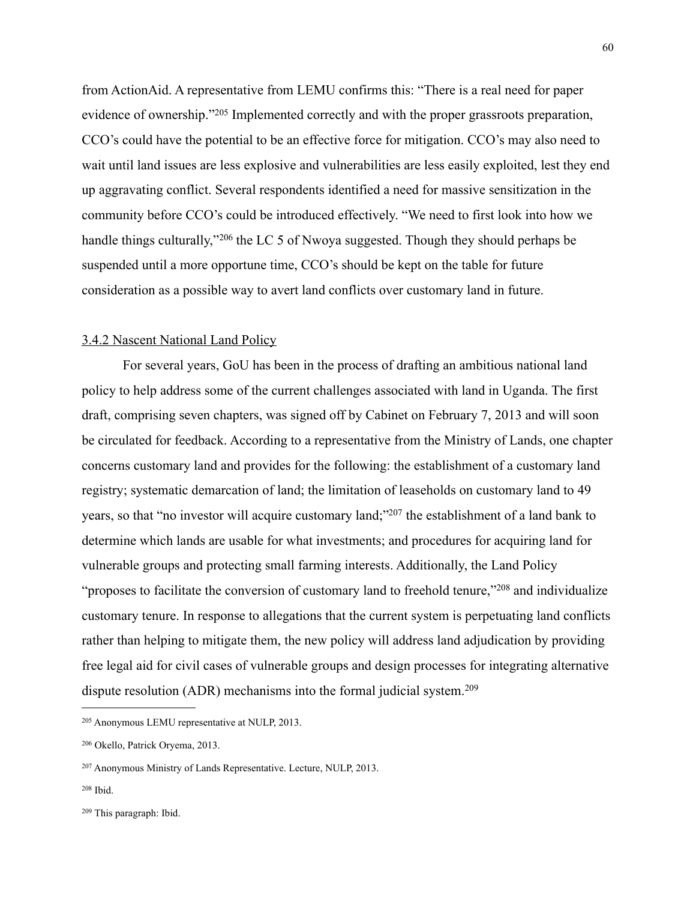from ActionAid. A representative from LEMU confirms this: "There is a real need for paper evidence of ownership."[205] Implemented correctly and with the proper grassroots preparation, CCO's could have the potential to be an effective force for mitigation. CCO's may also need to wait until land issues are less explosive and vulnerabilities are less easily exploited, lest they end up aggravating conflict. Several respondents identified a need for massive sensitization in the community before CCO's could be introduced effectively. "We need to first look into how we handle things culturally,"[206] the LC 5 of Nwoya suggested. Though they should perhaps be suspended until a more opportune time, CCO's should be kept on the table for future consideration as a possible way to avert land conflicts over customary land in future.

### 3.4.2 Nascent National Land Policy

For several years, GoU has been in the process of drafting an ambitious national land policy to help address some of the current challenges associated with land in Uganda. The first draft, comprising seven chapters, was signed off by Cabinet on February 7, 2013 and will soon be circulated for feedback. According to a representative from the Ministry of Lands, one chapter concerns customary land and provides for the following: the establishment of a customary land registry; systematic demarcation of land; the limitation of leaseholds on customary land to 49 years, so that "no investor will acquire customary land;"[207] the establishment of a land bank to determine which lands are usable for what investments; and procedures for acquiring land for vulnerable groups and protecting small farming interests. Additionally, the Land Policy "proposes to facilitate the conversion of customary land to freehold tenure,"[208] and individualize customary tenure. In response to allegations that the current system is perpetuating land conflicts rather than helping to mitigate them, the new policy will address land adjudication by providing free legal aid for civil cases of vulnerable groups and design processes for integrating alternative dispute resolution (ADR) mechanisms into the formal judicial system.[209]

---

[205] Anonymous LEMU representative at NULP, 2013.

[206] Okello, Patrick Oryema, 2013.

[207] Anonymous Ministry of Lands Representative. Lecture, NULP, 2013.

[208] Ibid.

[209] This paragraph: Ibid.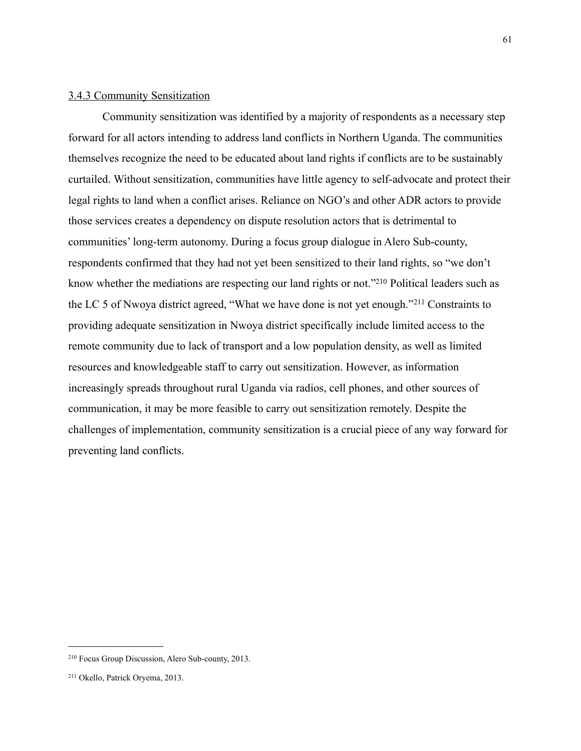### 3.4.3 Community Sensitization

Community sensitization was identified by a majority of respondents as a necessary step forward for all actors intending to address land conflicts in Northern Uganda. The communities themselves recognize the need to be educated about land rights if conflicts are to be sustainably curtailed. Without sensitization, communities have little agency to self-advocate and protect their legal rights to land when a conflict arises. Reliance on NGO's and other ADR actors to provide those services creates a dependency on dispute resolution actors that is detrimental to communities' long-term autonomy. During a focus group dialogue in Alero Sub-county, respondents confirmed that they had not yet been sensitized to their land rights, so "we don't know whether the mediations are respecting our land rights or not."[210] Political leaders such as the LC 5 of Nwoya district agreed, "What we have done is not yet enough."[211] Constraints to providing adequate sensitization in Nwoya district specifically include limited access to the remote community due to lack of transport and a low population density, as well as limited resources and knowledgeable staff to carry out sensitization. However, as information increasingly spreads throughout rural Uganda via radios, cell phones, and other sources of communication, it may be more feasible to carry out sensitization remotely. Despite the challenges of implementation, community sensitization is a crucial piece of any way forward for preventing land conflicts.

---

[210] Focus Group Discussion, Alero Sub-county, 2013.

[211] Okello, Patrick Oryema, 2013.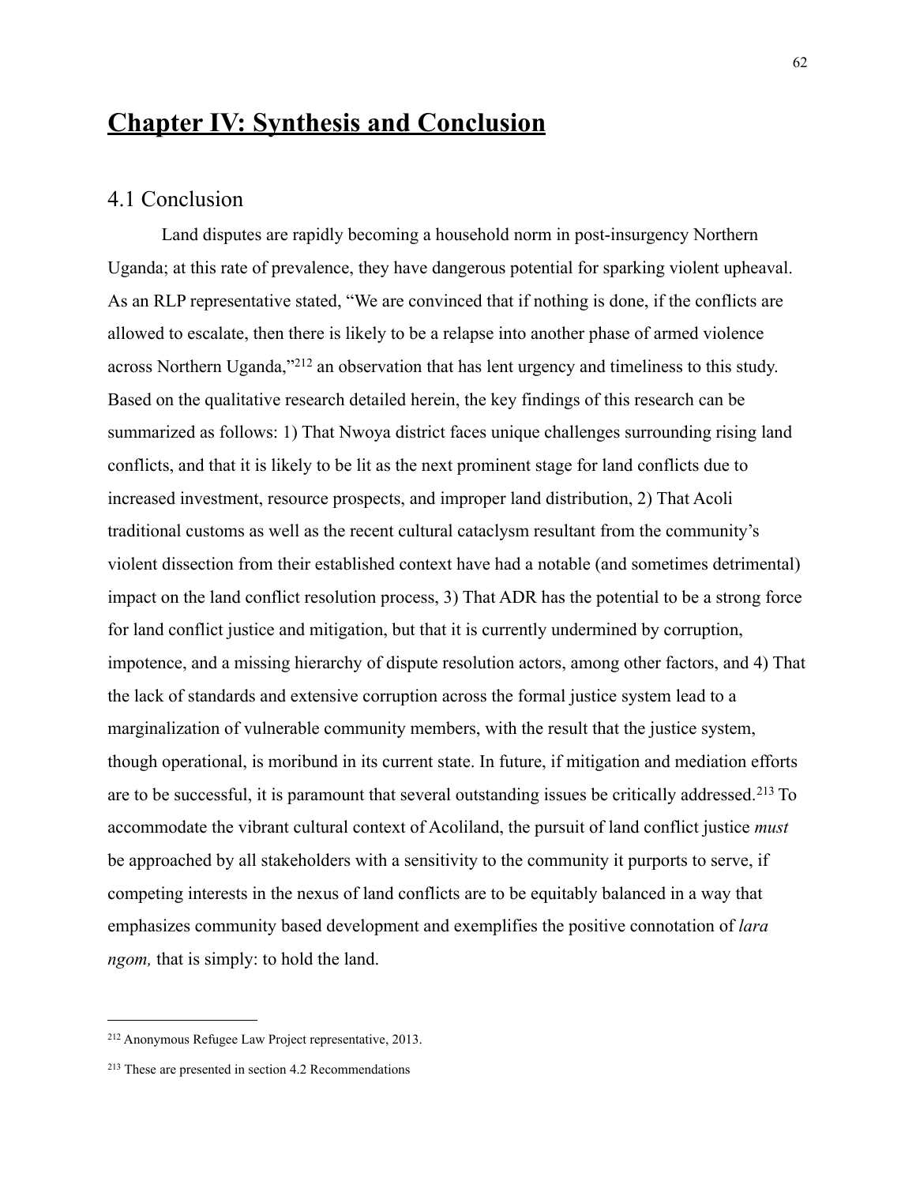# Chapter IV: Synthesis and Conclusion

## 4.1 Conclusion

Land disputes are rapidly becoming a household norm in post-insurgency Northern Uganda; at this rate of prevalence, they have dangerous potential for sparking violent upheaval. As an RLP representative stated, "We are convinced that if nothing is done, if the conflicts are allowed to escalate, then there is likely to be a relapse into another phase of armed violence across Northern Uganda,"[212] an observation that has lent urgency and timeliness to this study. Based on the qualitative research detailed herein, the key findings of this research can be summarized as follows: 1) That Nwoya district faces unique challenges surrounding rising land conflicts, and that it is likely to be lit as the next prominent stage for land conflicts due to increased investment, resource prospects, and improper land distribution, 2) That Acoli traditional customs as well as the recent cultural cataclysm resultant from the community's violent dissection from their established context have had a notable (and sometimes detrimental) impact on the land conflict resolution process, 3) That ADR has the potential to be a strong force for land conflict justice and mitigation, but that it is currently undermined by corruption, impotence, and a missing hierarchy of dispute resolution actors, among other factors, and 4) That the lack of standards and extensive corruption across the formal justice system lead to a marginalization of vulnerable community members, with the result that the justice system, though operational, is moribund in its current state. In future, if mitigation and mediation efforts are to be successful, it is paramount that several outstanding issues be critically addressed.[213] To accommodate the vibrant cultural context of Acoliland, the pursuit of land conflict justice *must* be approached by all stakeholders with a sensitivity to the community it purports to serve, if competing interests in the nexus of land conflicts are to be equitably balanced in a way that emphasizes community based development and exemplifies the positive connotation of *lara ngom,* that is simply: to hold the land.

---

[212] Anonymous Refugee Law Project representative, 2013.

[213] These are presented in section 4.2 Recommendations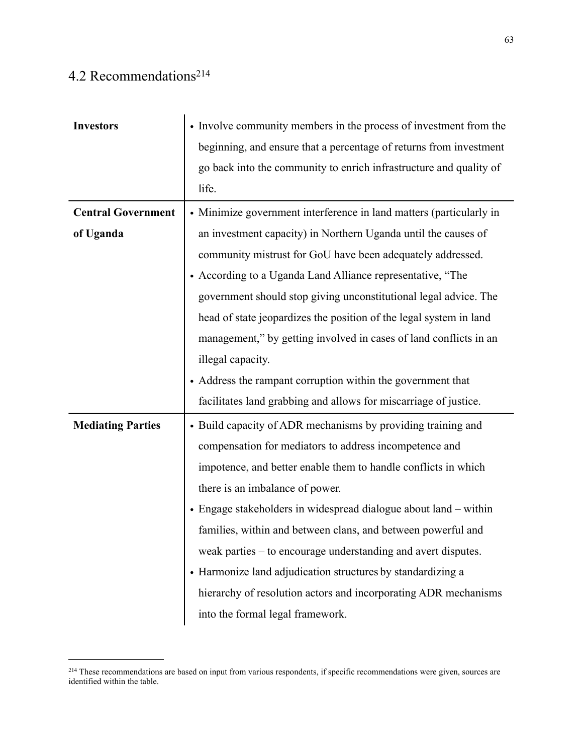## 4.2 Recommendations[214]

| | |
|---|---|
| **Investors** | • Involve community members in the process of investment from the beginning, and ensure that a percentage of returns from investment go back into the community to enrich infrastructure and quality of life. |
| **Central Government of Uganda** | • Minimize government interference in land matters (particularly in an investment capacity) in Northern Uganda until the causes of community mistrust for GoU have been adequately addressed.<br>• According to a Uganda Land Alliance representative, "The government should stop giving unconstitutional legal advice. The head of state jeopardizes the position of the legal system in land management," by getting involved in cases of land conflicts in an illegal capacity.<br>• Address the rampant corruption within the government that facilitates land grabbing and allows for miscarriage of justice. |
| **Mediating Parties** | • Build capacity of ADR mechanisms by providing training and compensation for mediators to address incompetence and impotence, and better enable them to handle conflicts in which there is an imbalance of power.<br>• Engage stakeholders in widespread dialogue about land – within families, within and between clans, and between powerful and weak parties – to encourage understanding and avert disputes.<br>• Harmonize land adjudication structures by standardizing a hierarchy of resolution actors and incorporating ADR mechanisms into the formal legal framework. |

[214] These recommendations are based on input from various respondents, if specific recommendations were given, sources are identified within the table.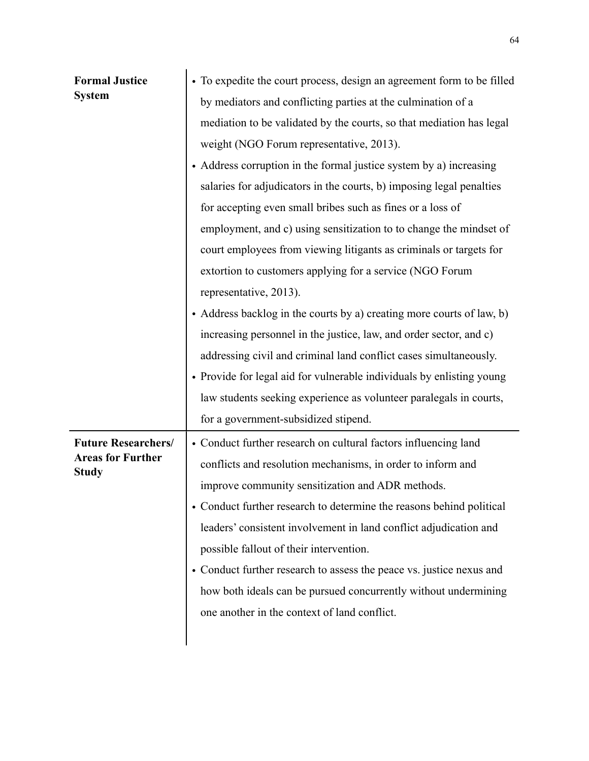| | |
|---|---|
| **Formal Justice System** | • To expedite the court process, design an agreement form to be filled by mediators and conflicting parties at the culmination of a mediation to be validated by the courts, so that mediation has legal weight (NGO Forum representative, 2013).<br>• Address corruption in the formal justice system by a) increasing salaries for adjudicators in the courts, b) imposing legal penalties for accepting even small bribes such as fines or a loss of employment, and c) using sensitization to to change the mindset of court employees from viewing litigants as criminals or targets for extortion to customers applying for a service (NGO Forum representative, 2013).<br>• Address backlog in the courts by a) creating more courts of law, b) increasing personnel in the justice, law, and order sector, and c) addressing civil and criminal land conflict cases simultaneously.<br>• Provide for legal aid for vulnerable individuals by enlisting young law students seeking experience as volunteer paralegals in courts, for a government-subsidized stipend. |
| **Future Researchers/ Areas for Further Study** | • Conduct further research on cultural factors influencing land conflicts and resolution mechanisms, in order to inform and improve community sensitization and ADR methods.<br>• Conduct further research to determine the reasons behind political leaders' consistent involvement in land conflict adjudication and possible fallout of their intervention.<br>• Conduct further research to assess the peace vs. justice nexus and how both ideals can be pursued concurrently without undermining one another in the context of land conflict. |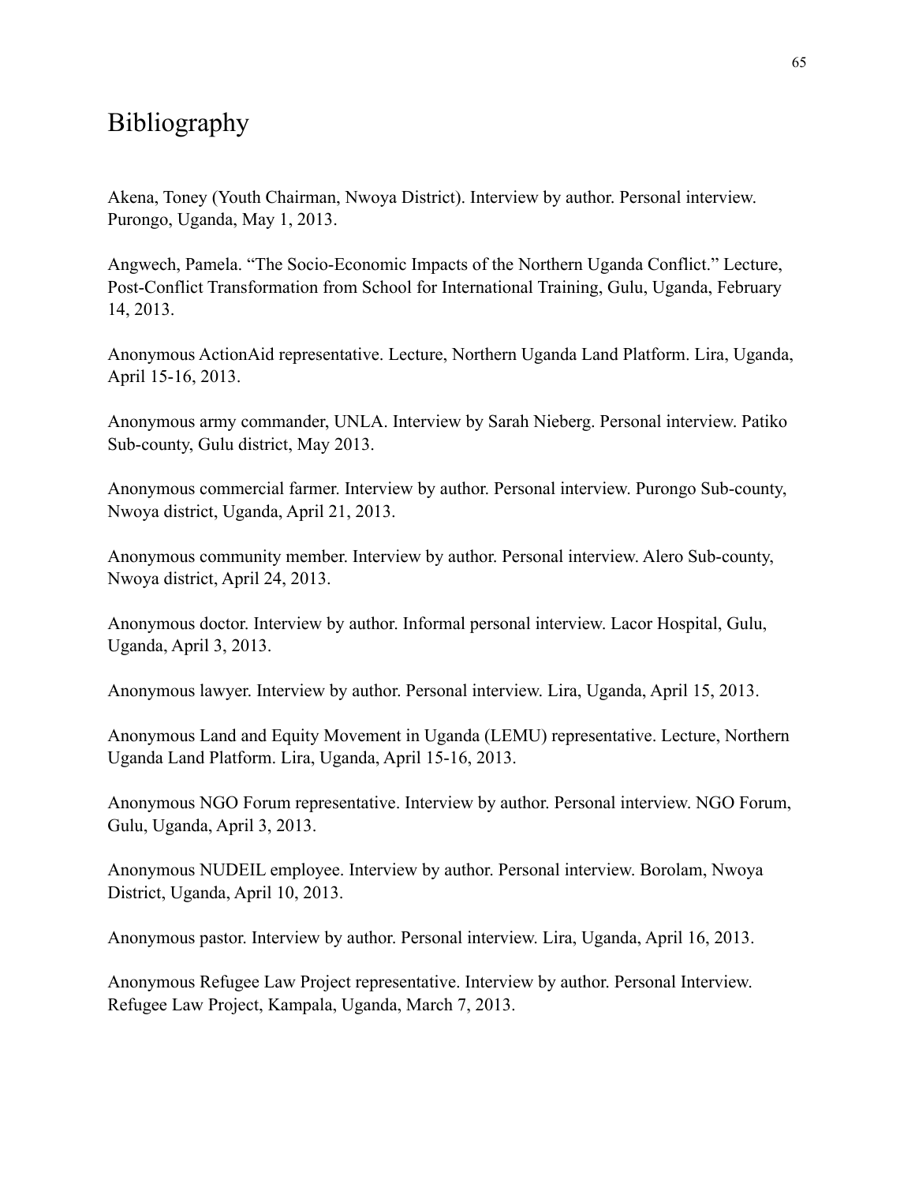# Bibliography

Akena, Toney (Youth Chairman, Nwoya District). Interview by author. Personal interview. Purongo, Uganda, May 1, 2013.

Angwech, Pamela. "The Socio-Economic Impacts of the Northern Uganda Conflict." Lecture, Post-Conflict Transformation from School for International Training, Gulu, Uganda, February 14, 2013.

Anonymous ActionAid representative. Lecture, Northern Uganda Land Platform. Lira, Uganda, April 15-16, 2013.

Anonymous army commander, UNLA. Interview by Sarah Nieberg. Personal interview. Patiko Sub-county, Gulu district, May 2013.

Anonymous commercial farmer. Interview by author. Personal interview. Purongo Sub-county, Nwoya district, Uganda, April 21, 2013.

Anonymous community member. Interview by author. Personal interview. Alero Sub-county, Nwoya district, April 24, 2013.

Anonymous doctor. Interview by author. Informal personal interview. Lacor Hospital, Gulu, Uganda, April 3, 2013.

Anonymous lawyer. Interview by author. Personal interview. Lira, Uganda, April 15, 2013.

Anonymous Land and Equity Movement in Uganda (LEMU) representative. Lecture, Northern Uganda Land Platform. Lira, Uganda, April 15-16, 2013.

Anonymous NGO Forum representative. Interview by author. Personal interview. NGO Forum, Gulu, Uganda, April 3, 2013.

Anonymous NUDEIL employee. Interview by author. Personal interview. Borolam, Nwoya District, Uganda, April 10, 2013.

Anonymous pastor. Interview by author. Personal interview. Lira, Uganda, April 16, 2013.

Anonymous Refugee Law Project representative. Interview by author. Personal Interview. Refugee Law Project, Kampala, Uganda, March 7, 2013.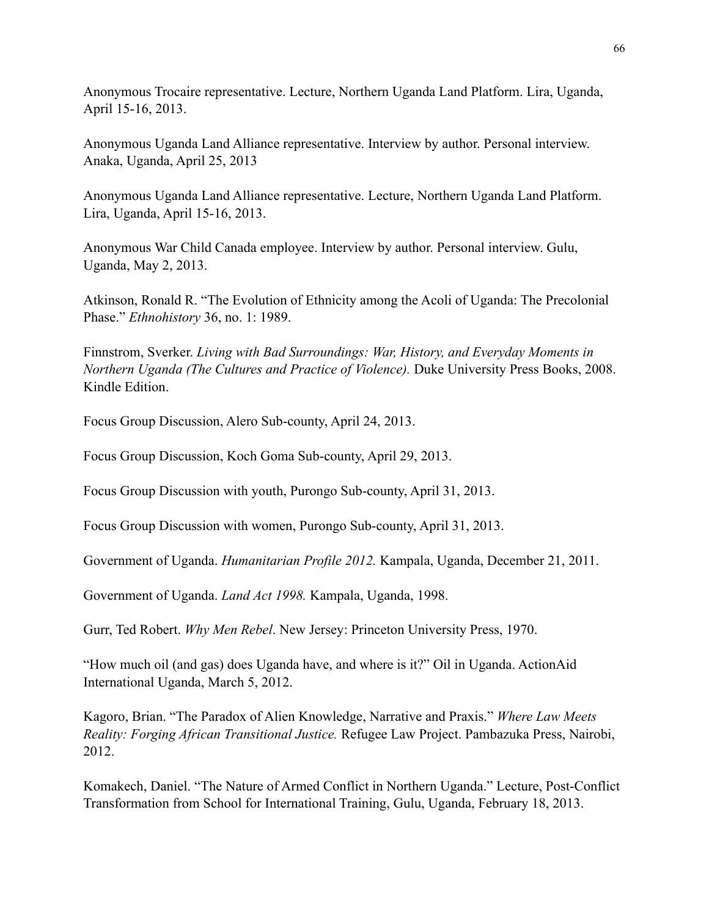Anonymous Trocaire representative. Lecture, Northern Uganda Land Platform. Lira, Uganda, April 15-16, 2013.

Anonymous Uganda Land Alliance representative. Interview by author. Personal interview. Anaka, Uganda, April 25, 2013

Anonymous Uganda Land Alliance representative. Lecture, Northern Uganda Land Platform. Lira, Uganda, April 15-16, 2013.

Anonymous War Child Canada employee. Interview by author. Personal interview. Gulu, Uganda, May 2, 2013.

Atkinson, Ronald R. "The Evolution of Ethnicity among the Acoli of Uganda: The Precolonial Phase." *Ethnohistory* 36, no. 1: 1989.

Finnstrom, Sverker. *Living with Bad Surroundings: War, History, and Everyday Moments in Northern Uganda (The Cultures and Practice of Violence).* Duke University Press Books, 2008. Kindle Edition.

Focus Group Discussion, Alero Sub-county, April 24, 2013.

Focus Group Discussion, Koch Goma Sub-county, April 29, 2013.

Focus Group Discussion with youth, Purongo Sub-county, April 31, 2013.

Focus Group Discussion with women, Purongo Sub-county, April 31, 2013.

Government of Uganda. *Humanitarian Profile 2012.* Kampala, Uganda, December 21, 2011.

Government of Uganda. *Land Act 1998.* Kampala, Uganda, 1998.

Gurr, Ted Robert. *Why Men Rebel*. New Jersey: Princeton University Press, 1970.

"How much oil (and gas) does Uganda have, and where is it?" Oil in Uganda. ActionAid International Uganda, March 5, 2012.

Kagoro, Brian. "The Paradox of Alien Knowledge, Narrative and Praxis." *Where Law Meets Reality: Forging African Transitional Justice.* Refugee Law Project. Pambazuka Press, Nairobi, 2012.

Komakech, Daniel. "The Nature of Armed Conflict in Northern Uganda." Lecture, Post-Conflict Transformation from School for International Training, Gulu, Uganda, February 18, 2013.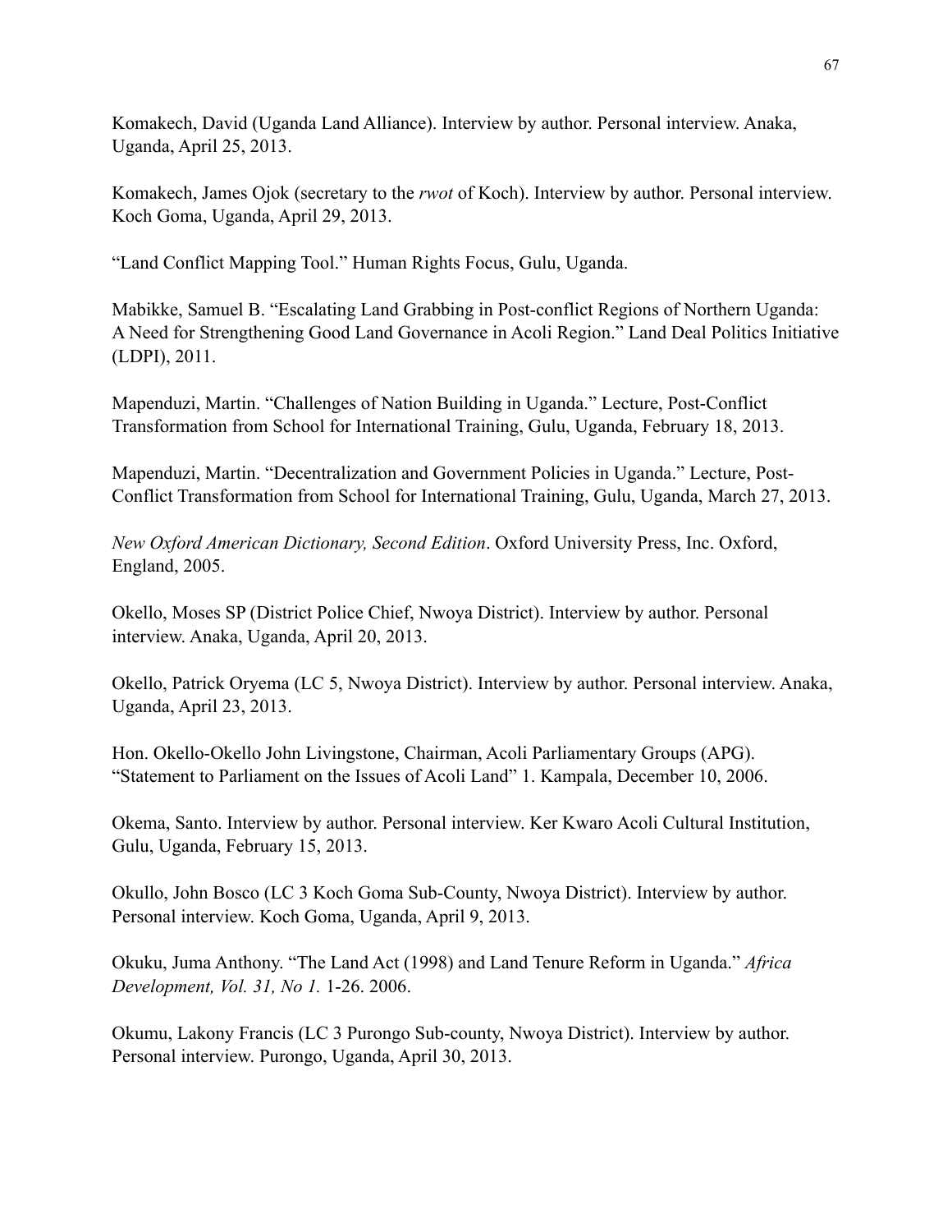Komakech, David (Uganda Land Alliance). Interview by author. Personal interview. Anaka, Uganda, April 25, 2013.

Komakech, James Ojok (secretary to the *rwot* of Koch). Interview by author. Personal interview. Koch Goma, Uganda, April 29, 2013.

"Land Conflict Mapping Tool." Human Rights Focus, Gulu, Uganda.

Mabikke, Samuel B. "Escalating Land Grabbing in Post-conflict Regions of Northern Uganda: A Need for Strengthening Good Land Governance in Acoli Region." Land Deal Politics Initiative (LDPI), 2011.

Mapenduzi, Martin. "Challenges of Nation Building in Uganda." Lecture, Post-Conflict Transformation from School for International Training, Gulu, Uganda, February 18, 2013.

Mapenduzi, Martin. "Decentralization and Government Policies in Uganda." Lecture, Post-Conflict Transformation from School for International Training, Gulu, Uganda, March 27, 2013.

*New Oxford American Dictionary, Second Edition*. Oxford University Press, Inc. Oxford, England, 2005.

Okello, Moses SP (District Police Chief, Nwoya District). Interview by author. Personal interview. Anaka, Uganda, April 20, 2013.

Okello, Patrick Oryema (LC 5, Nwoya District). Interview by author. Personal interview. Anaka, Uganda, April 23, 2013.

Hon. Okello-Okello John Livingstone, Chairman, Acoli Parliamentary Groups (APG). "Statement to Parliament on the Issues of Acoli Land" 1. Kampala, December 10, 2006.

Okema, Santo. Interview by author. Personal interview. Ker Kwaro Acoli Cultural Institution, Gulu, Uganda, February 15, 2013.

Okullo, John Bosco (LC 3 Koch Goma Sub-County, Nwoya District). Interview by author. Personal interview. Koch Goma, Uganda, April 9, 2013.

Okuku, Juma Anthony. "The Land Act (1998) and Land Tenure Reform in Uganda." *Africa Development, Vol. 31, No 1.* 1-26. 2006.

Okumu, Lakony Francis (LC 3 Purongo Sub-county, Nwoya District). Interview by author. Personal interview. Purongo, Uganda, April 30, 2013.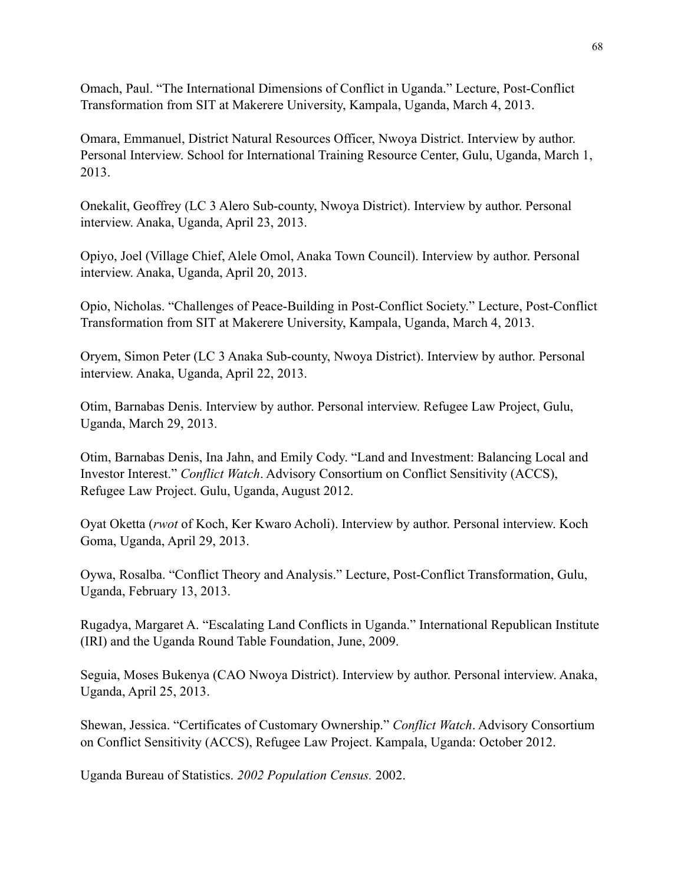Omach, Paul. “The International Dimensions of Conflict in Uganda.” Lecture, Post-Conflict Transformation from SIT at Makerere University, Kampala, Uganda, March 4, 2013.

Omara, Emmanuel, District Natural Resources Officer, Nwoya District. Interview by author. Personal Interview. School for International Training Resource Center, Gulu, Uganda, March 1, 2013.

Onekalit, Geoffrey (LC 3 Alero Sub-county, Nwoya District). Interview by author. Personal interview. Anaka, Uganda, April 23, 2013.

Opiyo, Joel (Village Chief, Alele Omol, Anaka Town Council). Interview by author. Personal interview. Anaka, Uganda, April 20, 2013.

Opio, Nicholas. “Challenges of Peace-Building in Post-Conflict Society.” Lecture, Post-Conflict Transformation from SIT at Makerere University, Kampala, Uganda, March 4, 2013.

Oryem, Simon Peter (LC 3 Anaka Sub-county, Nwoya District). Interview by author. Personal interview. Anaka, Uganda, April 22, 2013.

Otim, Barnabas Denis. Interview by author. Personal interview. Refugee Law Project, Gulu, Uganda, March 29, 2013.

Otim, Barnabas Denis, Ina Jahn, and Emily Cody. “Land and Investment: Balancing Local and Investor Interest.” *Conflict Watch*. Advisory Consortium on Conflict Sensitivity (ACCS), Refugee Law Project. Gulu, Uganda, August 2012.

Oyat Oketta (*rwot* of Koch, Ker Kwaro Acholi). Interview by author. Personal interview. Koch Goma, Uganda, April 29, 2013.

Oywa, Rosalba. “Conflict Theory and Analysis.” Lecture, Post-Conflict Transformation, Gulu, Uganda, February 13, 2013.

Rugadya, Margaret A. “Escalating Land Conflicts in Uganda.” International Republican Institute (IRI) and the Uganda Round Table Foundation, June, 2009.

Seguia, Moses Bukenya (CAO Nwoya District). Interview by author. Personal interview. Anaka, Uganda, April 25, 2013.

Shewan, Jessica. “Certificates of Customary Ownership.” *Conflict Watch*. Advisory Consortium on Conflict Sensitivity (ACCS), Refugee Law Project. Kampala, Uganda: October 2012.

Uganda Bureau of Statistics. *2002 Population Census.* 2002.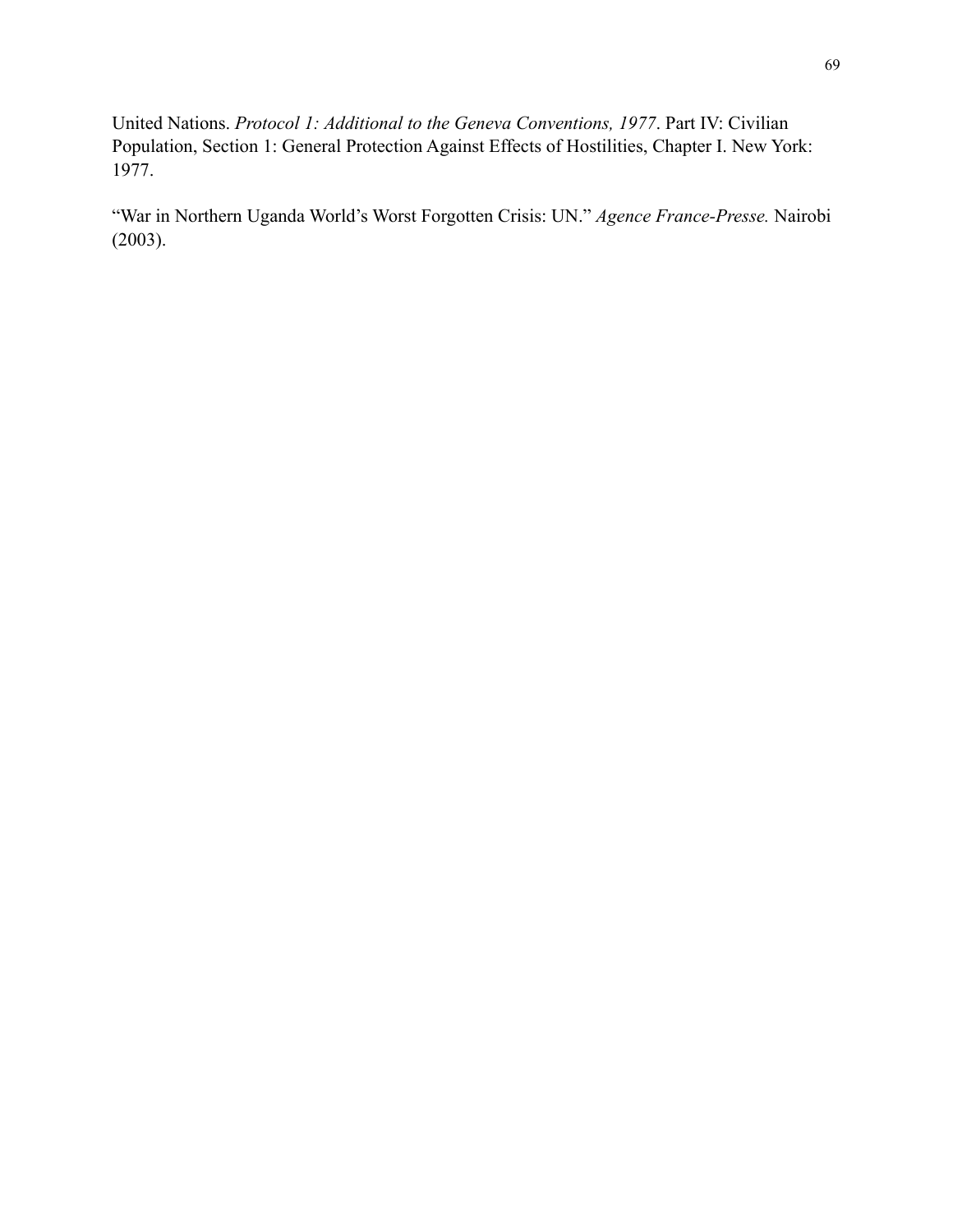United Nations. *Protocol 1: Additional to the Geneva Conventions, 1977*. Part IV: Civilian Population, Section 1: General Protection Against Effects of Hostilities, Chapter I. New York: 1977.

"War in Northern Uganda World's Worst Forgotten Crisis: UN." *Agence France-Presse.* Nairobi (2003).